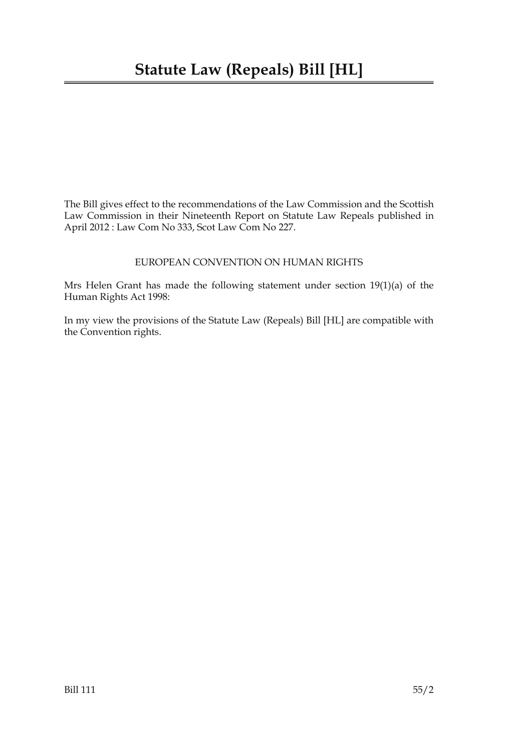# Statute Law (Repeals) Bill [HL]

The Bill gives effect to the recommendations of the Law Commission and the Scottish Law Commission in their Nineteenth Report on Statute Law Repeals published in April 2012 : Law Com No 333, Scot Law Com No 227.

EUROPEAN CONVENTION ON HUMAN RIGHTS

Mrs Helen Grant has made the following statement under section 19(1)(a) of the Human Rights Act 1998:

In my view the provisions of the Statute Law (Repeals) Bill [HL] are compatible with the Convention rights.

Bill 111 55/2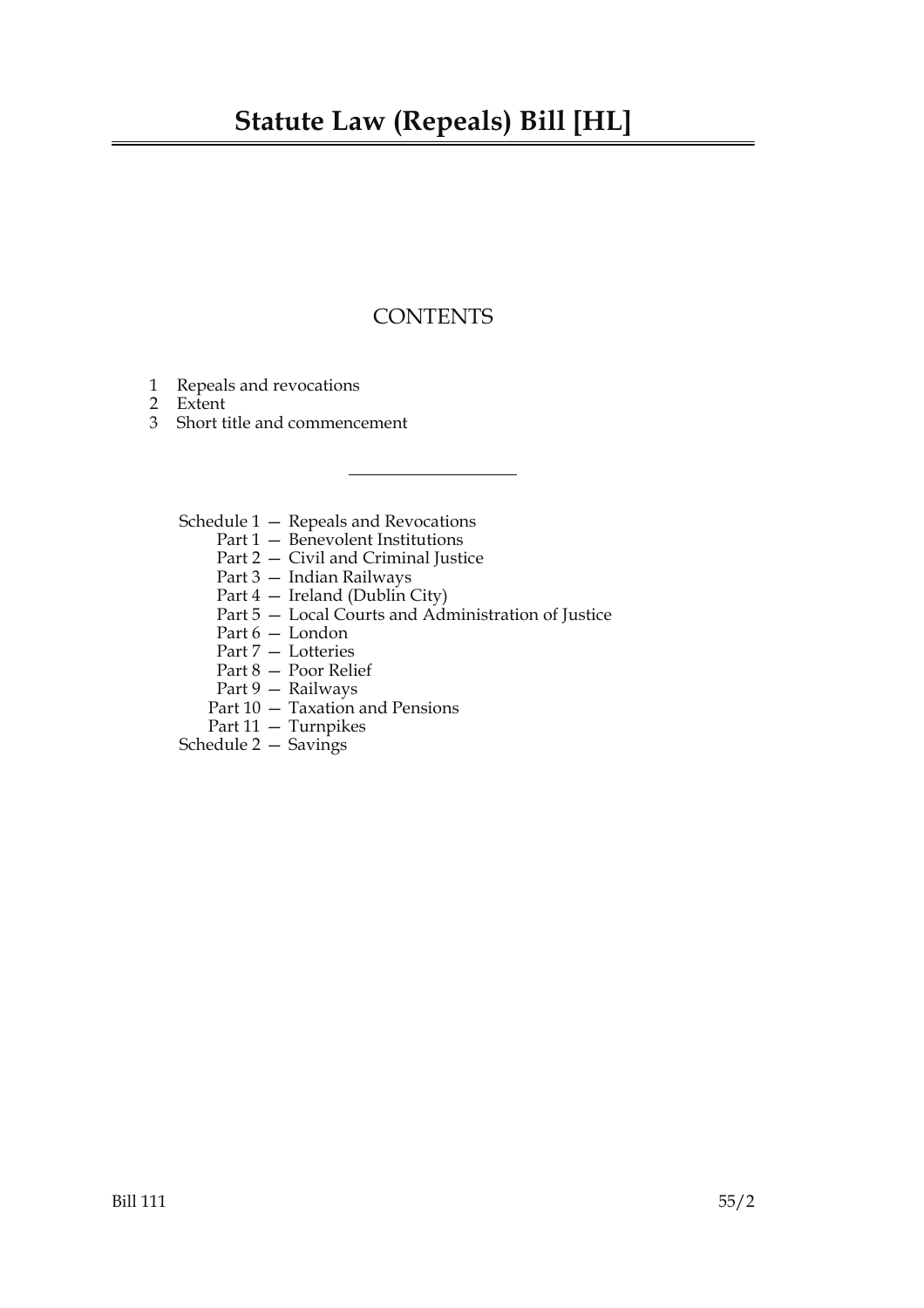# Statute Law (Repeals) Bill [HL]

## CONTENTS

1 Repeals and revocations
2 Extent
3 Short title and commencement

---

Schedule 1 — Repeals and Revocations
- Part 1 — Benevolent Institutions
- Part 2 — Civil and Criminal Justice
- Part 3 — Indian Railways
- Part 4 — Ireland (Dublin City)
- Part 5 — Local Courts and Administration of Justice
- Part 6 — London
- Part 7 — Lotteries
- Part 8 — Poor Relief
- Part 9 — Railways
- Part 10 — Taxation and Pensions
- Part 11 — Turnpikes

Schedule 2 — Savings

Bill 111 55/2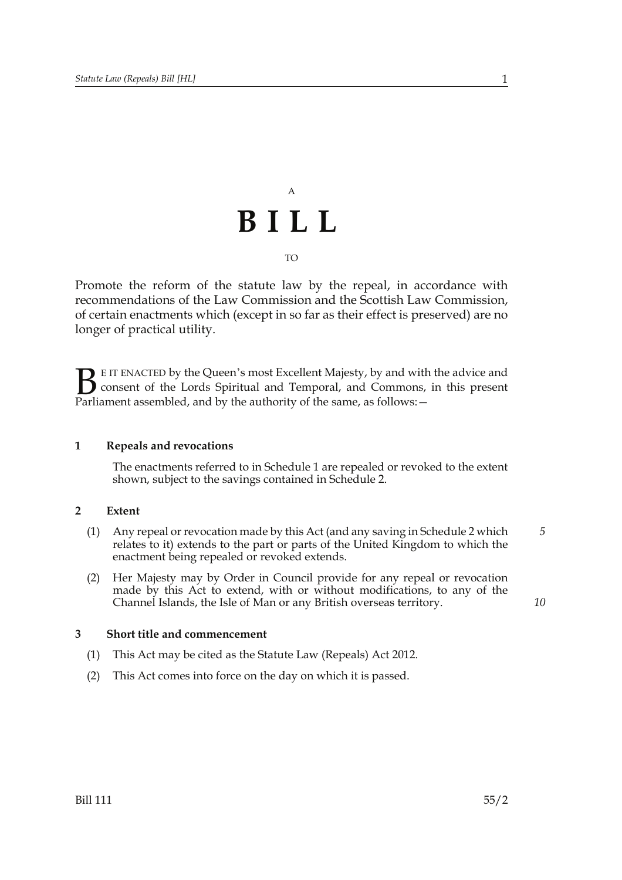A

# BILL

TO

Promote the reform of the statute law by the repeal, in accordance with recommendations of the Law Commission and the Scottish Law Commission, of certain enactments which (except in so far as their effect is preserved) are no longer of practical utility.

BE IT ENACTED by the Queen's most Excellent Majesty, by and with the advice and consent of the Lords Spiritual and Temporal, and Commons, in this present Parliament assembled, and by the authority of the same, as follows:—

**1 Repeals and revocations**

The enactments referred to in Schedule 1 are repealed or revoked to the extent shown, subject to the savings contained in Schedule 2.

**2 Extent**

(1) Any repeal or revocation made by this Act (and any saving in Schedule 2 which relates to it) extends to the part or parts of the United Kingdom to which the enactment being repealed or revoked extends.

(2) Her Majesty may by Order in Council provide for any repeal or revocation made by this Act to extend, with or without modifications, to any of the Channel Islands, the Isle of Man or any British overseas territory.

**3 Short title and commencement**

(1) This Act may be cited as the Statute Law (Repeals) Act 2012.

(2) This Act comes into force on the day on which it is passed.

Bill 111 55/2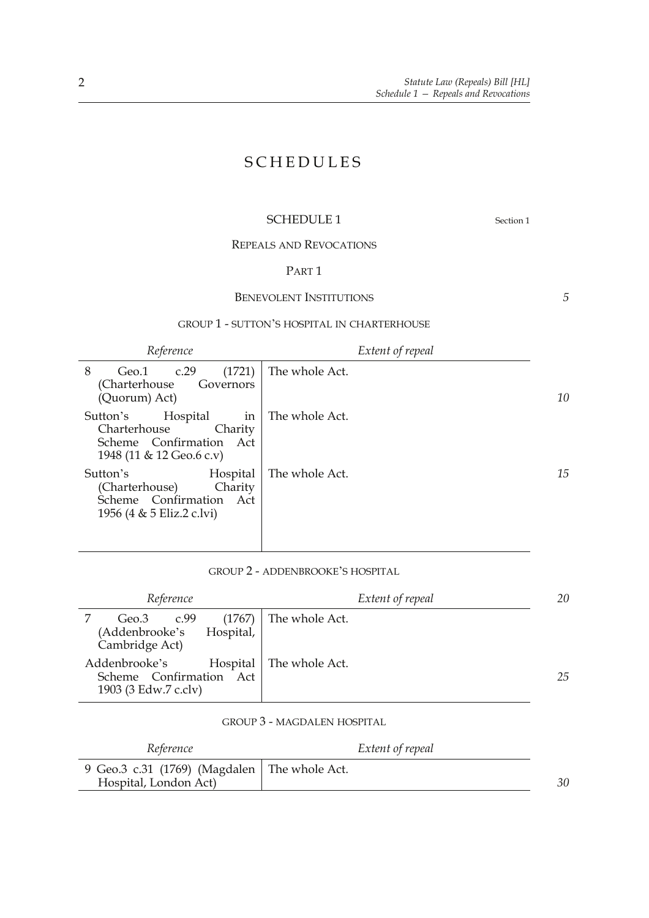# SCHEDULES

## SCHEDULE 1

Section 1

### REPEALS AND REVOCATIONS

#### PART 1

#### BENEVOLENT INSTITUTIONS

##### GROUP 1 - SUTTON'S HOSPITAL IN CHARTERHOUSE

| *Reference* | *Extent of repeal* |
|---|---|
| 8 Geo.1 c.29 (1721) (Charterhouse Governors (Quorum) Act) | The whole Act. |
| Sutton's Hospital in Charterhouse Charity Scheme Confirmation Act 1948 (11 & 12 Geo.6 c.v) | The whole Act. |
| Sutton's Hospital (Charterhouse) Charity Scheme Confirmation Act 1956 (4 & 5 Eliz.2 c.lvi) | The whole Act. |

##### GROUP 2 - ADDENBROOKE'S HOSPITAL

| *Reference* | *Extent of repeal* |
|---|---|
| 7 Geo.3 c.99 (1767) (Addenbrooke's Hospital, Cambridge Act) | The whole Act. |
| Addenbrooke's Hospital Scheme Confirmation Act 1903 (3 Edw.7 c.clv) | The whole Act. |

##### GROUP 3 - MAGDALEN HOSPITAL

| *Reference* | *Extent of repeal* |
|---|---|
| 9 Geo.3 c.31 (1769) (Magdalen Hospital, London Act) | The whole Act. |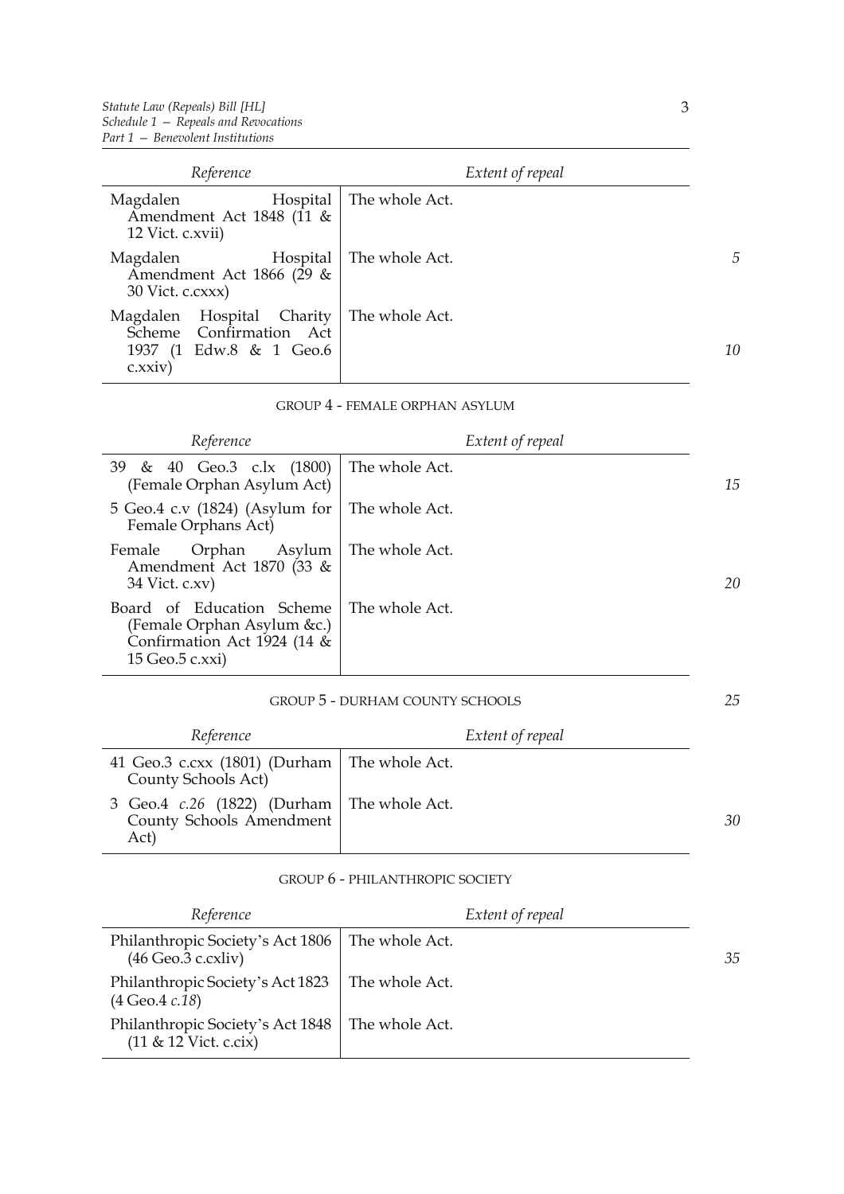| Reference | Extent of repeal |
| --- | --- |
| Magdalen Hospital Amendment Act 1848 (11 & 12 Vict. c.xvii) | The whole Act. |
| Magdalen Hospital Amendment Act 1866 (29 & 30 Vict. c.cxxx) | The whole Act. |
| Magdalen Hospital Charity Scheme Confirmation Act 1937 (1 Edw.8 & 1 Geo.6 c.xxiv) | The whole Act. |

GROUP 4 - FEMALE ORPHAN ASYLUM

| Reference | Extent of repeal |
| --- | --- |
| 39 & 40 Geo.3 c.lx (1800) (Female Orphan Asylum Act) | The whole Act. |
| 5 Geo.4 c.v (1824) (Asylum for Female Orphans Act) | The whole Act. |
| Female Orphan Asylum Amendment Act 1870 (33 & 34 Vict. c.xv) | The whole Act. |
| Board of Education Scheme (Female Orphan Asylum &c.) Confirmation Act 1924 (14 & 15 Geo.5 c.xxi) | The whole Act. |

GROUP 5 - DURHAM COUNTY SCHOOLS

| Reference | Extent of repeal |
| --- | --- |
| 41 Geo.3 c.cxx (1801) (Durham County Schools Act) | The whole Act. |
| 3 Geo.4 *c.26* (1822) (Durham County Schools Amendment Act) | The whole Act. |

GROUP 6 - PHILANTHROPIC SOCIETY

| Reference | Extent of repeal |
| --- | --- |
| Philanthropic Society's Act 1806 (46 Geo.3 c.cxliv) | The whole Act. |
| Philanthropic Society's Act 1823 (4 Geo.4 *c.18*) | The whole Act. |
| Philanthropic Society's Act 1848 (11 & 12 Vict. c.cix) | The whole Act. |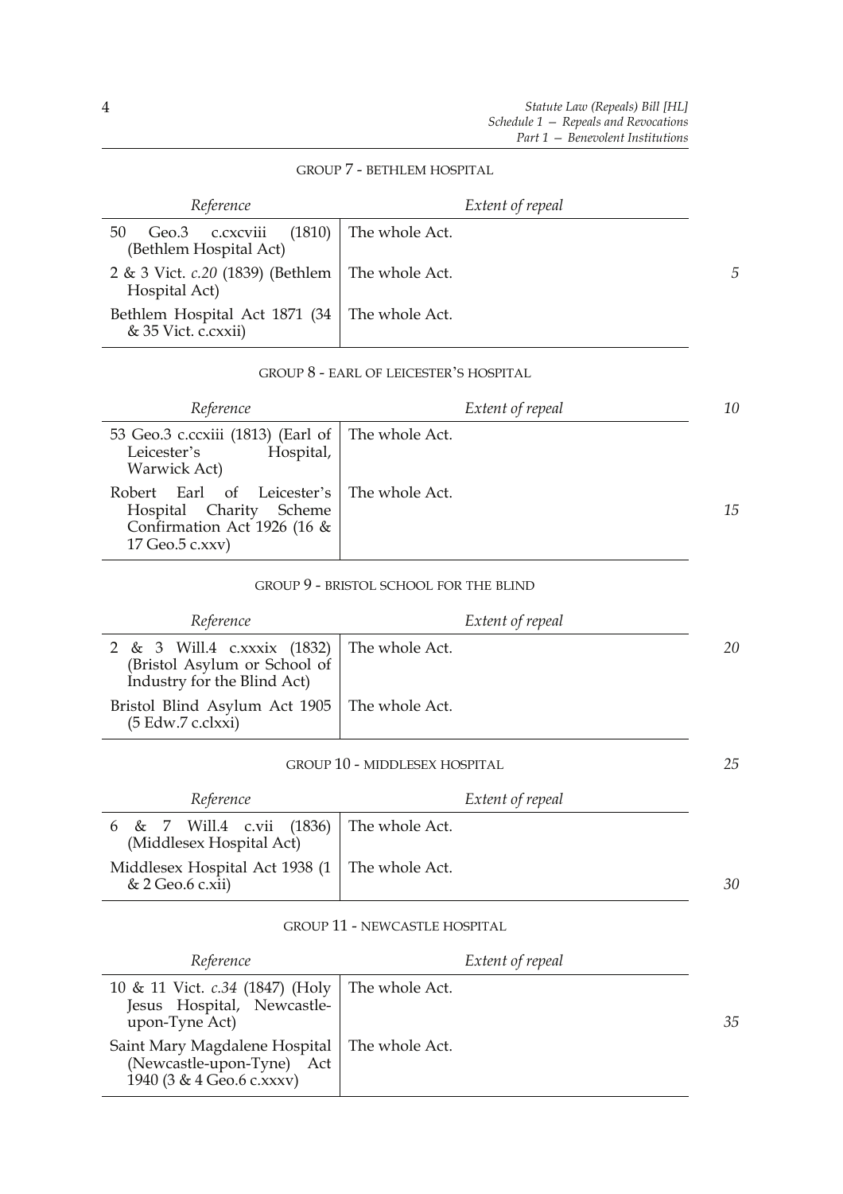GROUP 7 - BETHLEM HOSPITAL

| Reference | Extent of repeal |
| --- | --- |
| 50 Geo.3 c.cxcviii (1810) (Bethlem Hospital Act) | The whole Act. |
| 2 & 3 Vict. *c.20* (1839) (Bethlem Hospital Act) | The whole Act. |
| Bethlem Hospital Act 1871 (34 & 35 Vict. c.cxxii) | The whole Act. |

GROUP 8 - EARL OF LEICESTER'S HOSPITAL

| Reference | Extent of repeal |
| --- | --- |
| 53 Geo.3 c.ccxiii (1813) (Earl of Leicester's Hospital, Warwick Act) | The whole Act. |
| Robert Earl of Leicester's Hospital Charity Scheme Confirmation Act 1926 (16 & 17 Geo.5 c.xxv) | The whole Act. |

GROUP 9 - BRISTOL SCHOOL FOR THE BLIND

| Reference | Extent of repeal |
| --- | --- |
| 2 & 3 Will.4 c.xxxix (1832) (Bristol Asylum or School of Industry for the Blind Act) | The whole Act. |
| Bristol Blind Asylum Act 1905 (5 Edw.7 c.clxxi) | The whole Act. |

GROUP 10 - MIDDLESEX HOSPITAL

| Reference | Extent of repeal |
| --- | --- |
| 6 & 7 Will.4 c.vii (1836) (Middlesex Hospital Act) | The whole Act. |
| Middlesex Hospital Act 1938 (1 & 2 Geo.6 c.xii) | The whole Act. |

GROUP 11 - NEWCASTLE HOSPITAL

| Reference | Extent of repeal |
| --- | --- |
| 10 & 11 Vict. *c.34* (1847) (Holy Jesus Hospital, Newcastle-upon-Tyne Act) | The whole Act. |
| Saint Mary Magdalene Hospital (Newcastle-upon-Tyne) Act 1940 (3 & 4 Geo.6 c.xxxv) | The whole Act. |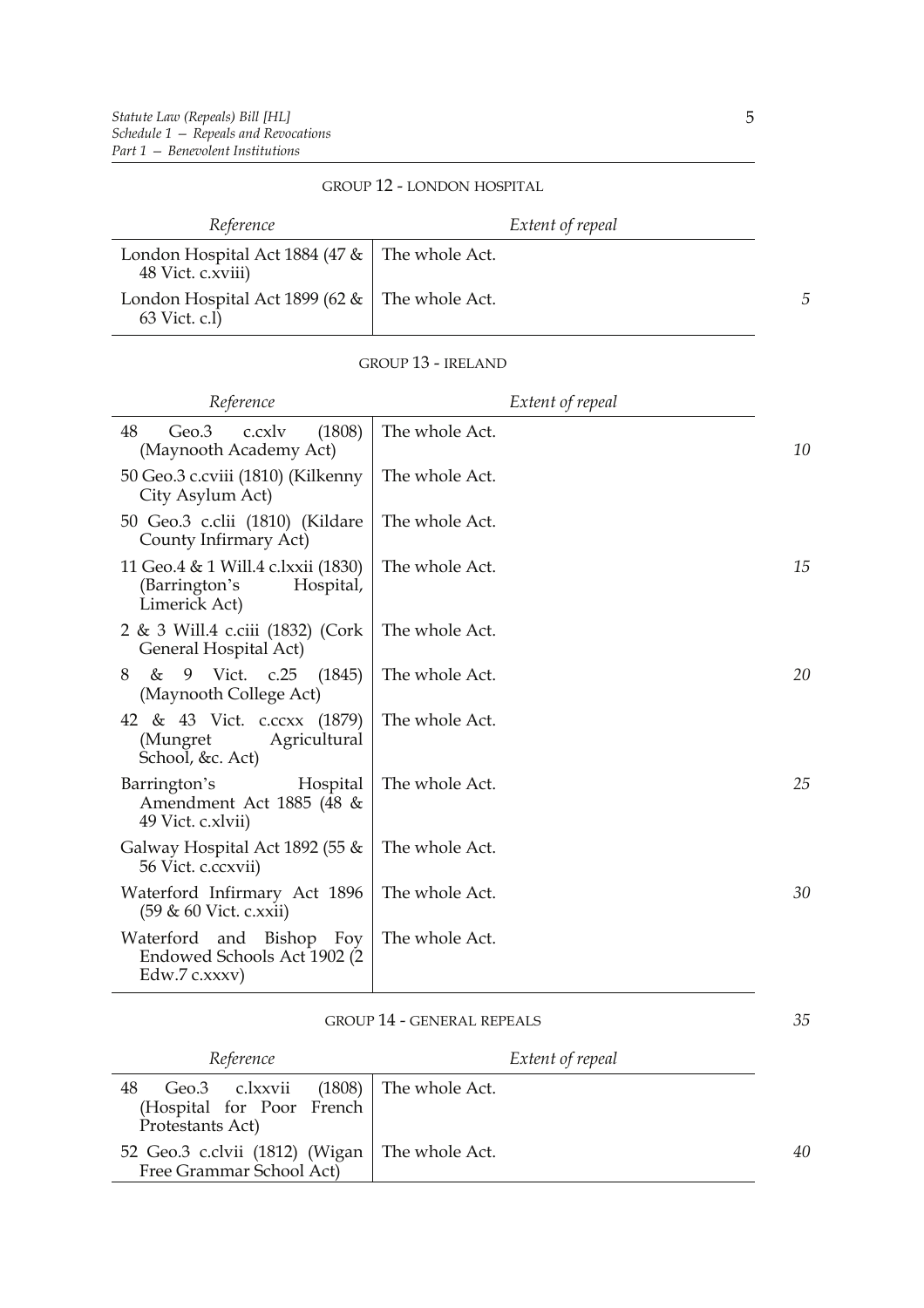GROUP 12 - LONDON HOSPITAL

| Reference | Extent of repeal |
| --- | --- |
| London Hospital Act 1884 (47 & 48 Vict. c.xviii) | The whole Act. |
| London Hospital Act 1899 (62 & 63 Vict. c.l) | The whole Act. |

GROUP 13 - IRELAND

| Reference | Extent of repeal |
| --- | --- |
| 48 Geo.3 c.cxlv (1808) (Maynooth Academy Act) | The whole Act. |
| 50 Geo.3 c.cviii (1810) (Kilkenny City Asylum Act) | The whole Act. |
| 50 Geo.3 c.clii (1810) (Kildare County Infirmary Act) | The whole Act. |
| 11 Geo.4 & 1 Will.4 c.lxxii (1830) (Barrington's Hospital, Limerick Act) | The whole Act. |
| 2 & 3 Will.4 c.ciii (1832) (Cork General Hospital Act) | The whole Act. |
| 8 & 9 Vict. c.25 (1845) (Maynooth College Act) | The whole Act. |
| 42 & 43 Vict. c.ccxx (1879) (Mungret Agricultural School, &c. Act) | The whole Act. |
| Barrington's Hospital Amendment Act 1885 (48 & 49 Vict. c.xlvii) | The whole Act. |
| Galway Hospital Act 1892 (55 & 56 Vict. c.ccxvii) | The whole Act. |
| Waterford Infirmary Act 1896 (59 & 60 Vict. c.xxii) | The whole Act. |
| Waterford and Bishop Foy Endowed Schools Act 1902 (2 Edw.7 c.xxxv) | The whole Act. |

GROUP 14 - GENERAL REPEALS

| Reference | Extent of repeal |
| --- | --- |
| 48 Geo.3 c.lxxvii (1808) (Hospital for Poor French Protestants Act) | The whole Act. |
| 52 Geo.3 c.clvii (1812) (Wigan Free Grammar School Act) | The whole Act. |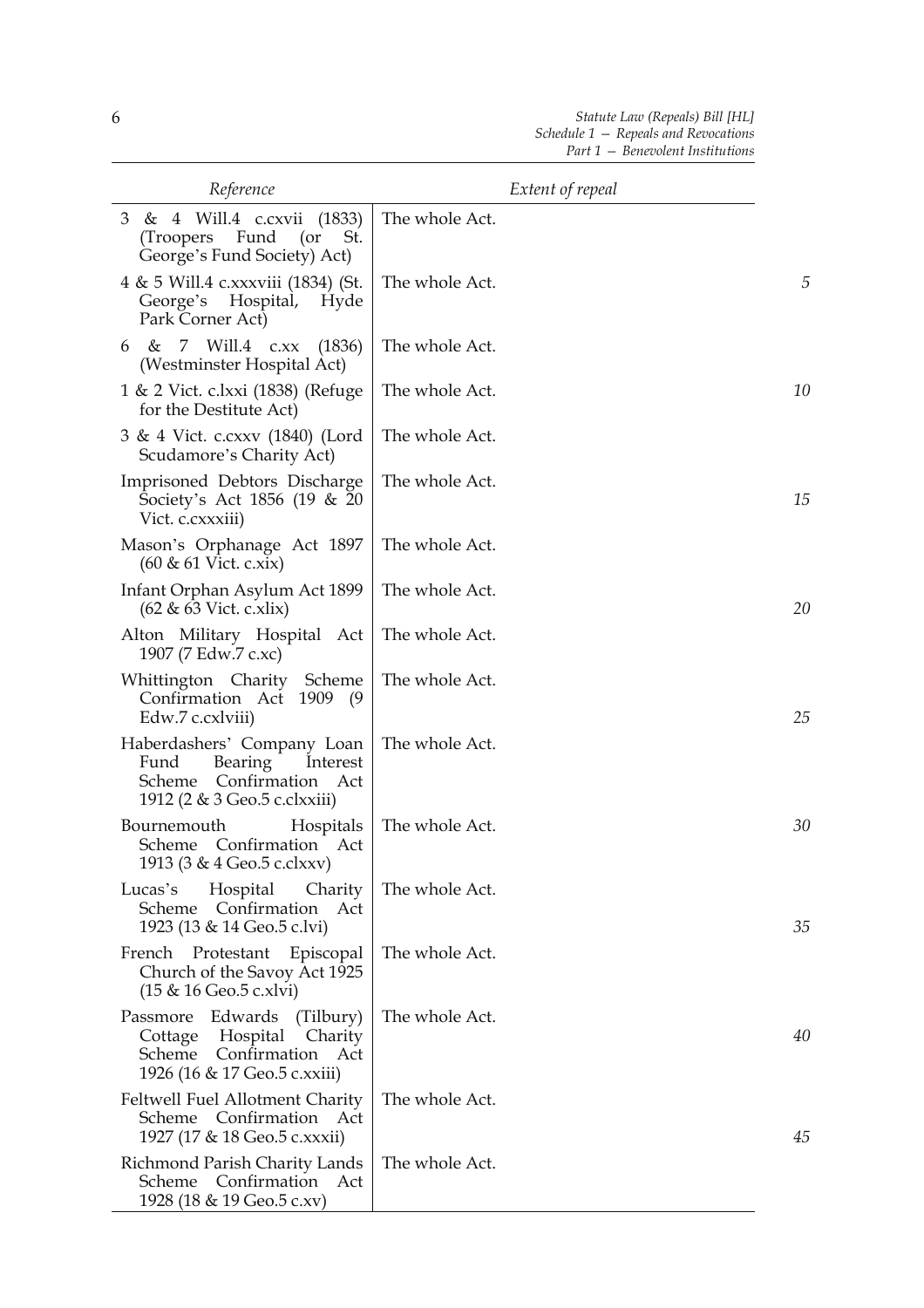| Reference | Extent of repeal |
|---|---|
| 3 & 4 Will.4 c.cxvii (1833) (Troopers Fund (or St. George's Fund Society) Act) | The whole Act. |
| 4 & 5 Will.4 c.xxxviii (1834) (St. George's Hospital, Hyde Park Corner Act) | The whole Act. |
| 6 & 7 Will.4 c.xx (1836) (Westminster Hospital Act) | The whole Act. |
| 1 & 2 Vict. c.lxxi (1838) (Refuge for the Destitute Act) | The whole Act. |
| 3 & 4 Vict. c.cxxv (1840) (Lord Scudamore's Charity Act) | The whole Act. |
| Imprisoned Debtors Discharge Society's Act 1856 (19 & 20 Vict. c.cxxxiii) | The whole Act. |
| Mason's Orphanage Act 1897 (60 & 61 Vict. c.xix) | The whole Act. |
| Infant Orphan Asylum Act 1899 (62 & 63 Vict. c.xlix) | The whole Act. |
| Alton Military Hospital Act 1907 (7 Edw.7 c.xc) | The whole Act. |
| Whittington Charity Scheme Confirmation Act 1909 (9 Edw.7 c.cxlviii) | The whole Act. |
| Haberdashers' Company Loan Fund Bearing Interest Scheme Confirmation Act 1912 (2 & 3 Geo.5 c.clxxiii) | The whole Act. |
| Bournemouth Hospitals Scheme Confirmation Act 1913 (3 & 4 Geo.5 c.clxxv) | The whole Act. |
| Lucas's Hospital Charity Scheme Confirmation Act 1923 (13 & 14 Geo.5 c.lvi) | The whole Act. |
| French Protestant Episcopal Church of the Savoy Act 1925 (15 & 16 Geo.5 c.xlvi) | The whole Act. |
| Passmore Edwards (Tilbury) Cottage Hospital Charity Scheme Confirmation Act 1926 (16 & 17 Geo.5 c.xxiii) | The whole Act. |
| Feltwell Fuel Allotment Charity Scheme Confirmation Act 1927 (17 & 18 Geo.5 c.xxxii) | The whole Act. |
| Richmond Parish Charity Lands Scheme Confirmation Act 1928 (18 & 19 Geo.5 c.xv) | The whole Act. |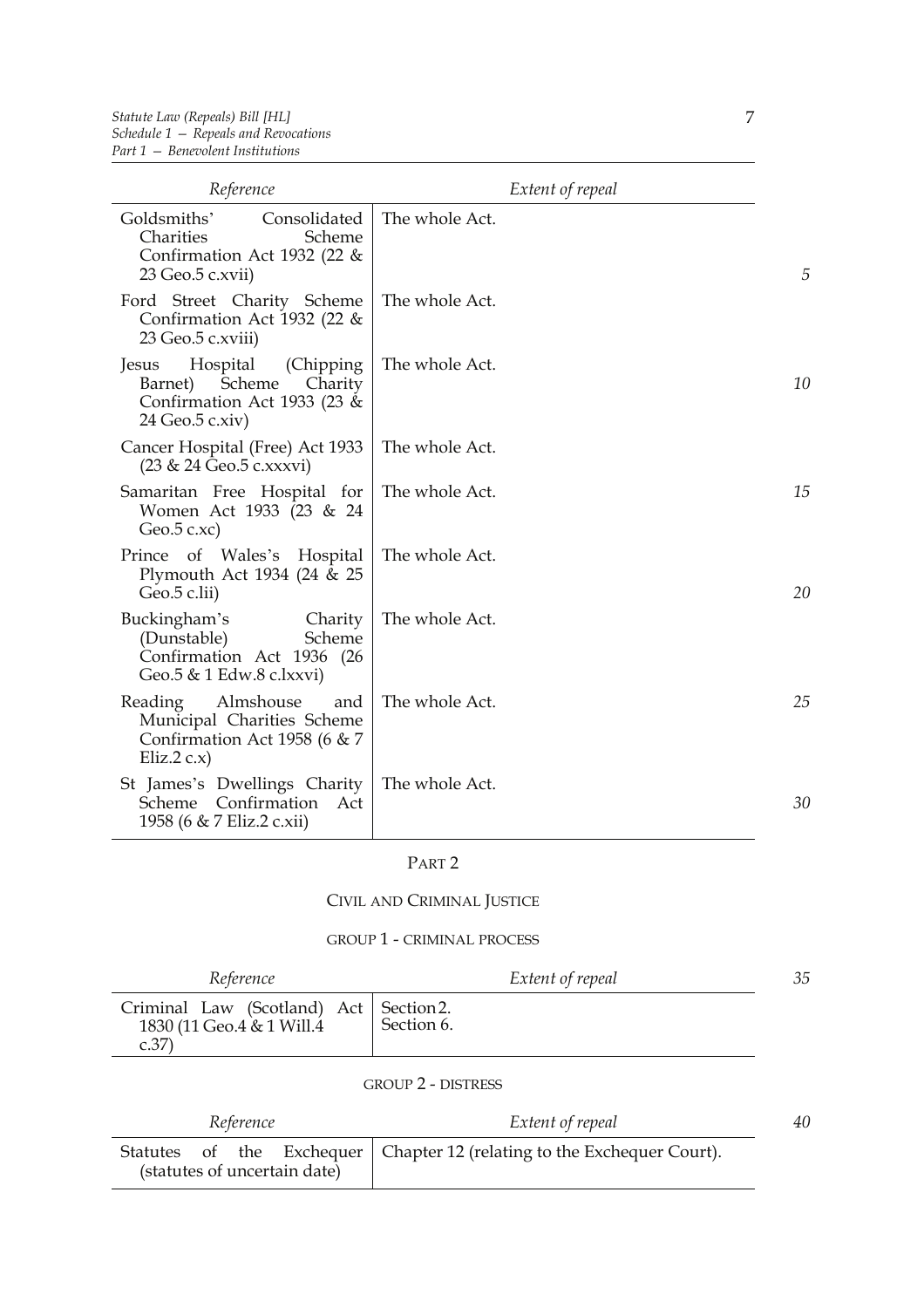| Reference | Extent of repeal |
|---|---|
| Goldsmiths' Consolidated Charities Scheme Confirmation Act 1932 (22 & 23 Geo.5 c.xvii) | The whole Act. |
| Ford Street Charity Scheme Confirmation Act 1932 (22 & 23 Geo.5 c.xviii) | The whole Act. |
| Jesus Hospital (Chipping Barnet) Scheme Charity Confirmation Act 1933 (23 & 24 Geo.5 c.xiv) | The whole Act. |
| Cancer Hospital (Free) Act 1933 (23 & 24 Geo.5 c.xxxvi) | The whole Act. |
| Samaritan Free Hospital for Women Act 1933 (23 & 24 Geo.5 c.xc) | The whole Act. |
| Prince of Wales's Hospital Plymouth Act 1934 (24 & 25 Geo.5 c.lii) | The whole Act. |
| Buckingham's Charity (Dunstable) Scheme Confirmation Act 1936 (26 Geo.5 & 1 Edw.8 c.lxxvi) | The whole Act. |
| Reading Almshouse and Municipal Charities Scheme Confirmation Act 1958 (6 & 7 Eliz.2 c.x) | The whole Act. |
| St James's Dwellings Charity Scheme Confirmation Act 1958 (6 & 7 Eliz.2 c.xii) | The whole Act. |

## PART 2

## CIVIL AND CRIMINAL JUSTICE

### GROUP 1 - CRIMINAL PROCESS

| Reference | Extent of repeal |
|---|---|
| Criminal Law (Scotland) Act 1830 (11 Geo.4 & 1 Will.4 c.37) | Section 2.<br>Section 6. |

### GROUP 2 - DISTRESS

| Reference | Extent of repeal |
|---|---|
| Statutes of the Exchequer (statutes of uncertain date) | Chapter 12 (relating to the Exchequer Court). |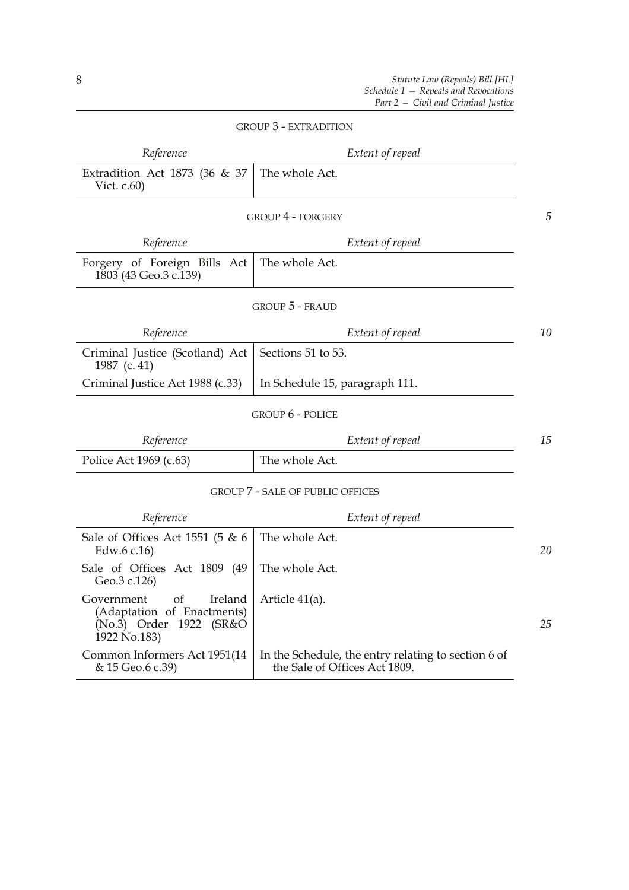GROUP 3 - EXTRADITION

| Reference | Extent of repeal |
|---|---|
| Extradition Act 1873 (36 & 37 Vict. c.60) | The whole Act. |

GROUP 4 - FORGERY

| Reference | Extent of repeal |
|---|---|
| Forgery of Foreign Bills Act 1803 (43 Geo.3 c.139) | The whole Act. |

GROUP 5 - FRAUD

| Reference | Extent of repeal |
|---|---|
| Criminal Justice (Scotland) Act 1987 (c. 41) | Sections 51 to 53. |
| Criminal Justice Act 1988 (c.33) | In Schedule 15, paragraph 111. |

GROUP 6 - POLICE

| Reference | Extent of repeal |
|---|---|
| Police Act 1969 (c.63) | The whole Act. |

GROUP 7 - SALE OF PUBLIC OFFICES

| Reference | Extent of repeal |
|---|---|
| Sale of Offices Act 1551 (5 & 6 Edw.6 c.16) | The whole Act. |
| Sale of Offices Act 1809 (49 Geo.3 c.126) | The whole Act. |
| Government of Ireland (Adaptation of Enactments) (No.3) Order 1922 (SR&O 1922 No.183) | Article 41(a). |
| Common Informers Act 1951(14 & 15 Geo.6 c.39) | In the Schedule, the entry relating to section 6 of the Sale of Offices Act 1809. |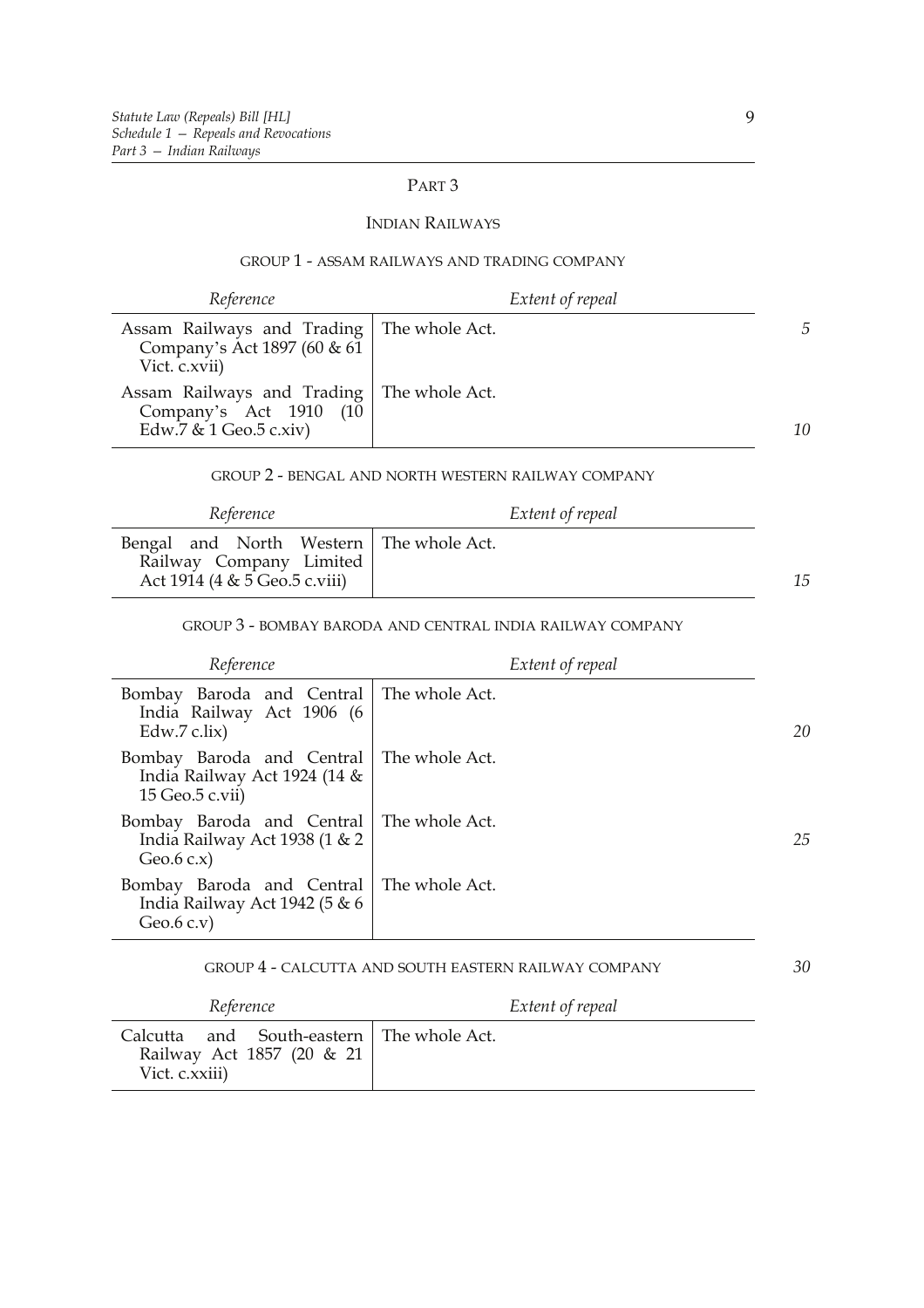## PART 3

### INDIAN RAILWAYS

#### GROUP 1 - ASSAM RAILWAYS AND TRADING COMPANY

| *Reference* | *Extent of repeal* |
|---|---|
| Assam Railways and Trading Company's Act 1897 (60 & 61 Vict. c.xvii) | The whole Act. |
| Assam Railways and Trading Company's Act 1910 (10 Edw.7 & 1 Geo.5 c.xiv) | The whole Act. |

#### GROUP 2 - BENGAL AND NORTH WESTERN RAILWAY COMPANY

| *Reference* | *Extent of repeal* |
|---|---|
| Bengal and North Western Railway Company Limited Act 1914 (4 & 5 Geo.5 c.viii) | The whole Act. |

#### GROUP 3 - BOMBAY BARODA AND CENTRAL INDIA RAILWAY COMPANY

| *Reference* | *Extent of repeal* |
|---|---|
| Bombay Baroda and Central India Railway Act 1906 (6 Edw.7 c.lix) | The whole Act. |
| Bombay Baroda and Central India Railway Act 1924 (14 & 15 Geo.5 c.vii) | The whole Act. |
| Bombay Baroda and Central India Railway Act 1938 (1 & 2 Geo.6 c.x) | The whole Act. |
| Bombay Baroda and Central India Railway Act 1942 (5 & 6 Geo.6 c.v) | The whole Act. |

#### GROUP 4 - CALCUTTA AND SOUTH EASTERN RAILWAY COMPANY

| *Reference* | *Extent of repeal* |
|---|---|
| Calcutta and South-eastern Railway Act 1857 (20 & 21 Vict. c.xxiii) | The whole Act. |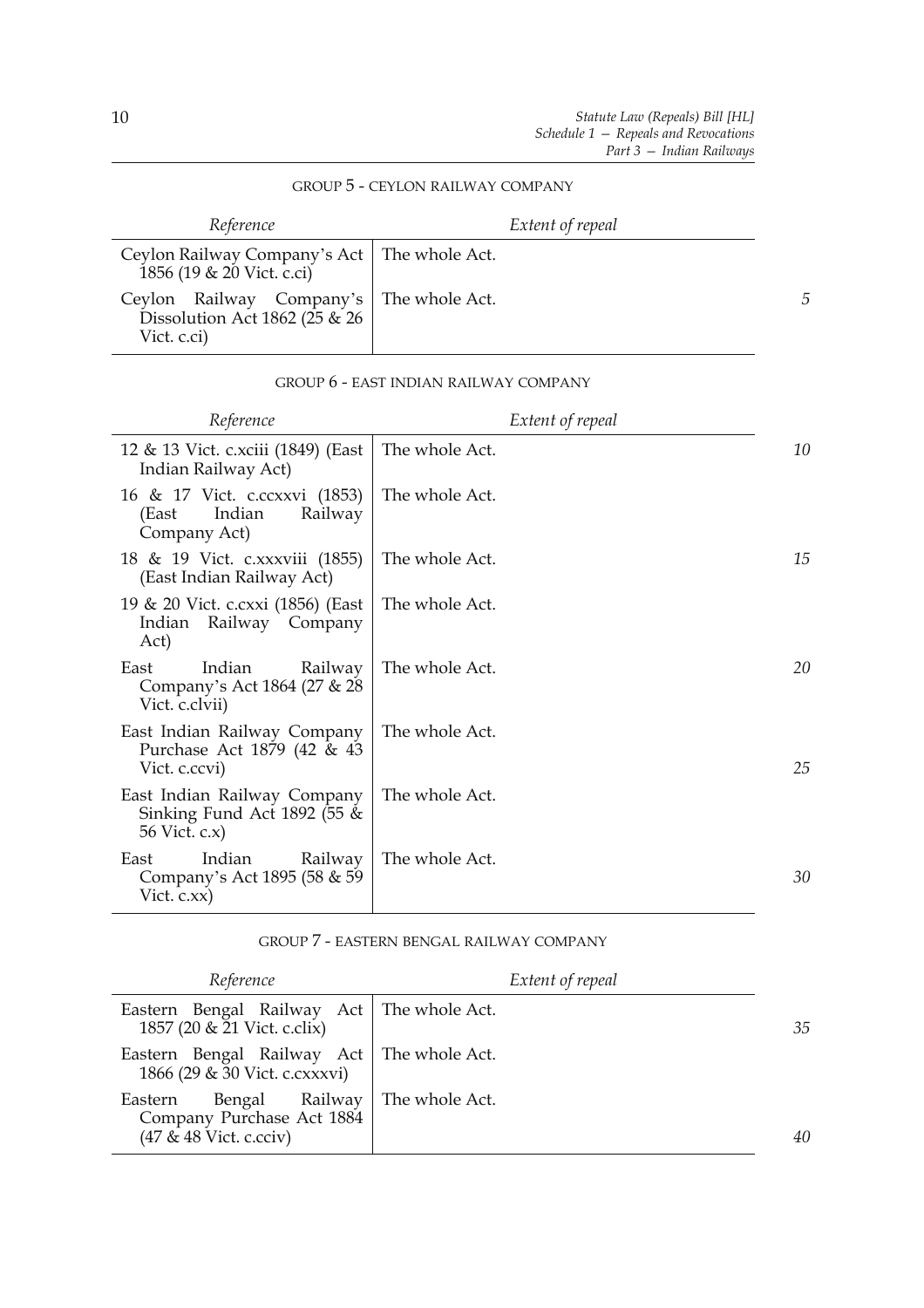GROUP 5 - CEYLON RAILWAY COMPANY

| *Reference* | *Extent of repeal* |
| --- | --- |
| Ceylon Railway Company's Act 1856 (19 & 20 Vict. c.ci) | The whole Act. |
| Ceylon Railway Company's Dissolution Act 1862 (25 & 26 Vict. c.ci) | The whole Act. |

GROUP 6 - EAST INDIAN RAILWAY COMPANY

| *Reference* | *Extent of repeal* |
| --- | --- |
| 12 & 13 Vict. c.xciii (1849) (East Indian Railway Act) | The whole Act. |
| 16 & 17 Vict. c.ccxxvi (1853) (East Indian Railway Company Act) | The whole Act. |
| 18 & 19 Vict. c.xxxviii (1855) (East Indian Railway Act) | The whole Act. |
| 19 & 20 Vict. c.cxxi (1856) (East Indian Railway Company Act) | The whole Act. |
| East Indian Railway Company's Act 1864 (27 & 28 Vict. c.clvii) | The whole Act. |
| East Indian Railway Company Purchase Act 1879 (42 & 43 Vict. c.ccvi) | The whole Act. |
| East Indian Railway Company Sinking Fund Act 1892 (55 & 56 Vict. c.x) | The whole Act. |
| East Indian Railway Company's Act 1895 (58 & 59 Vict. c.xx) | The whole Act. |

GROUP 7 - EASTERN BENGAL RAILWAY COMPANY

| *Reference* | *Extent of repeal* |
| --- | --- |
| Eastern Bengal Railway Act 1857 (20 & 21 Vict. c.clix) | The whole Act. |
| Eastern Bengal Railway Act 1866 (29 & 30 Vict. c.cxxxvi) | The whole Act. |
| Eastern Bengal Railway Company Purchase Act 1884 (47 & 48 Vict. c.cciv) | The whole Act. |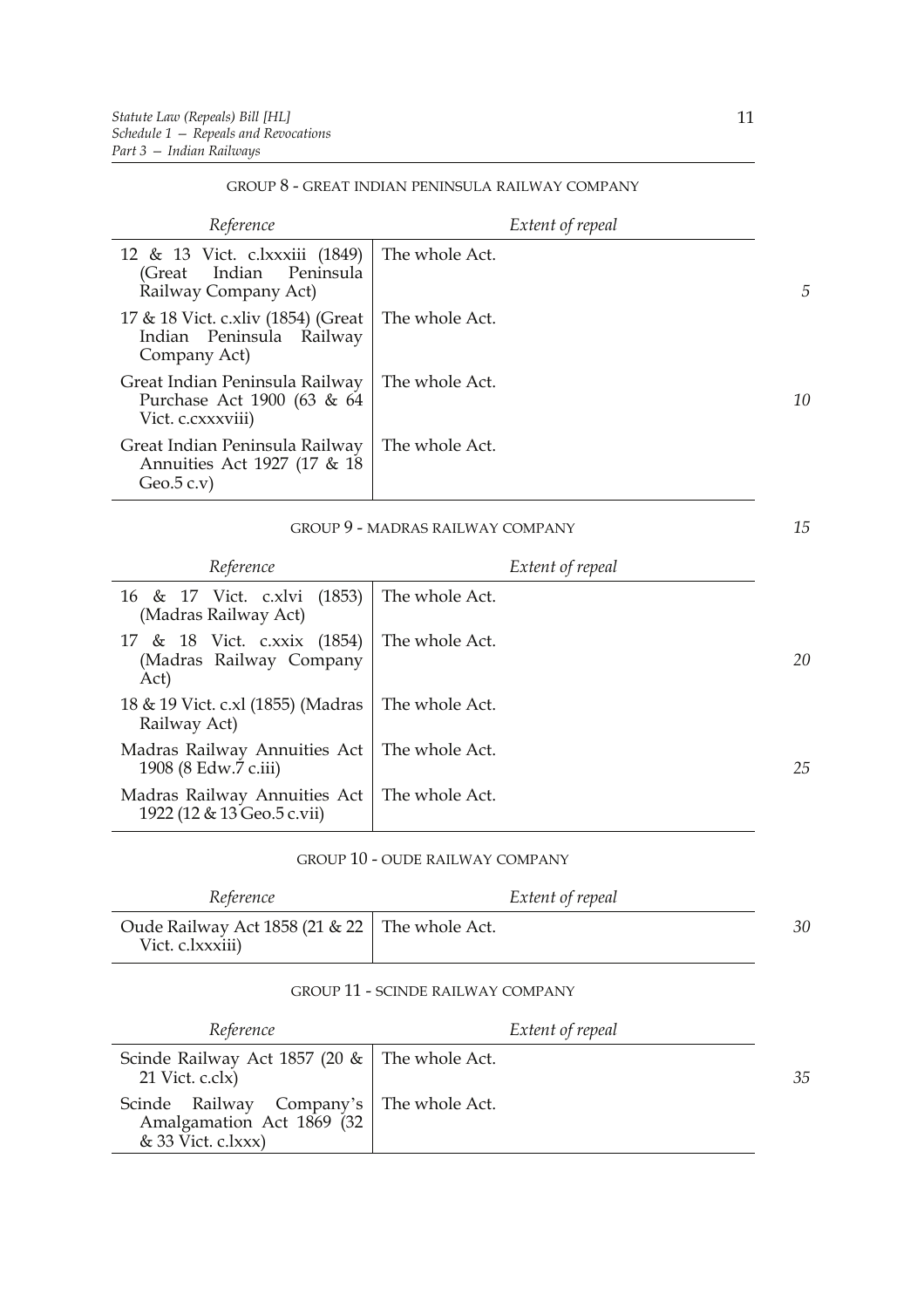### GROUP 8 - GREAT INDIAN PENINSULA RAILWAY COMPANY

| *Reference* | *Extent of repeal* |
| --- | --- |
| 12 & 13 Vict. c.lxxxiii (1849) (Great Indian Peninsula Railway Company Act) | The whole Act. |
| 17 & 18 Vict. c.xliv (1854) (Great Indian Peninsula Railway Company Act) | The whole Act. |
| Great Indian Peninsula Railway Purchase Act 1900 (63 & 64 Vict. c.cxxxviii) | The whole Act. |
| Great Indian Peninsula Railway Annuities Act 1927 (17 & 18 Geo.5 c.v) | The whole Act. |

### GROUP 9 - MADRAS RAILWAY COMPANY

| *Reference* | *Extent of repeal* |
| --- | --- |
| 16 & 17 Vict. c.xlvi (1853) (Madras Railway Act) | The whole Act. |
| 17 & 18 Vict. c.xxix (1854) (Madras Railway Company Act) | The whole Act. |
| 18 & 19 Vict. c.xl (1855) (Madras Railway Act) | The whole Act. |
| Madras Railway Annuities Act 1908 (8 Edw.7 c.iii) | The whole Act. |
| Madras Railway Annuities Act 1922 (12 & 13 Geo.5 c.vii) | The whole Act. |

### GROUP 10 - OUDE RAILWAY COMPANY

| *Reference* | *Extent of repeal* |
| --- | --- |
| Oude Railway Act 1858 (21 & 22 Vict. c.lxxxiii) | The whole Act. |

### GROUP 11 - SCINDE RAILWAY COMPANY

| *Reference* | *Extent of repeal* |
| --- | --- |
| Scinde Railway Act 1857 (20 & 21 Vict. c.clx) | The whole Act. |
| Scinde Railway Company's Amalgamation Act 1869 (32 & 33 Vict. c.lxxx) | The whole Act. |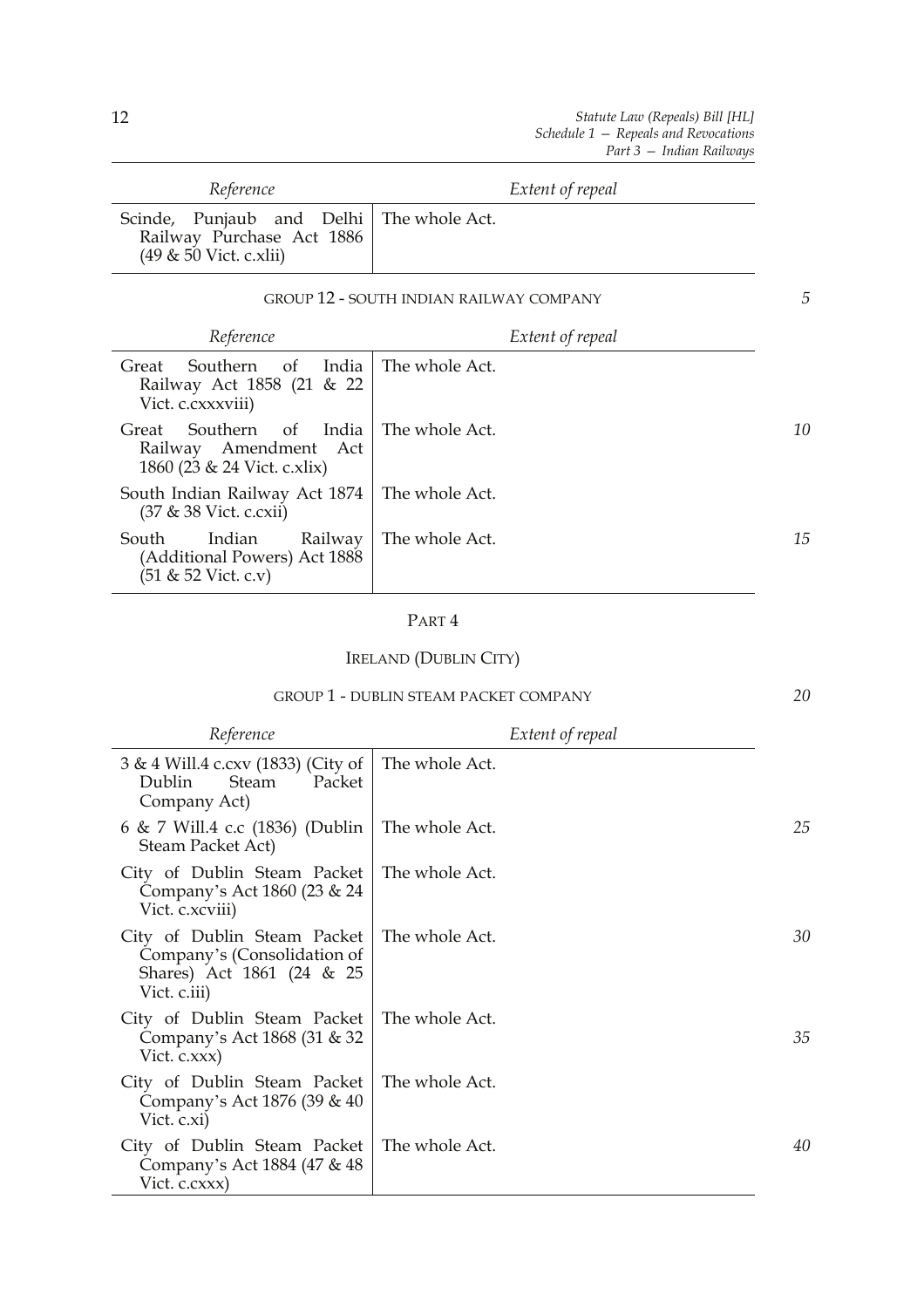| Reference | Extent of repeal |
|---|---|
| Scinde, Punjaub and Delhi Railway Purchase Act 1886 (49 & 50 Vict. c.xlii) | The whole Act. |

GROUP 12 - SOUTH INDIAN RAILWAY COMPANY

| Reference | Extent of repeal |
|---|---|
| Great Southern of India Railway Act 1858 (21 & 22 Vict. c.cxxxviii) | The whole Act. |
| Great Southern of India Railway Amendment Act 1860 (23 & 24 Vict. c.xlix) | The whole Act. |
| South Indian Railway Act 1874 (37 & 38 Vict. c.cxii) | The whole Act. |
| South Indian Railway (Additional Powers) Act 1888 (51 & 52 Vict. c.v) | The whole Act. |

## PART 4

## IRELAND (DUBLIN CITY)

GROUP 1 - DUBLIN STEAM PACKET COMPANY

| Reference | Extent of repeal |
|---|---|
| 3 & 4 Will.4 c.cxv (1833) (City of Dublin Steam Packet Company Act) | The whole Act. |
| 6 & 7 Will.4 c.c (1836) (Dublin Steam Packet Act) | The whole Act. |
| City of Dublin Steam Packet Company's Act 1860 (23 & 24 Vict. c.xcviii) | The whole Act. |
| City of Dublin Steam Packet Company's (Consolidation of Shares) Act 1861 (24 & 25 Vict. c.iii) | The whole Act. |
| City of Dublin Steam Packet Company's Act 1868 (31 & 32 Vict. c.xxx) | The whole Act. |
| City of Dublin Steam Packet Company's Act 1876 (39 & 40 Vict. c.xi) | The whole Act. |
| City of Dublin Steam Packet Company's Act 1884 (47 & 48 Vict. c.cxxx) | The whole Act. |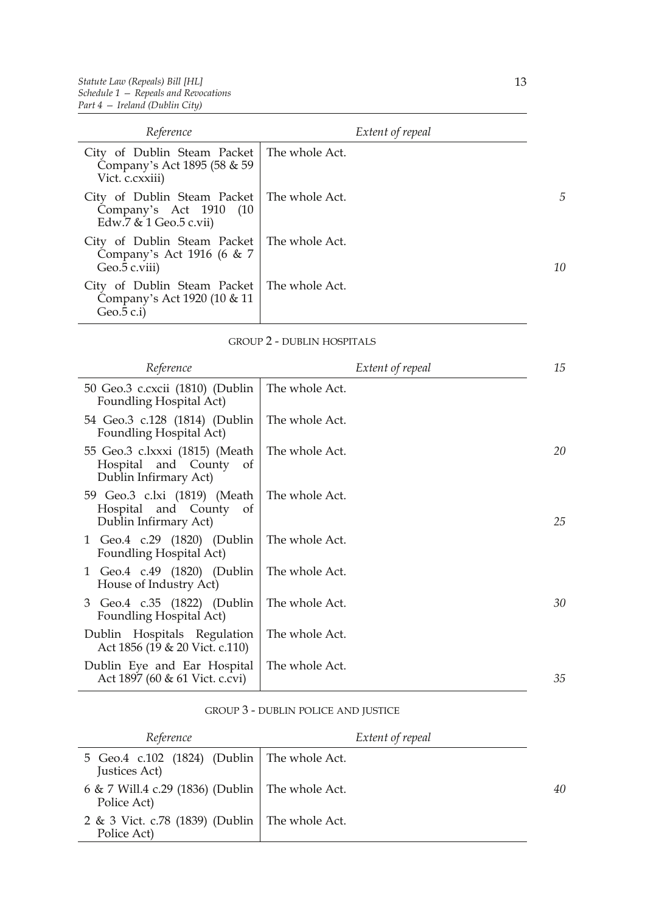| Reference | Extent of repeal |
|---|---|
| City of Dublin Steam Packet Company's Act 1895 (58 & 59 Vict. c.cxxiii) | The whole Act. |
| City of Dublin Steam Packet Company's Act 1910 (10 Edw.7 & 1 Geo.5 c.vii) | The whole Act. |
| City of Dublin Steam Packet Company's Act 1916 (6 & 7 Geo.5 c.viii) | The whole Act. |
| City of Dublin Steam Packet Company's Act 1920 (10 & 11 Geo.5 c.i) | The whole Act. |

GROUP 2 - DUBLIN HOSPITALS

| Reference | Extent of repeal |
|---|---|
| 50 Geo.3 c.cxcii (1810) (Dublin Foundling Hospital Act) | The whole Act. |
| 54 Geo.3 c.128 (1814) (Dublin Foundling Hospital Act) | The whole Act. |
| 55 Geo.3 c.lxxxi (1815) (Meath Hospital and County of Dublin Infirmary Act) | The whole Act. |
| 59 Geo.3 c.lxi (1819) (Meath Hospital and County of Dublin Infirmary Act) | The whole Act. |
| 1 Geo.4 c.29 (1820) (Dublin Foundling Hospital Act) | The whole Act. |
| 1 Geo.4 c.49 (1820) (Dublin House of Industry Act) | The whole Act. |
| 3 Geo.4 c.35 (1822) (Dublin Foundling Hospital Act) | The whole Act. |
| Dublin Hospitals Regulation Act 1856 (19 & 20 Vict. c.110) | The whole Act. |
| Dublin Eye and Ear Hospital Act 1897 (60 & 61 Vict. c.cvi) | The whole Act. |

GROUP 3 - DUBLIN POLICE AND JUSTICE

| Reference | Extent of repeal |
|---|---|
| 5 Geo.4 c.102 (1824) (Dublin Justices Act) | The whole Act. |
| 6 & 7 Will.4 c.29 (1836) (Dublin Police Act) | The whole Act. |
| 2 & 3 Vict. c.78 (1839) (Dublin Police Act) | The whole Act. |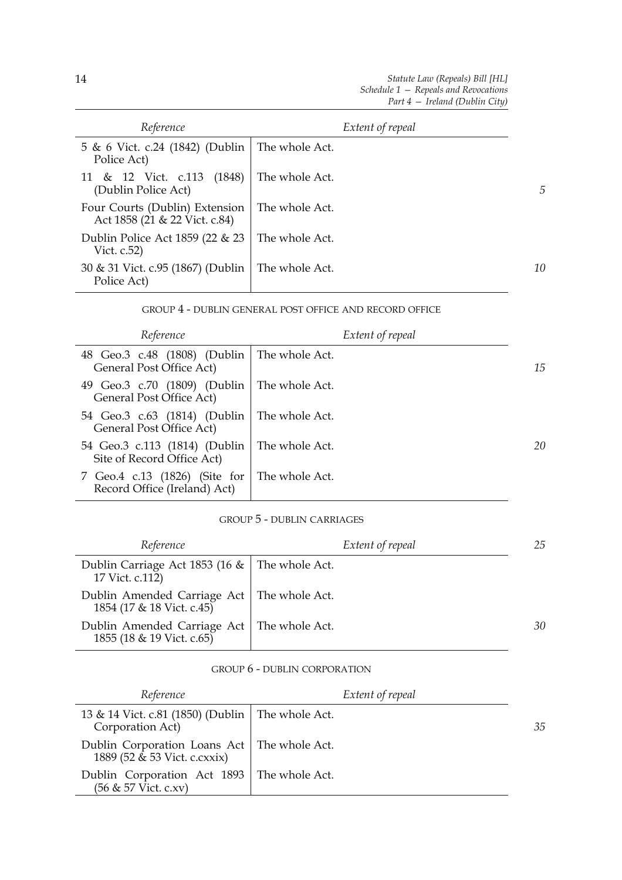| Reference | Extent of repeal |
| --- | --- |
| 5 & 6 Vict. c.24 (1842) (Dublin Police Act) | The whole Act. |
| 11 & 12 Vict. c.113 (1848) (Dublin Police Act) | The whole Act. |
| Four Courts (Dublin) Extension Act 1858 (21 & 22 Vict. c.84) | The whole Act. |
| Dublin Police Act 1859 (22 & 23 Vict. c.52) | The whole Act. |
| 30 & 31 Vict. c.95 (1867) (Dublin Police Act) | The whole Act. |

GROUP 4 - DUBLIN GENERAL POST OFFICE AND RECORD OFFICE

| Reference | Extent of repeal |
| --- | --- |
| 48 Geo.3 c.48 (1808) (Dublin General Post Office Act) | The whole Act. |
| 49 Geo.3 c.70 (1809) (Dublin General Post Office Act) | The whole Act. |
| 54 Geo.3 c.63 (1814) (Dublin General Post Office Act) | The whole Act. |
| 54 Geo.3 c.113 (1814) (Dublin Site of Record Office Act) | The whole Act. |
| 7 Geo.4 c.13 (1826) (Site for Record Office (Ireland) Act) | The whole Act. |

GROUP 5 - DUBLIN CARRIAGES

| Reference | Extent of repeal |
| --- | --- |
| Dublin Carriage Act 1853 (16 & 17 Vict. c.112) | The whole Act. |
| Dublin Amended Carriage Act 1854 (17 & 18 Vict. c.45) | The whole Act. |
| Dublin Amended Carriage Act 1855 (18 & 19 Vict. c.65) | The whole Act. |

GROUP 6 - DUBLIN CORPORATION

| Reference | Extent of repeal |
| --- | --- |
| 13 & 14 Vict. c.81 (1850) (Dublin Corporation Act) | The whole Act. |
| Dublin Corporation Loans Act 1889 (52 & 53 Vict. c.cxxix) | The whole Act. |
| Dublin Corporation Act 1893 (56 & 57 Vict. c.xv) | The whole Act. |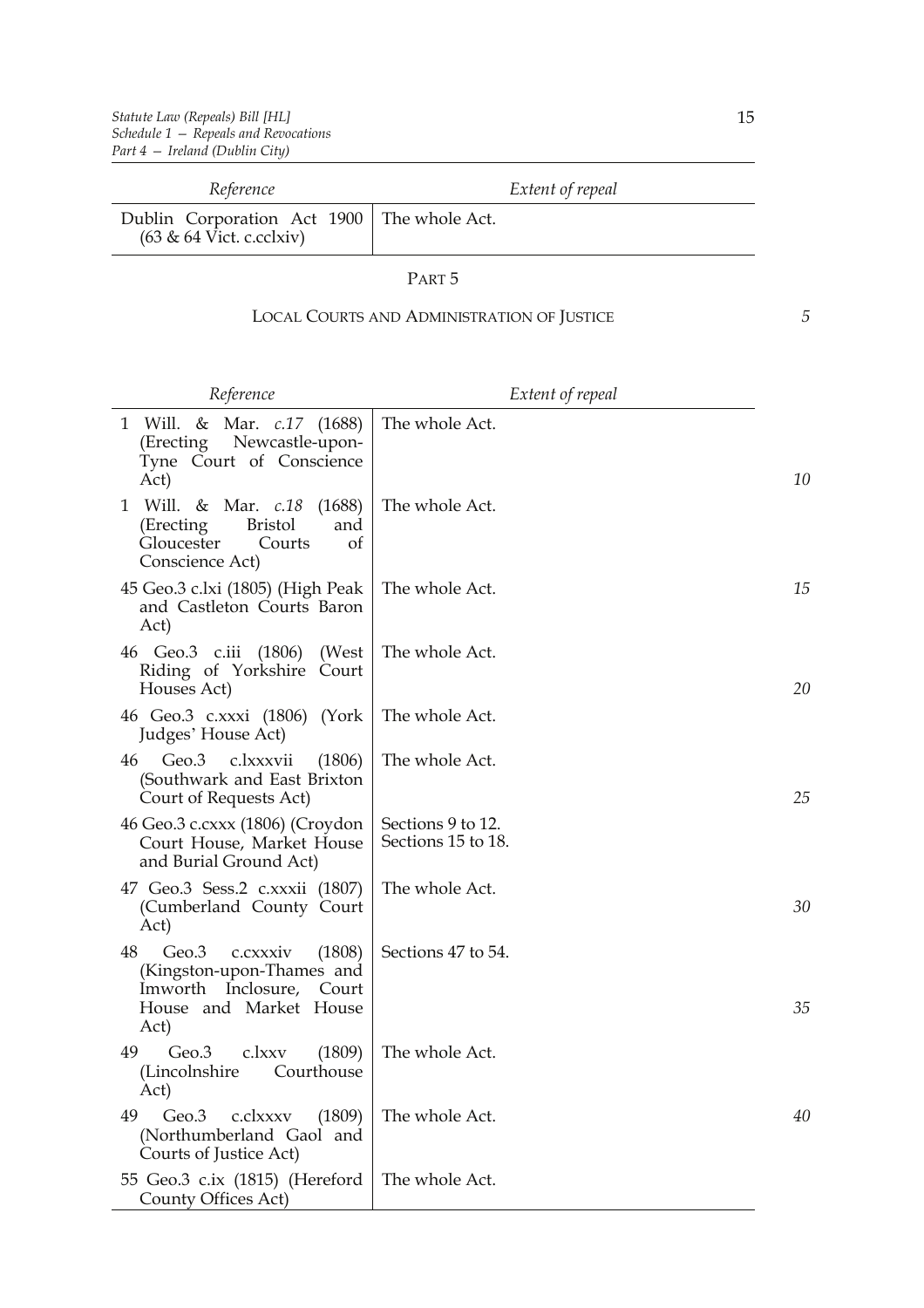| Reference | Extent of repeal |
| --- | --- |
| Dublin Corporation Act 1900 (63 & 64 Vict. c.cclxiv) | The whole Act. |

## PART 5

### LOCAL COURTS AND ADMINISTRATION OF JUSTICE

| Reference | Extent of repeal |
| --- | --- |
| 1 Will. & Mar. *c.17* (1688) (Erecting Newcastle-upon-Tyne Court of Conscience Act) | The whole Act. |
| 1 Will. & Mar. *c.18* (1688) (Erecting Bristol and Gloucester Courts of Conscience Act) | The whole Act. |
| 45 Geo.3 c.lxi (1805) (High Peak and Castleton Courts Baron Act) | The whole Act. |
| 46 Geo.3 c.iii (1806) (West Riding of Yorkshire Court Houses Act) | The whole Act. |
| 46 Geo.3 c.xxxi (1806) (York Judges' House Act) | The whole Act. |
| 46 Geo.3 c.lxxxvii (1806) (Southwark and East Brixton Court of Requests Act) | The whole Act. |
| 46 Geo.3 c.cxxx (1806) (Croydon Court House, Market House and Burial Ground Act) | Sections 9 to 12.<br>Sections 15 to 18. |
| 47 Geo.3 Sess.2 c.xxxii (1807) (Cumberland County Court Act) | The whole Act. |
| 48 Geo.3 c.cxxxiv (1808) (Kingston-upon-Thames and Imworth Inclosure, Court House and Market House Act) | Sections 47 to 54. |
| 49 Geo.3 c.lxxv (1809) (Lincolnshire Courthouse Act) | The whole Act. |
| 49 Geo.3 c.clxxxv (1809) (Northumberland Gaol and Courts of Justice Act) | The whole Act. |
| 55 Geo.3 c.ix (1815) (Hereford County Offices Act) | The whole Act. |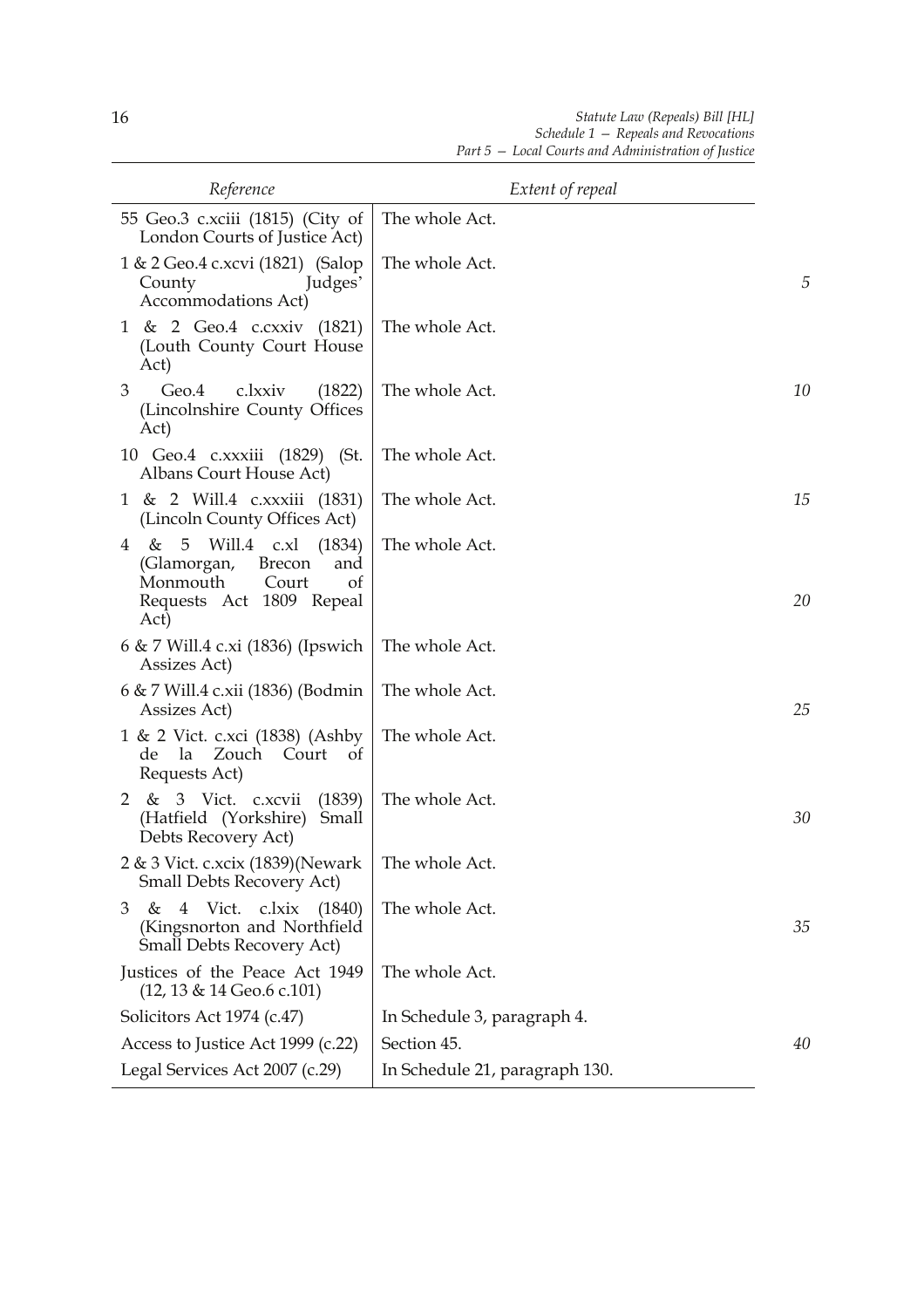| Reference | Extent of repeal |
|---|---|
| 55 Geo.3 c.xciii (1815) (City of London Courts of Justice Act) | The whole Act. |
| 1 & 2 Geo.4 c.xcvi (1821) (Salop County Judges' Accommodations Act) | The whole Act. |
| 1 & 2 Geo.4 c.cxxiv (1821) (Louth County Court House Act) | The whole Act. |
| 3 Geo.4 c.lxxiv (1822) (Lincolnshire County Offices Act) | The whole Act. |
| 10 Geo.4 c.xxxiii (1829) (St. Albans Court House Act) | The whole Act. |
| 1 & 2 Will.4 c.xxxiii (1831) (Lincoln County Offices Act) | The whole Act. |
| 4 & 5 Will.4 c.xl (1834) (Glamorgan, Brecon and Monmouth Court of Requests Act 1809 Repeal Act) | The whole Act. |
| 6 & 7 Will.4 c.xi (1836) (Ipswich Assizes Act) | The whole Act. |
| 6 & 7 Will.4 c.xii (1836) (Bodmin Assizes Act) | The whole Act. |
| 1 & 2 Vict. c.xci (1838) (Ashby de la Zouch Court of Requests Act) | The whole Act. |
| 2 & 3 Vict. c.xcvii (1839) (Hatfield (Yorkshire) Small Debts Recovery Act) | The whole Act. |
| 2 & 3 Vict. c.xcix (1839)(Newark Small Debts Recovery Act) | The whole Act. |
| 3 & 4 Vict. c.lxix (1840) (Kingsnorton and Northfield Small Debts Recovery Act) | The whole Act. |
| Justices of the Peace Act 1949 (12, 13 & 14 Geo.6 c.101) | The whole Act. |
| Solicitors Act 1974 (c.47) | In Schedule 3, paragraph 4. |
| Access to Justice Act 1999 (c.22) | Section 45. |
| Legal Services Act 2007 (c.29) | In Schedule 21, paragraph 130. |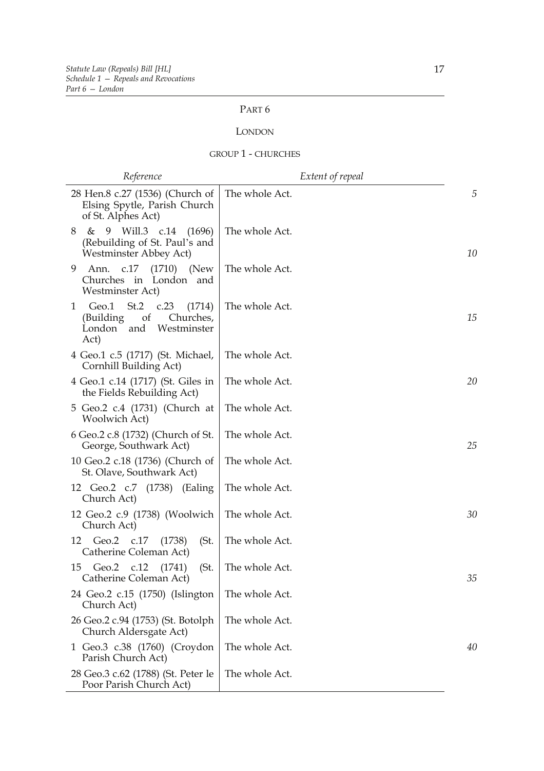## PART 6

## LONDON

### GROUP 1 - CHURCHES

| *Reference* | *Extent of repeal* |
|---|---|
| 28 Hen.8 c.27 (1536) (Church of Elsing Spytle, Parish Church of St. Alphes Act) | The whole Act. |
| 8 & 9 Will.3 c.14 (1696) (Rebuilding of St. Paul's and Westminster Abbey Act) | The whole Act. |
| 9 Ann. c.17 (1710) (New Churches in London and Westminster Act) | The whole Act. |
| 1 Geo.1 St.2 c.23 (1714) (Building of Churches, London and Westminster Act) | The whole Act. |
| 4 Geo.1 c.5 (1717) (St. Michael, Cornhill Building Act) | The whole Act. |
| 4 Geo.1 c.14 (1717) (St. Giles in the Fields Rebuilding Act) | The whole Act. |
| 5 Geo.2 c.4 (1731) (Church at Woolwich Act) | The whole Act. |
| 6 Geo.2 c.8 (1732) (Church of St. George, Southwark Act) | The whole Act. |
| 10 Geo.2 c.18 (1736) (Church of St. Olave, Southwark Act) | The whole Act. |
| 12 Geo.2 c.7 (1738) (Ealing Church Act) | The whole Act. |
| 12 Geo.2 c.9 (1738) (Woolwich Church Act) | The whole Act. |
| 12 Geo.2 c.17 (1738) (St. Catherine Coleman Act) | The whole Act. |
| 15 Geo.2 c.12 (1741) (St. Catherine Coleman Act) | The whole Act. |
| 24 Geo.2 c.15 (1750) (Islington Church Act) | The whole Act. |
| 26 Geo.2 c.94 (1753) (St. Botolph Church Aldersgate Act) | The whole Act. |
| 1 Geo.3 c.38 (1760) (Croydon Parish Church Act) | The whole Act. |
| 28 Geo.3 c.62 (1788) (St. Peter le Poor Parish Church Act) | The whole Act. |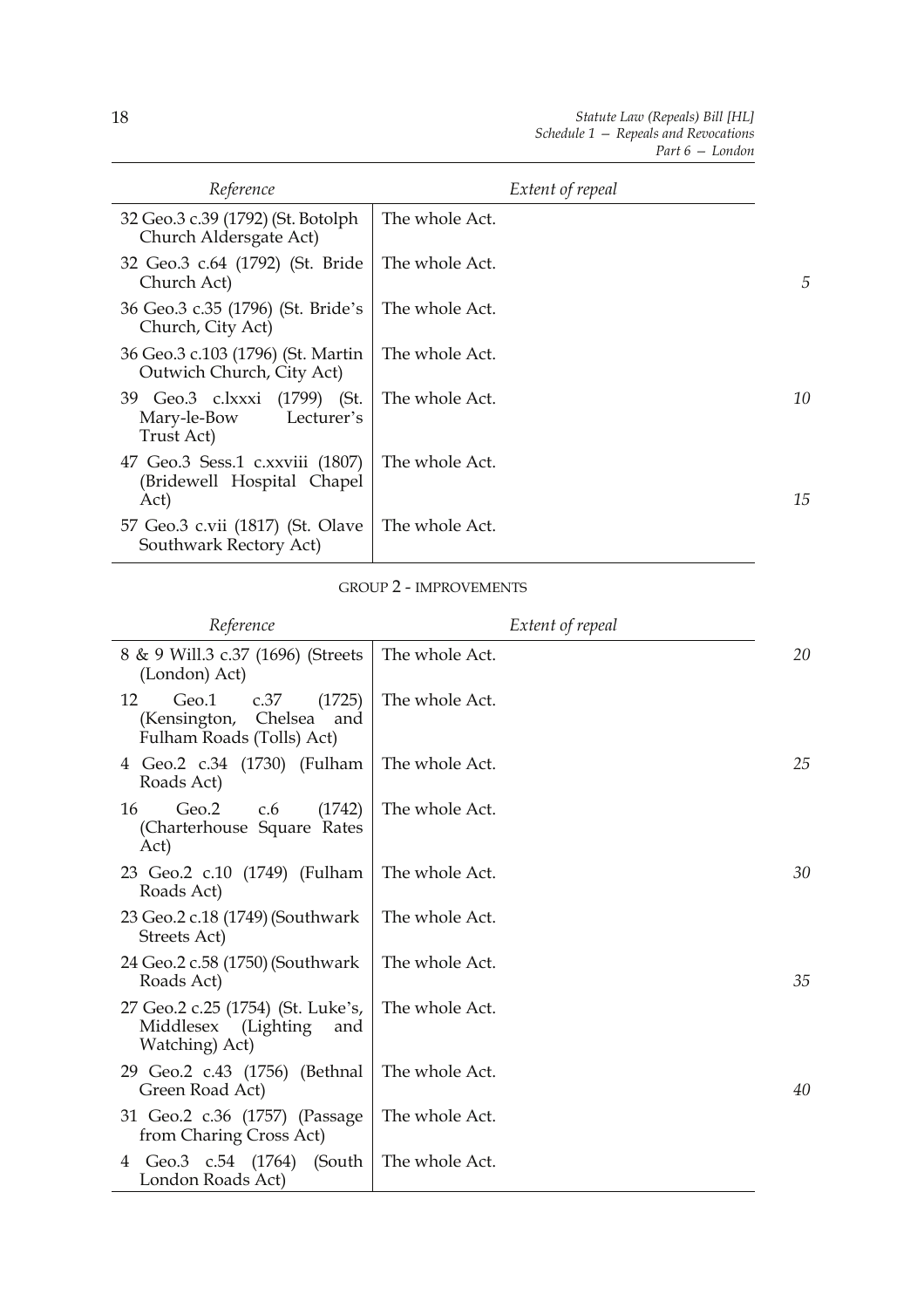| Reference | Extent of repeal |
|---|---|
| 32 Geo.3 c.39 (1792) (St. Botolph Church Aldersgate Act) | The whole Act. |
| 32 Geo.3 c.64 (1792) (St. Bride Church Act) | The whole Act. |
| 36 Geo.3 c.35 (1796) (St. Bride's Church, City Act) | The whole Act. |
| 36 Geo.3 c.103 (1796) (St. Martin Outwich Church, City Act) | The whole Act. |
| 39 Geo.3 c.lxxxi (1799) (St. Mary-le-Bow Lecturer's Trust Act) | The whole Act. |
| 47 Geo.3 Sess.1 c.xxviii (1807) (Bridewell Hospital Chapel Act) | The whole Act. |
| 57 Geo.3 c.vii (1817) (St. Olave Southwark Rectory Act) | The whole Act. |

GROUP 2 - IMPROVEMENTS

| Reference | Extent of repeal |
|---|---|
| 8 & 9 Will.3 c.37 (1696) (Streets (London) Act) | The whole Act. |
| 12 Geo.1 c.37 (1725) (Kensington, Chelsea and Fulham Roads (Tolls) Act) | The whole Act. |
| 4 Geo.2 c.34 (1730) (Fulham Roads Act) | The whole Act. |
| 16 Geo.2 c.6 (1742) (Charterhouse Square Rates Act) | The whole Act. |
| 23 Geo.2 c.10 (1749) (Fulham Roads Act) | The whole Act. |
| 23 Geo.2 c.18 (1749) (Southwark Streets Act) | The whole Act. |
| 24 Geo.2 c.58 (1750) (Southwark Roads Act) | The whole Act. |
| 27 Geo.2 c.25 (1754) (St. Luke's, Middlesex (Lighting and Watching) Act) | The whole Act. |
| 29 Geo.2 c.43 (1756) (Bethnal Green Road Act) | The whole Act. |
| 31 Geo.2 c.36 (1757) (Passage from Charing Cross Act) | The whole Act. |
| 4 Geo.3 c.54 (1764) (South London Roads Act) | The whole Act. |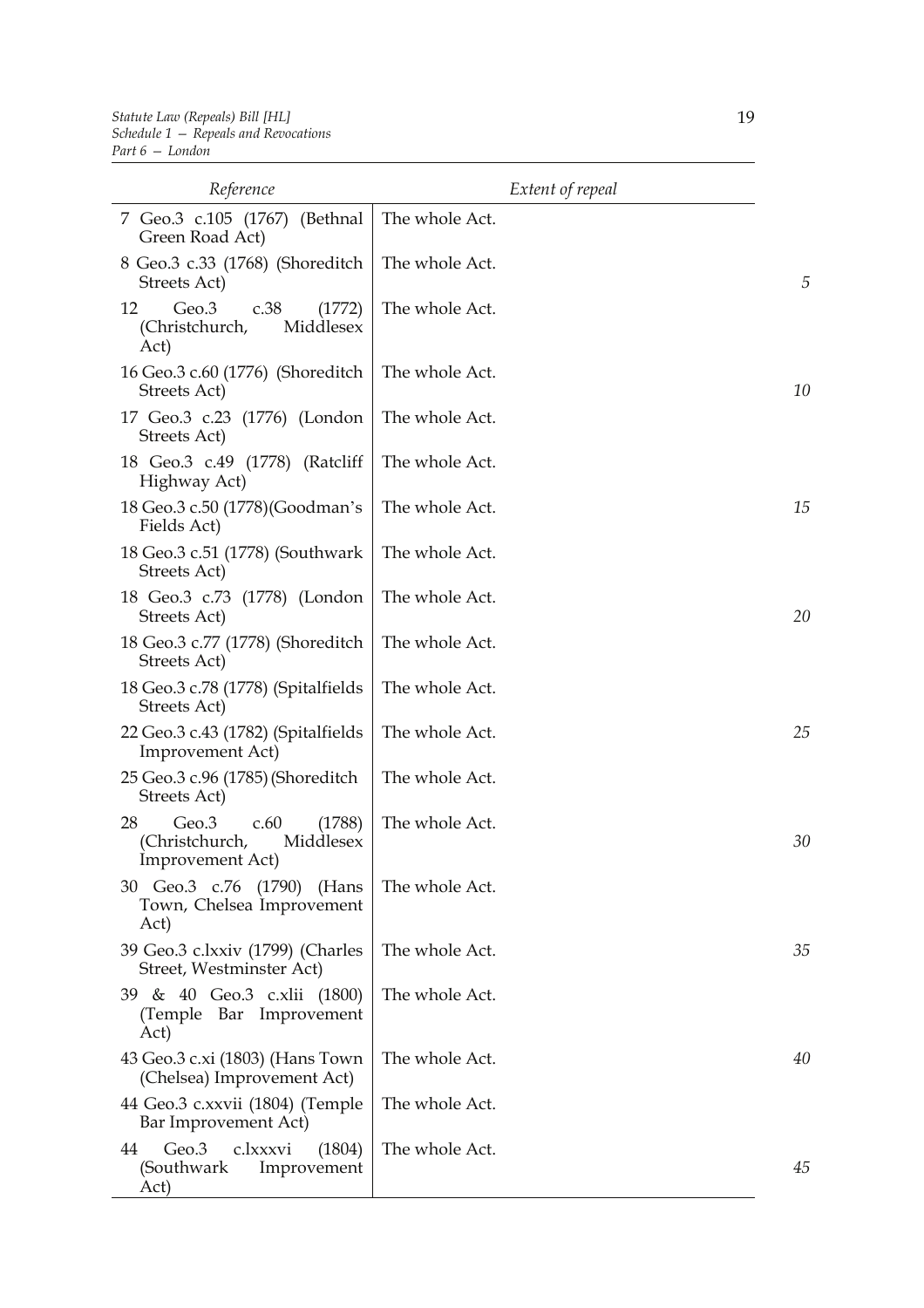| Reference | Extent of repeal |
| --- | --- |
| 7 Geo.3 c.105 (1767) (Bethnal Green Road Act) | The whole Act. |
| 8 Geo.3 c.33 (1768) (Shoreditch Streets Act) | The whole Act. |
| 12 Geo.3 c.38 (1772) (Christchurch, Middlesex Act) | The whole Act. |
| 16 Geo.3 c.60 (1776) (Shoreditch Streets Act) | The whole Act. |
| 17 Geo.3 c.23 (1776) (London Streets Act) | The whole Act. |
| 18 Geo.3 c.49 (1778) (Ratcliff Highway Act) | The whole Act. |
| 18 Geo.3 c.50 (1778)(Goodman's Fields Act) | The whole Act. |
| 18 Geo.3 c.51 (1778) (Southwark Streets Act) | The whole Act. |
| 18 Geo.3 c.73 (1778) (London Streets Act) | The whole Act. |
| 18 Geo.3 c.77 (1778) (Shoreditch Streets Act) | The whole Act. |
| 18 Geo.3 c.78 (1778) (Spitalfields Streets Act) | The whole Act. |
| 22 Geo.3 c.43 (1782) (Spitalfields Improvement Act) | The whole Act. |
| 25 Geo.3 c.96 (1785) (Shoreditch Streets Act) | The whole Act. |
| 28 Geo.3 c.60 (1788) (Christchurch, Middlesex Improvement Act) | The whole Act. |
| 30 Geo.3 c.76 (1790) (Hans Town, Chelsea Improvement Act) | The whole Act. |
| 39 Geo.3 c.lxxiv (1799) (Charles Street, Westminster Act) | The whole Act. |
| 39 & 40 Geo.3 c.xlii (1800) (Temple Bar Improvement Act) | The whole Act. |
| 43 Geo.3 c.xi (1803) (Hans Town (Chelsea) Improvement Act) | The whole Act. |
| 44 Geo.3 c.xxvii (1804) (Temple Bar Improvement Act) | The whole Act. |
| 44 Geo.3 c.lxxxvi (1804) (Southwark Improvement Act) | The whole Act. |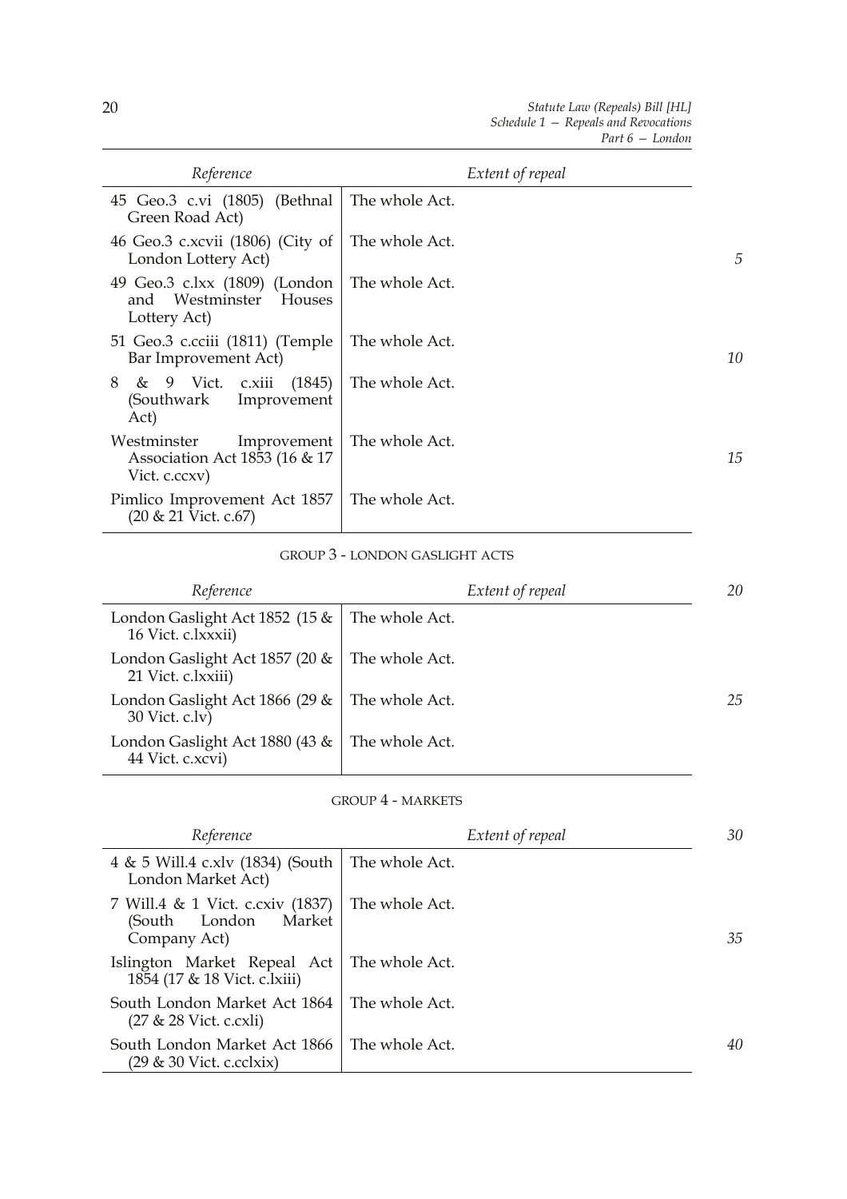| Reference | Extent of repeal |
|---|---|
| 45 Geo.3 c.vi (1805) (Bethnal Green Road Act) | The whole Act. |
| 46 Geo.3 c.xcvii (1806) (City of London Lottery Act) | The whole Act. |
| 49 Geo.3 c.lxx (1809) (London and Westminster Houses Lottery Act) | The whole Act. |
| 51 Geo.3 c.cciii (1811) (Temple Bar Improvement Act) | The whole Act. |
| 8 & 9 Vict. c.xiii (1845) (Southwark Improvement Act) | The whole Act. |
| Westminster Improvement Association Act 1853 (16 & 17 Vict. c.ccxv) | The whole Act. |
| Pimlico Improvement Act 1857 (20 & 21 Vict. c.67) | The whole Act. |

GROUP 3 - LONDON GASLIGHT ACTS

| Reference | Extent of repeal |
|---|---|
| London Gaslight Act 1852 (15 & 16 Vict. c.lxxxii) | The whole Act. |
| London Gaslight Act 1857 (20 & 21 Vict. c.lxxiii) | The whole Act. |
| London Gaslight Act 1866 (29 & 30 Vict. c.lv) | The whole Act. |
| London Gaslight Act 1880 (43 & 44 Vict. c.xcvi) | The whole Act. |

GROUP 4 - MARKETS

| Reference | Extent of repeal |
|---|---|
| 4 & 5 Will.4 c.xlv (1834) (South London Market Act) | The whole Act. |
| 7 Will.4 & 1 Vict. c.cxiv (1837) (South London Market Company Act) | The whole Act. |
| Islington Market Repeal Act 1854 (17 & 18 Vict. c.lxiii) | The whole Act. |
| South London Market Act 1864 (27 & 28 Vict. c.cxli) | The whole Act. |
| South London Market Act 1866 (29 & 30 Vict. c.cclxix) | The whole Act. |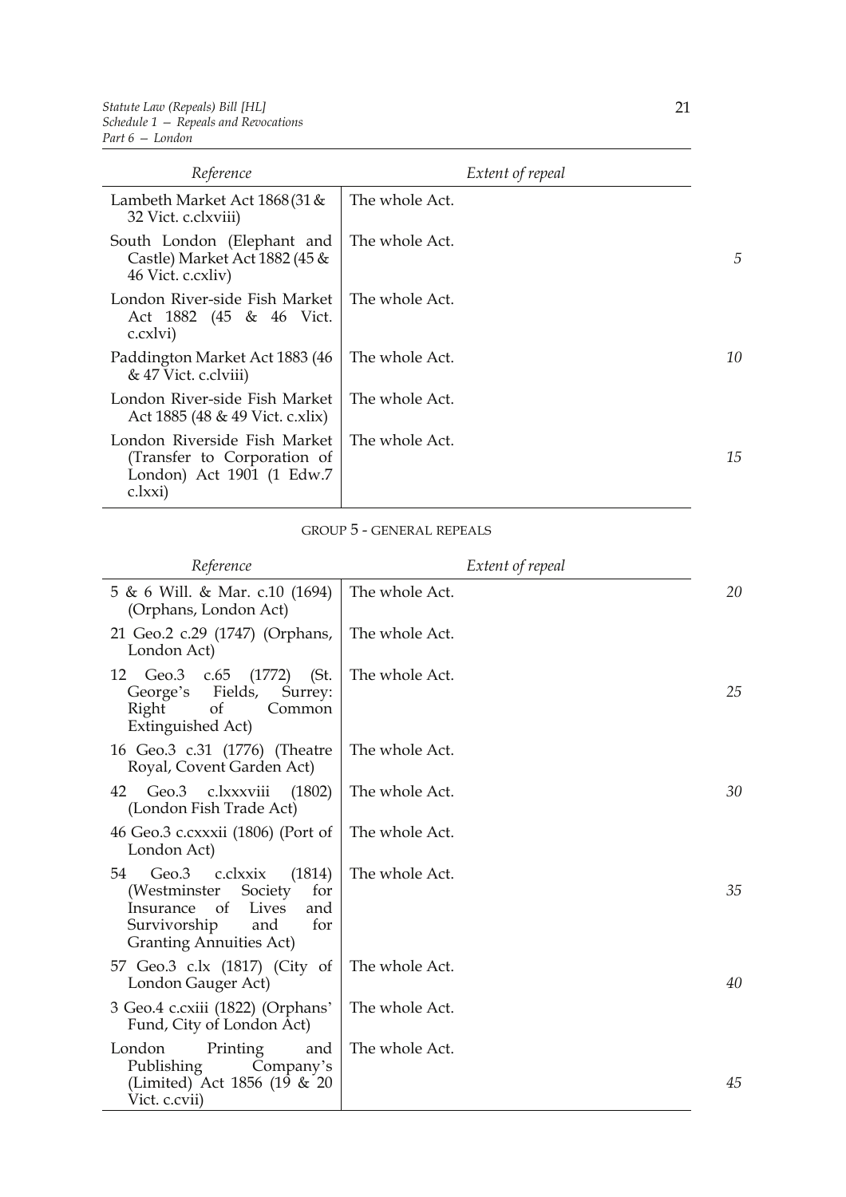| Reference | Extent of repeal |
|---|---|
| Lambeth Market Act 1868 (31 & 32 Vict. c.clxviii) | The whole Act. |
| South London (Elephant and Castle) Market Act 1882 (45 & 46 Vict. c.cxliv) | The whole Act. |
| London River-side Fish Market Act 1882 (45 & 46 Vict. c.cxlvi) | The whole Act. |
| Paddington Market Act 1883 (46 & 47 Vict. c.clviii) | The whole Act. |
| London River-side Fish Market Act 1885 (48 & 49 Vict. c.xlix) | The whole Act. |
| London Riverside Fish Market (Transfer to Corporation of London) Act 1901 (1 Edw.7 c.lxxi) | The whole Act. |

GROUP 5 - GENERAL REPEALS

| Reference | Extent of repeal |
|---|---|
| 5 & 6 Will. & Mar. c.10 (1694) (Orphans, London Act) | The whole Act. |
| 21 Geo.2 c.29 (1747) (Orphans, London Act) | The whole Act. |
| 12 Geo.3 c.65 (1772) (St. George's Fields, Surrey: Right of Common Extinguished Act) | The whole Act. |
| 16 Geo.3 c.31 (1776) (Theatre Royal, Covent Garden Act) | The whole Act. |
| 42 Geo.3 c.lxxxviii (1802) (London Fish Trade Act) | The whole Act. |
| 46 Geo.3 c.cxxxii (1806) (Port of London Act) | The whole Act. |
| 54 Geo.3 c.clxxix (1814) (Westminster Society for Insurance of Lives and Survivorship and for Granting Annuities Act) | The whole Act. |
| 57 Geo.3 c.lx (1817) (City of London Gauger Act) | The whole Act. |
| 3 Geo.4 c.cxiii (1822) (Orphans' Fund, City of London Act) | The whole Act. |
| London Printing and Publishing Company's (Limited) Act 1856 (19 & 20 Vict. c.cvii) | The whole Act. |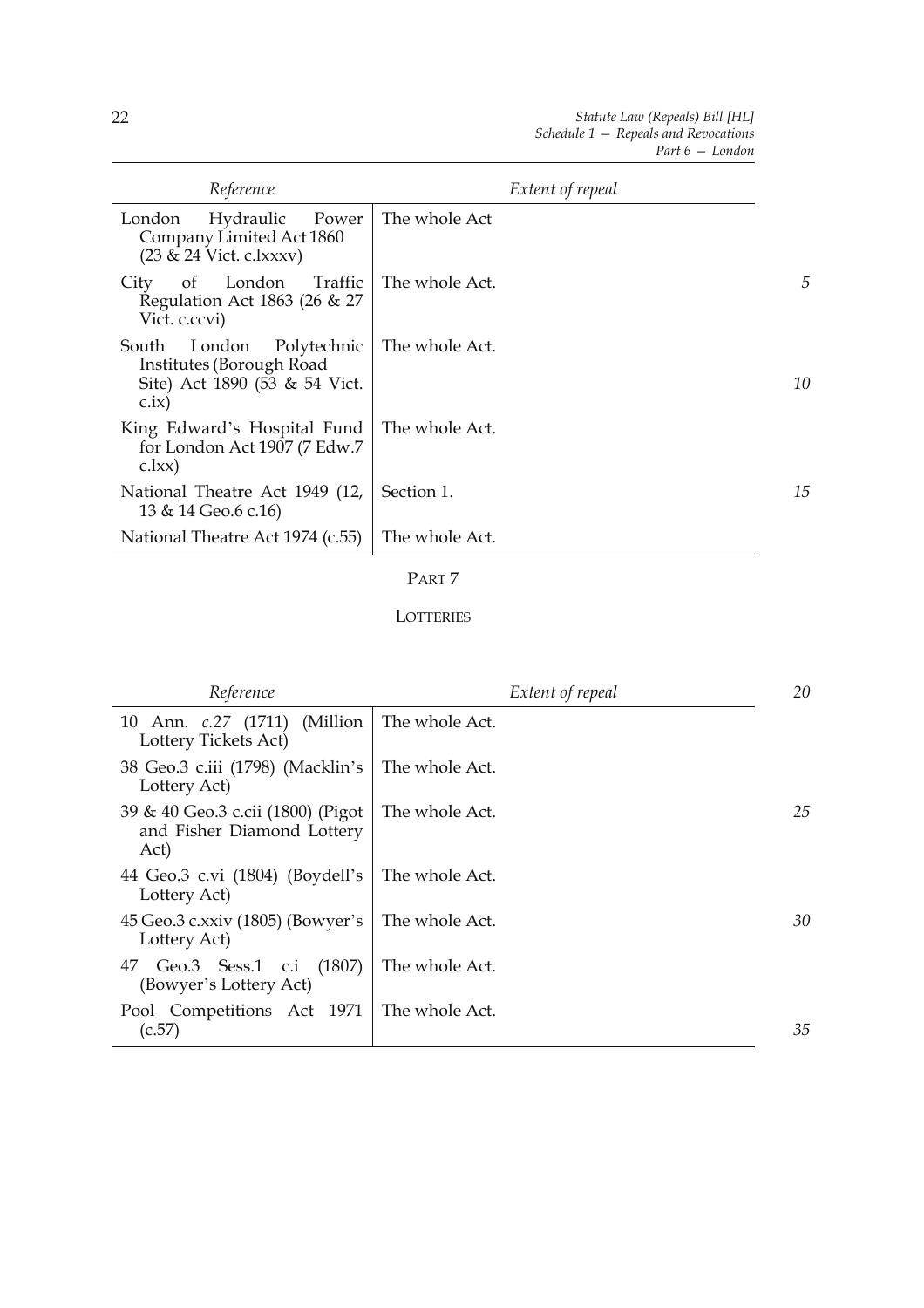| Reference | Extent of repeal |
|---|---|
| London Hydraulic Power Company Limited Act 1860 (23 & 24 Vict. c.lxxxv) | The whole Act |
| City of London Traffic Regulation Act 1863 (26 & 27 Vict. c.ccvi) | The whole Act. |
| South London Polytechnic Institutes (Borough Road Site) Act 1890 (53 & 54 Vict. c.ix) | The whole Act. |
| King Edward's Hospital Fund for London Act 1907 (7 Edw.7 c.lxx) | The whole Act. |
| National Theatre Act 1949 (12, 13 & 14 Geo.6 c.16) | Section 1. |
| National Theatre Act 1974 (c.55) | The whole Act. |

## PART 7

## LOTTERIES

| Reference | Extent of repeal |
|---|---|
| 10 Ann. *c.27* (1711) (Million Lottery Tickets Act) | The whole Act. |
| 38 Geo.3 c.iii (1798) (Macklin's Lottery Act) | The whole Act. |
| 39 & 40 Geo.3 c.cii (1800) (Pigot and Fisher Diamond Lottery Act) | The whole Act. |
| 44 Geo.3 c.vi (1804) (Boydell's Lottery Act) | The whole Act. |
| 45 Geo.3 c.xxiv (1805) (Bowyer's Lottery Act) | The whole Act. |
| 47 Geo.3 Sess.1 c.i (1807) (Bowyer's Lottery Act) | The whole Act. |
| Pool Competitions Act 1971 (c.57) | The whole Act. |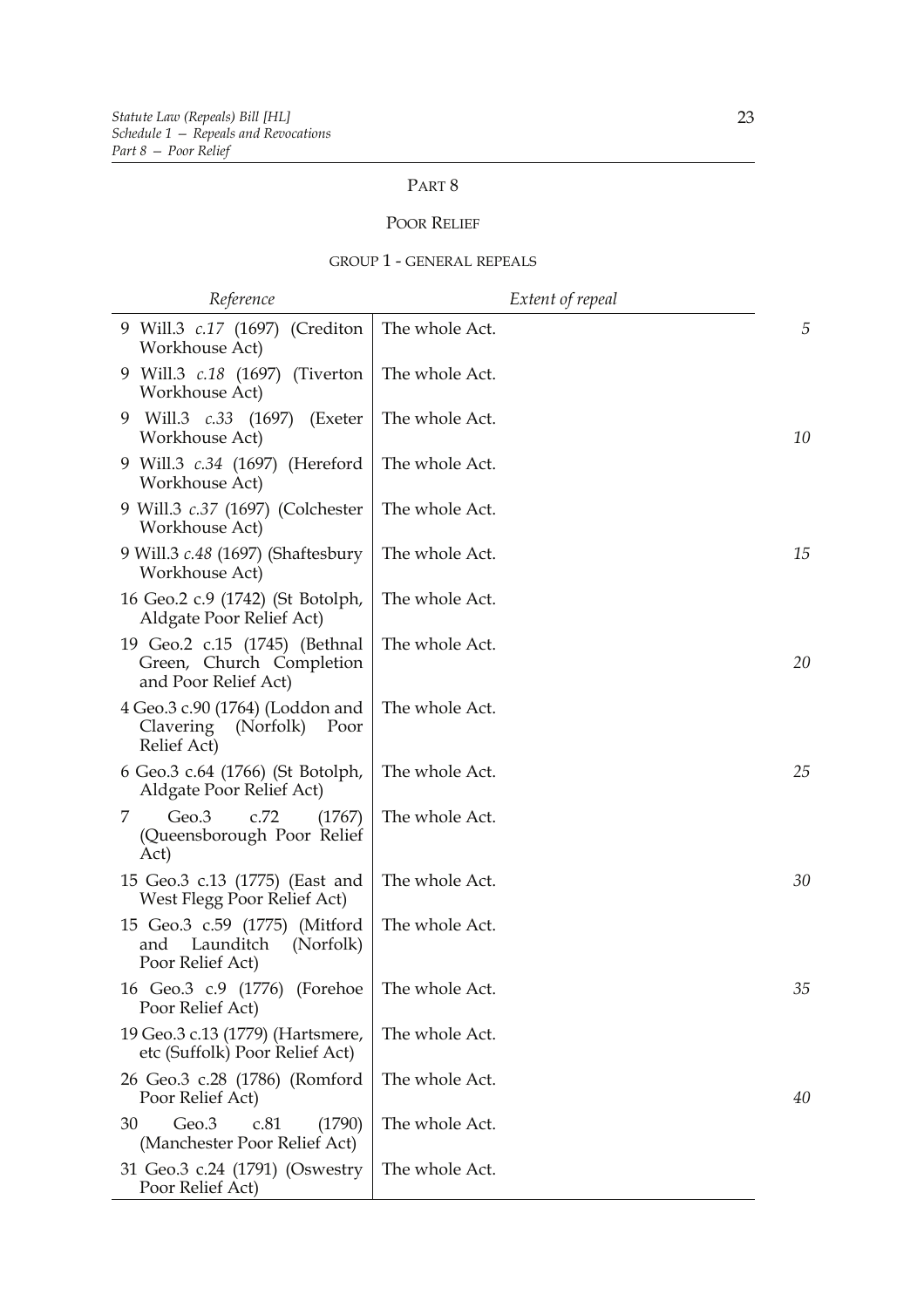## PART 8

## POOR RELIEF

### GROUP 1 - GENERAL REPEALS

| *Reference* | *Extent of repeal* |
| --- | --- |
| 9 Will.3 *c.17* (1697) (Crediton Workhouse Act) | The whole Act. |
| 9 Will.3 *c.18* (1697) (Tiverton Workhouse Act) | The whole Act. |
| 9 Will.3 *c.33* (1697) (Exeter Workhouse Act) | The whole Act. |
| 9 Will.3 *c.34* (1697) (Hereford Workhouse Act) | The whole Act. |
| 9 Will.3 *c.37* (1697) (Colchester Workhouse Act) | The whole Act. |
| 9 Will.3 *c.48* (1697) (Shaftesbury Workhouse Act) | The whole Act. |
| 16 Geo.2 c.9 (1742) (St Botolph, Aldgate Poor Relief Act) | The whole Act. |
| 19 Geo.2 c.15 (1745) (Bethnal Green, Church Completion and Poor Relief Act) | The whole Act. |
| 4 Geo.3 c.90 (1764) (Loddon and Clavering (Norfolk) Poor Relief Act) | The whole Act. |
| 6 Geo.3 c.64 (1766) (St Botolph, Aldgate Poor Relief Act) | The whole Act. |
| 7 Geo.3 c.72 (1767) (Queensborough Poor Relief Act) | The whole Act. |
| 15 Geo.3 c.13 (1775) (East and West Flegg Poor Relief Act) | The whole Act. |
| 15 Geo.3 c.59 (1775) (Mitford and Launditch (Norfolk) Poor Relief Act) | The whole Act. |
| 16 Geo.3 c.9 (1776) (Forehoe Poor Relief Act) | The whole Act. |
| 19 Geo.3 c.13 (1779) (Hartsmere, etc (Suffolk) Poor Relief Act) | The whole Act. |
| 26 Geo.3 c.28 (1786) (Romford Poor Relief Act) | The whole Act. |
| 30 Geo.3 c.81 (1790) (Manchester Poor Relief Act) | The whole Act. |
| 31 Geo.3 c.24 (1791) (Oswestry Poor Relief Act) | The whole Act. |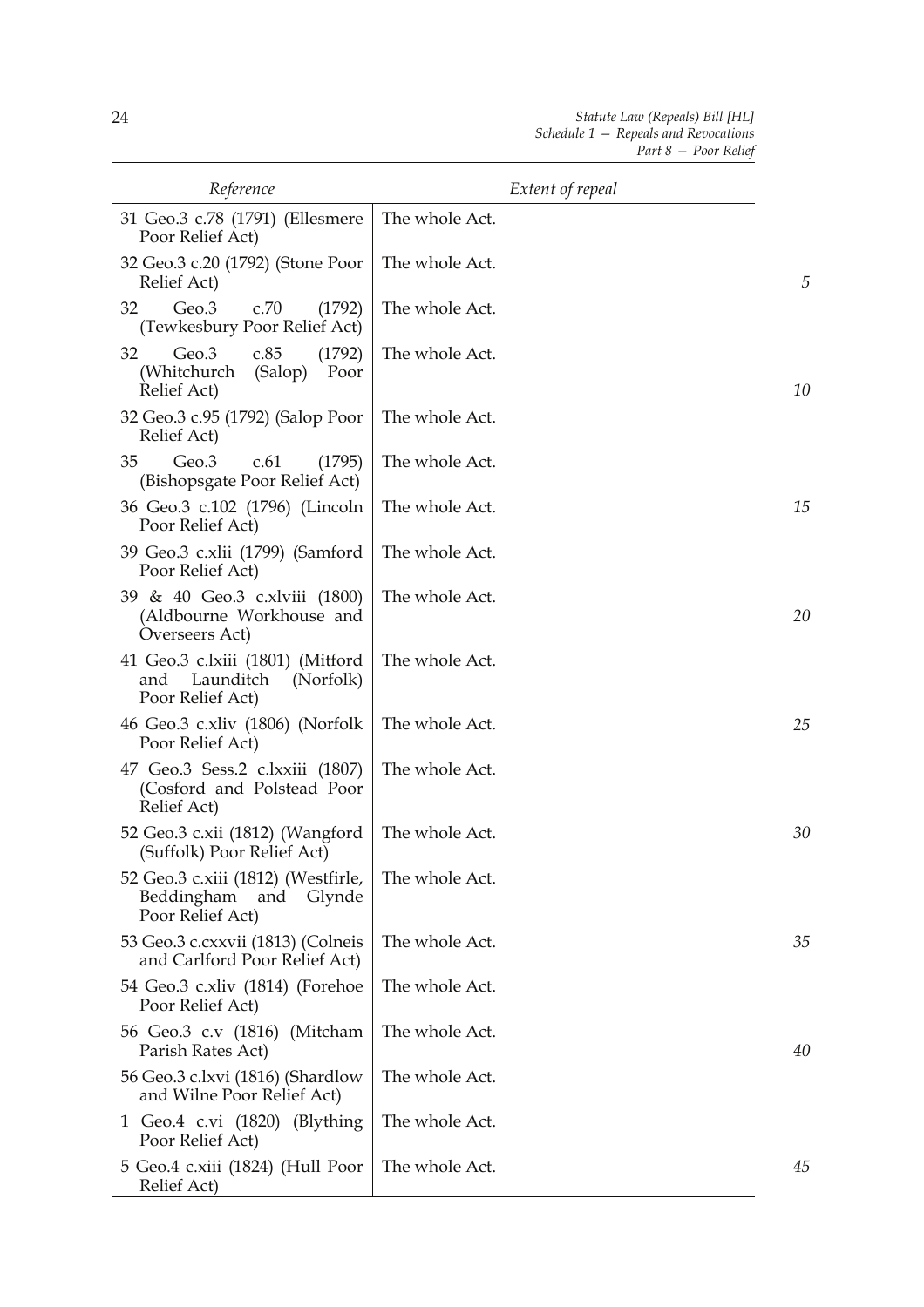| Reference | Extent of repeal |
|---|---|
| 31 Geo.3 c.78 (1791) (Ellesmere Poor Relief Act) | The whole Act. |
| 32 Geo.3 c.20 (1792) (Stone Poor Relief Act) | The whole Act. |
| 32 Geo.3 c.70 (1792) (Tewkesbury Poor Relief Act) | The whole Act. |
| 32 Geo.3 c.85 (1792) (Whitchurch (Salop) Poor Relief Act) | The whole Act. |
| 32 Geo.3 c.95 (1792) (Salop Poor Relief Act) | The whole Act. |
| 35 Geo.3 c.61 (1795) (Bishopsgate Poor Relief Act) | The whole Act. |
| 36 Geo.3 c.102 (1796) (Lincoln Poor Relief Act) | The whole Act. |
| 39 Geo.3 c.xlii (1799) (Samford Poor Relief Act) | The whole Act. |
| 39 & 40 Geo.3 c.xlviii (1800) (Aldbourne Workhouse and Overseers Act) | The whole Act. |
| 41 Geo.3 c.lxiii (1801) (Mitford and Launditch (Norfolk) Poor Relief Act) | The whole Act. |
| 46 Geo.3 c.xliv (1806) (Norfolk Poor Relief Act) | The whole Act. |
| 47 Geo.3 Sess.2 c.lxxiii (1807) (Cosford and Polstead Poor Relief Act) | The whole Act. |
| 52 Geo.3 c.xii (1812) (Wangford (Suffolk) Poor Relief Act) | The whole Act. |
| 52 Geo.3 c.xiii (1812) (Westfirle, Beddingham and Glynde Poor Relief Act) | The whole Act. |
| 53 Geo.3 c.cxxvii (1813) (Colneis and Carlford Poor Relief Act) | The whole Act. |
| 54 Geo.3 c.xliv (1814) (Forehoe Poor Relief Act) | The whole Act. |
| 56 Geo.3 c.v (1816) (Mitcham Parish Rates Act) | The whole Act. |
| 56 Geo.3 c.lxvi (1816) (Shardlow and Wilne Poor Relief Act) | The whole Act. |
| 1 Geo.4 c.vi (1820) (Blything Poor Relief Act) | The whole Act. |
| 5 Geo.4 c.xiii (1824) (Hull Poor Relief Act) | The whole Act. |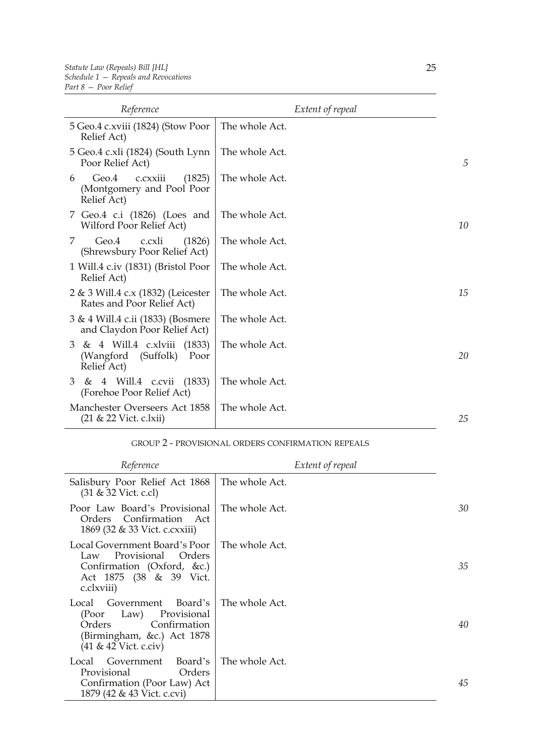| Reference | Extent of repeal |
|---|---|
| 5 Geo.4 c.xviii (1824) (Stow Poor Relief Act) | The whole Act. |
| 5 Geo.4 c.xli (1824) (South Lynn Poor Relief Act) | The whole Act. |
| 6 Geo.4 c.cxxiii (1825) (Montgomery and Pool Poor Relief Act) | The whole Act. |
| 7 Geo.4 c.i (1826) (Loes and Wilford Poor Relief Act) | The whole Act. |
| 7 Geo.4 c.cxli (1826) (Shrewsbury Poor Relief Act) | The whole Act. |
| 1 Will.4 c.iv (1831) (Bristol Poor Relief Act) | The whole Act. |
| 2 & 3 Will.4 c.x (1832) (Leicester Rates and Poor Relief Act) | The whole Act. |
| 3 & 4 Will.4 c.ii (1833) (Bosmere and Claydon Poor Relief Act) | The whole Act. |
| 3 & 4 Will.4 c.xlviii (1833) (Wangford (Suffolk) Poor Relief Act) | The whole Act. |
| 3 & 4 Will.4 c.cvii (1833) (Forehoe Poor Relief Act) | The whole Act. |
| Manchester Overseers Act 1858 (21 & 22 Vict. c.lxii) | The whole Act. |

GROUP 2 - PROVISIONAL ORDERS CONFIRMATION REPEALS

| Reference | Extent of repeal |
|---|---|
| Salisbury Poor Relief Act 1868 (31 & 32 Vict. c.cl) | The whole Act. |
| Poor Law Board's Provisional Orders Confirmation Act 1869 (32 & 33 Vict. c.cxxiii) | The whole Act. |
| Local Government Board's Poor Law Provisional Orders Confirmation (Oxford, &c.) Act 1875 (38 & 39 Vict. c.clxviii) | The whole Act. |
| Local Government Board's (Poor Law) Provisional Orders Confirmation (Birmingham, &c.) Act 1878 (41 & 42 Vict. c.civ) | The whole Act. |
| Local Government Board's Provisional Orders Confirmation (Poor Law) Act 1879 (42 & 43 Vict. c.cvi) | The whole Act. |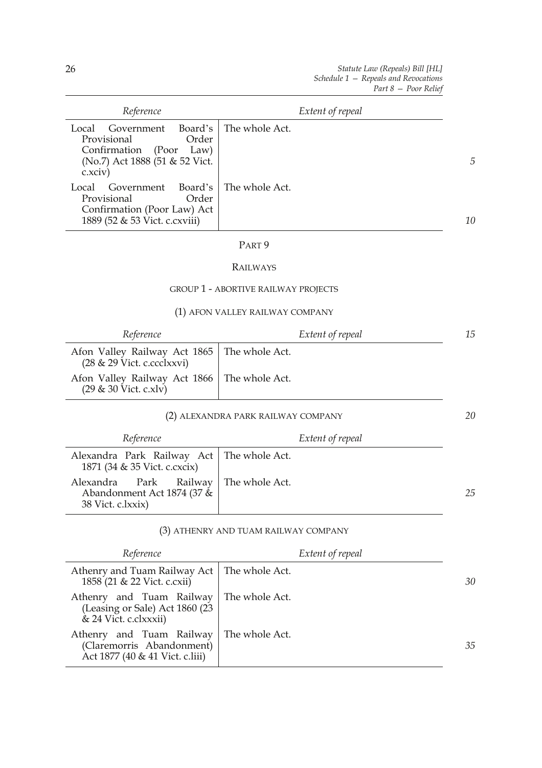| Reference | Extent of repeal |
|---|---|
| Local Government Board's Provisional Order Confirmation (Poor Law) (No.7) Act 1888 (51 & 52 Vict. c.xciv) | The whole Act. |
| Local Government Board's Provisional Order Confirmation (Poor Law) Act 1889 (52 & 53 Vict. c.cxviii) | The whole Act. |

## PART 9

## RAILWAYS

### GROUP 1 - ABORTIVE RAILWAY PROJECTS

#### (1) AFON VALLEY RAILWAY COMPANY

| Reference | Extent of repeal |
|---|---|
| Afon Valley Railway Act 1865 (28 & 29 Vict. c.ccclxxvi) | The whole Act. |
| Afon Valley Railway Act 1866 (29 & 30 Vict. c.xlv) | The whole Act. |

#### (2) ALEXANDRA PARK RAILWAY COMPANY

| Reference | Extent of repeal |
|---|---|
| Alexandra Park Railway Act 1871 (34 & 35 Vict. c.cxcix) | The whole Act. |
| Alexandra Park Railway Abandonment Act 1874 (37 & 38 Vict. c.lxxix) | The whole Act. |

#### (3) ATHENRY AND TUAM RAILWAY COMPANY

| Reference | Extent of repeal |
|---|---|
| Athenry and Tuam Railway Act 1858 (21 & 22 Vict. c.cxii) | The whole Act. |
| Athenry and Tuam Railway (Leasing or Sale) Act 1860 (23 & 24 Vict. c.clxxxii) | The whole Act. |
| Athenry and Tuam Railway (Claremorris Abandonment) Act 1877 (40 & 41 Vict. c.liii) | The whole Act. |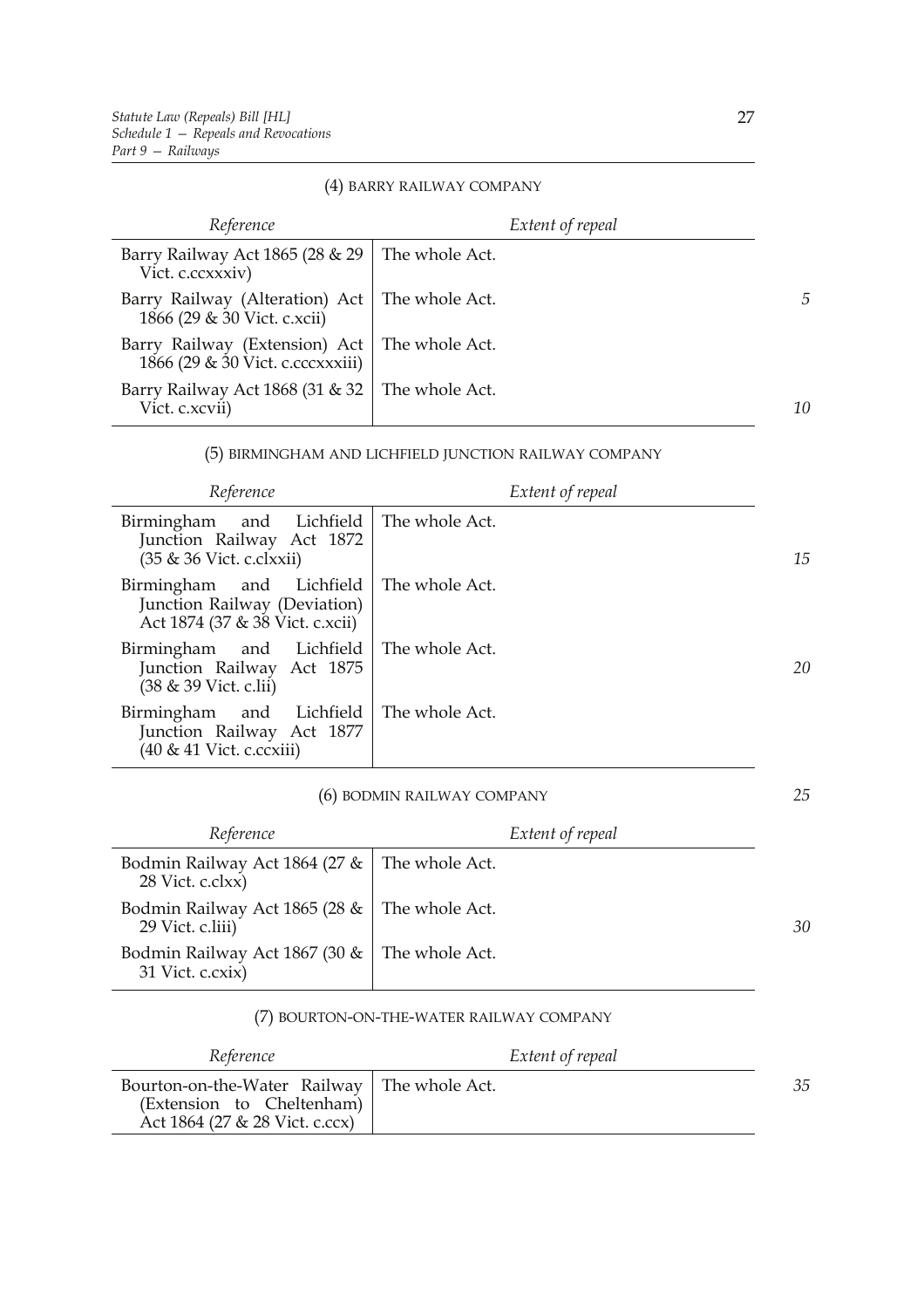#### (4) BARRY RAILWAY COMPANY

| *Reference* | *Extent of repeal* |
| --- | --- |
| Barry Railway Act 1865 (28 & 29 Vict. c.ccxxxiv) | The whole Act. |
| Barry Railway (Alteration) Act 1866 (29 & 30 Vict. c.xcii) | The whole Act. |
| Barry Railway (Extension) Act 1866 (29 & 30 Vict. c.cccxxxiii) | The whole Act. |
| Barry Railway Act 1868 (31 & 32 Vict. c.xcvii) | The whole Act. |

#### (5) BIRMINGHAM AND LICHFIELD JUNCTION RAILWAY COMPANY

| *Reference* | *Extent of repeal* |
| --- | --- |
| Birmingham and Lichfield Junction Railway Act 1872 (35 & 36 Vict. c.clxxii) | The whole Act. |
| Birmingham and Lichfield Junction Railway (Deviation) Act 1874 (37 & 38 Vict. c.xcii) | The whole Act. |
| Birmingham and Lichfield Junction Railway Act 1875 (38 & 39 Vict. c.lii) | The whole Act. |
| Birmingham and Lichfield Junction Railway Act 1877 (40 & 41 Vict. c.ccxiii) | The whole Act. |

#### (6) BODMIN RAILWAY COMPANY

| *Reference* | *Extent of repeal* |
| --- | --- |
| Bodmin Railway Act 1864 (27 & 28 Vict. c.clxx) | The whole Act. |
| Bodmin Railway Act 1865 (28 & 29 Vict. c.liii) | The whole Act. |
| Bodmin Railway Act 1867 (30 & 31 Vict. c.cxix) | The whole Act. |

#### (7) BOURTON-ON-THE-WATER RAILWAY COMPANY

| *Reference* | *Extent of repeal* |
| --- | --- |
| Bourton-on-the-Water Railway (Extension to Cheltenham) Act 1864 (27 & 28 Vict. c.ccx) | The whole Act. |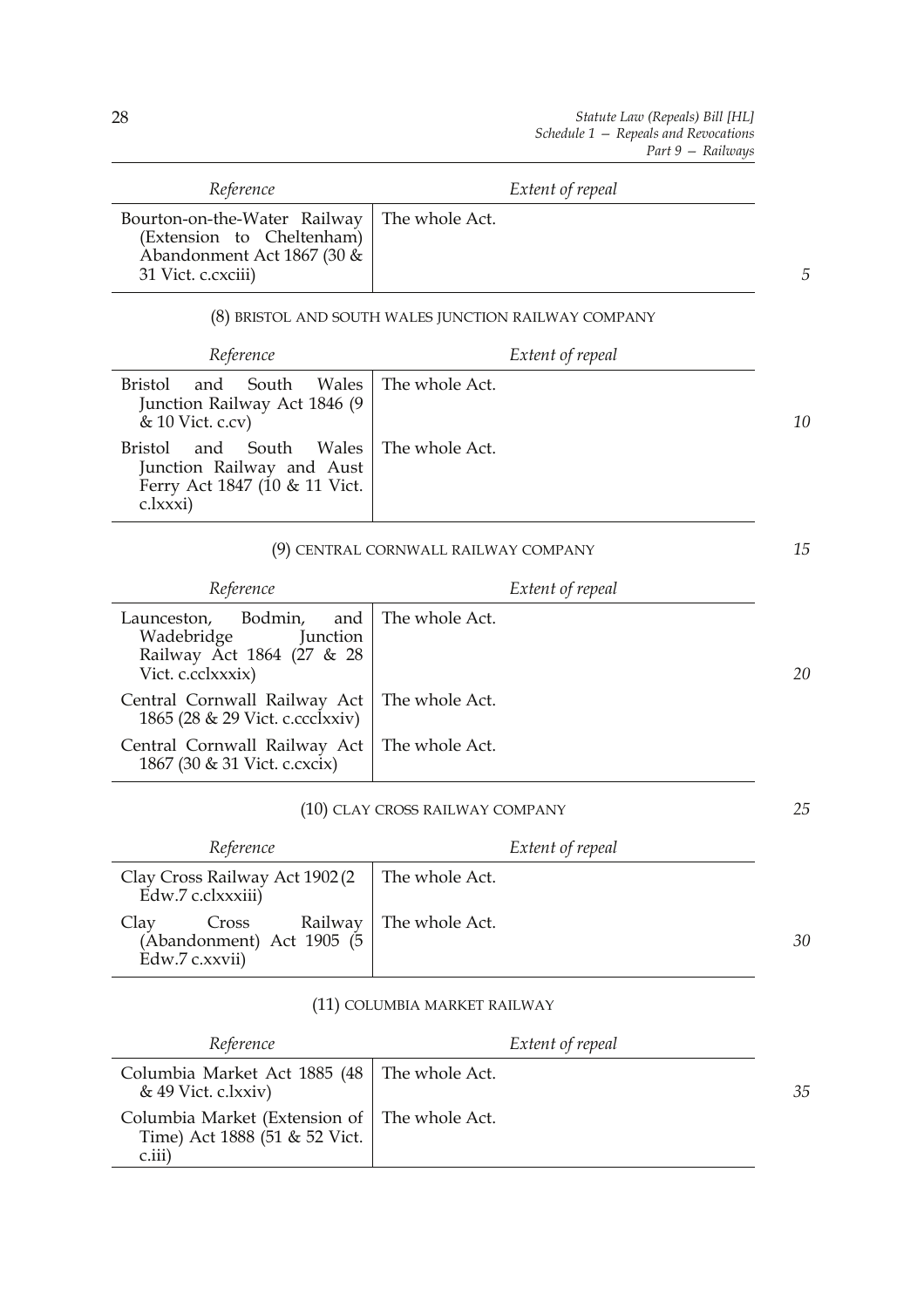| Reference | Extent of repeal |
| --- | --- |
| Bourton-on-the-Water Railway (Extension to Cheltenham) Abandonment Act 1867 (30 & 31 Vict. c.cxciii) | The whole Act. |

(8) BRISTOL AND SOUTH WALES JUNCTION RAILWAY COMPANY

| Reference | Extent of repeal |
| --- | --- |
| Bristol and South Wales Junction Railway Act 1846 (9 & 10 Vict. c.cv) | The whole Act. |
| Bristol and South Wales Junction Railway and Aust Ferry Act 1847 (10 & 11 Vict. c.lxxxi) | The whole Act. |

(9) CENTRAL CORNWALL RAILWAY COMPANY

| Reference | Extent of repeal |
| --- | --- |
| Launceston, Bodmin, and Wadebridge Junction Railway Act 1864 (27 & 28 Vict. c.cclxxxix) | The whole Act. |
| Central Cornwall Railway Act 1865 (28 & 29 Vict. c.ccclxxiv) | The whole Act. |
| Central Cornwall Railway Act 1867 (30 & 31 Vict. c.cxcix) | The whole Act. |

(10) CLAY CROSS RAILWAY COMPANY

| Reference | Extent of repeal |
| --- | --- |
| Clay Cross Railway Act 1902 (2 Edw.7 c.clxxxiii) | The whole Act. |
| Clay Cross Railway (Abandonment) Act 1905 (5 Edw.7 c.xxvii) | The whole Act. |

(11) COLUMBIA MARKET RAILWAY

| Reference | Extent of repeal |
| --- | --- |
| Columbia Market Act 1885 (48 & 49 Vict. c.lxxiv) | The whole Act. |
| Columbia Market (Extension of Time) Act 1888 (51 & 52 Vict. c.iii) | The whole Act. |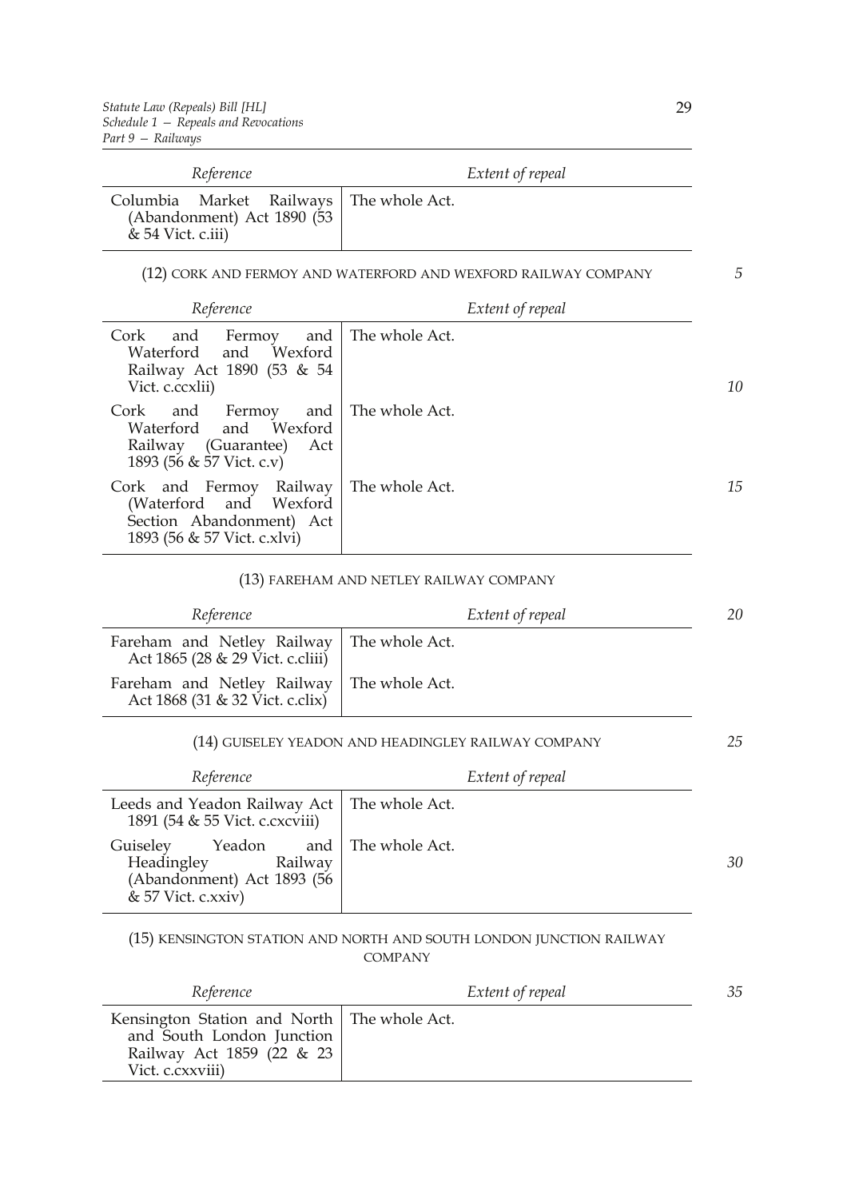| Reference | Extent of repeal |
|---|---|
| Columbia Market Railways (Abandonment) Act 1890 (53 & 54 Vict. c.iii) | The whole Act. |

(12) CORK AND FERMOY AND WATERFORD AND WEXFORD RAILWAY COMPANY

| Reference | Extent of repeal |
|---|---|
| Cork and Fermoy and Waterford and Wexford Railway Act 1890 (53 & 54 Vict. c.ccxlii) | The whole Act. |
| Cork and Fermoy and Waterford and Wexford Railway (Guarantee) Act 1893 (56 & 57 Vict. c.v) | The whole Act. |
| Cork and Fermoy Railway (Waterford and Wexford Section Abandonment) Act 1893 (56 & 57 Vict. c.xlvi) | The whole Act. |

(13) FAREHAM AND NETLEY RAILWAY COMPANY

| Reference | Extent of repeal |
|---|---|
| Fareham and Netley Railway Act 1865 (28 & 29 Vict. c.cliii) | The whole Act. |
| Fareham and Netley Railway Act 1868 (31 & 32 Vict. c.clix) | The whole Act. |

(14) GUISELEY YEADON AND HEADINGLEY RAILWAY COMPANY

| Reference | Extent of repeal |
|---|---|
| Leeds and Yeadon Railway Act 1891 (54 & 55 Vict. c.cxcviii) | The whole Act. |
| Guiseley Yeadon and Headingley Railway (Abandonment) Act 1893 (56 & 57 Vict. c.xxiv) | The whole Act. |

(15) KENSINGTON STATION AND NORTH AND SOUTH LONDON JUNCTION RAILWAY COMPANY

| Reference | Extent of repeal |
|---|---|
| Kensington Station and North and South London Junction Railway Act 1859 (22 & 23 Vict. c.cxxviii) | The whole Act. |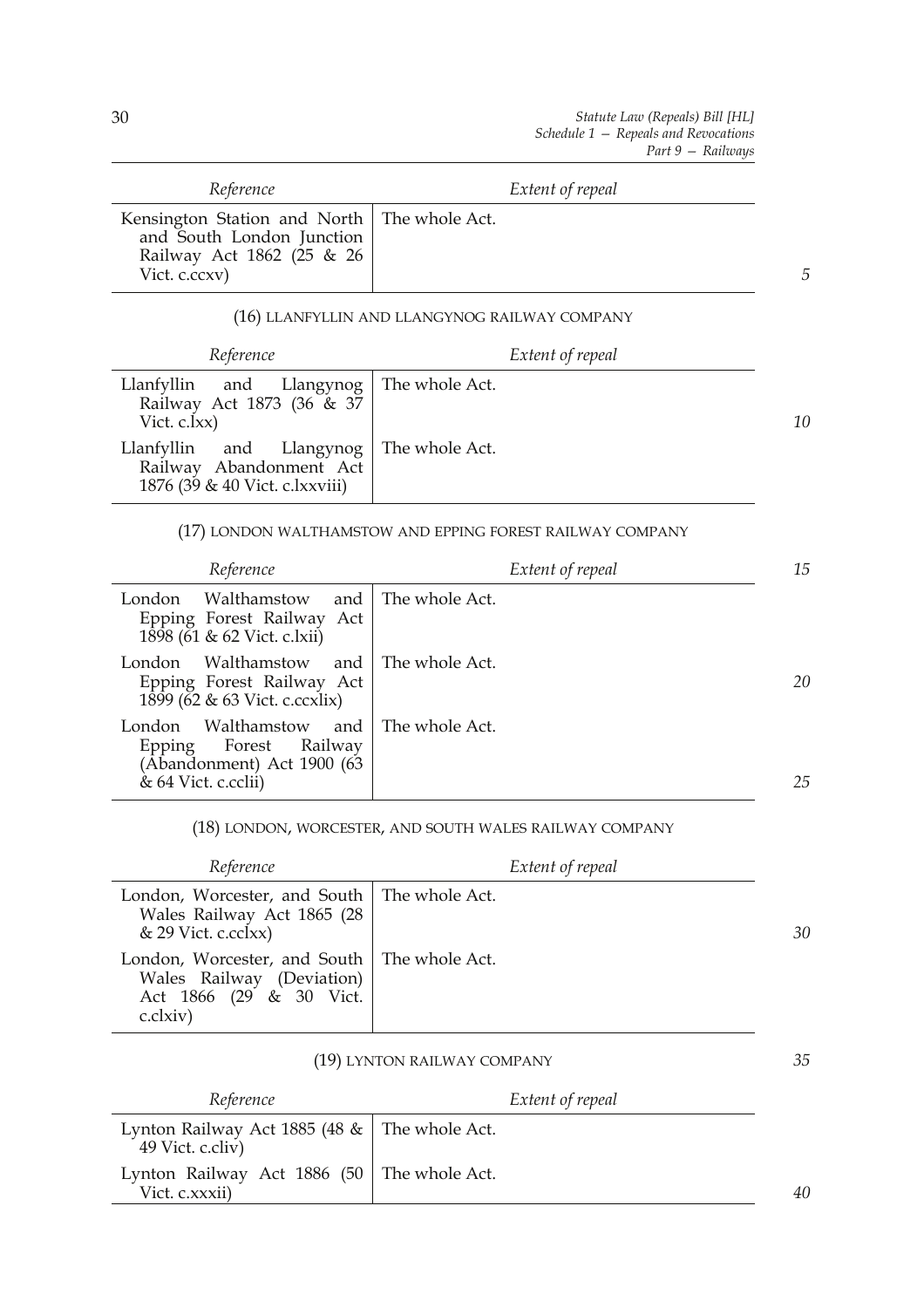| Reference | Extent of repeal |
|---|---|
| Kensington Station and North and South London Junction Railway Act 1862 (25 & 26 Vict. c.ccxv) | The whole Act. |

(16) LLANFYLLIN AND LLANGYNOG RAILWAY COMPANY

| Reference | Extent of repeal |
|---|---|
| Llanfyllin and Llangynog Railway Act 1873 (36 & 37 Vict. c.lxx) | The whole Act. |
| Llanfyllin and Llangynog Railway Abandonment Act 1876 (39 & 40 Vict. c.lxxviii) | The whole Act. |

(17) LONDON WALTHAMSTOW AND EPPING FOREST RAILWAY COMPANY

| Reference | Extent of repeal |
|---|---|
| London Walthamstow and Epping Forest Railway Act 1898 (61 & 62 Vict. c.lxii) | The whole Act. |
| London Walthamstow and Epping Forest Railway Act 1899 (62 & 63 Vict. c.ccxlix) | The whole Act. |
| London Walthamstow and Epping Forest Railway (Abandonment) Act 1900 (63 & 64 Vict. c.cclii) | The whole Act. |

(18) LONDON, WORCESTER, AND SOUTH WALES RAILWAY COMPANY

| Reference | Extent of repeal |
|---|---|
| London, Worcester, and South Wales Railway Act 1865 (28 & 29 Vict. c.cclxx) | The whole Act. |
| London, Worcester, and South Wales Railway (Deviation) Act 1866 (29 & 30 Vict. c.clxiv) | The whole Act. |

(19) LYNTON RAILWAY COMPANY

| Reference | Extent of repeal |
|---|---|
| Lynton Railway Act 1885 (48 & 49 Vict. c.cliv) | The whole Act. |
| Lynton Railway Act 1886 (50 Vict. c.xxxii) | The whole Act. |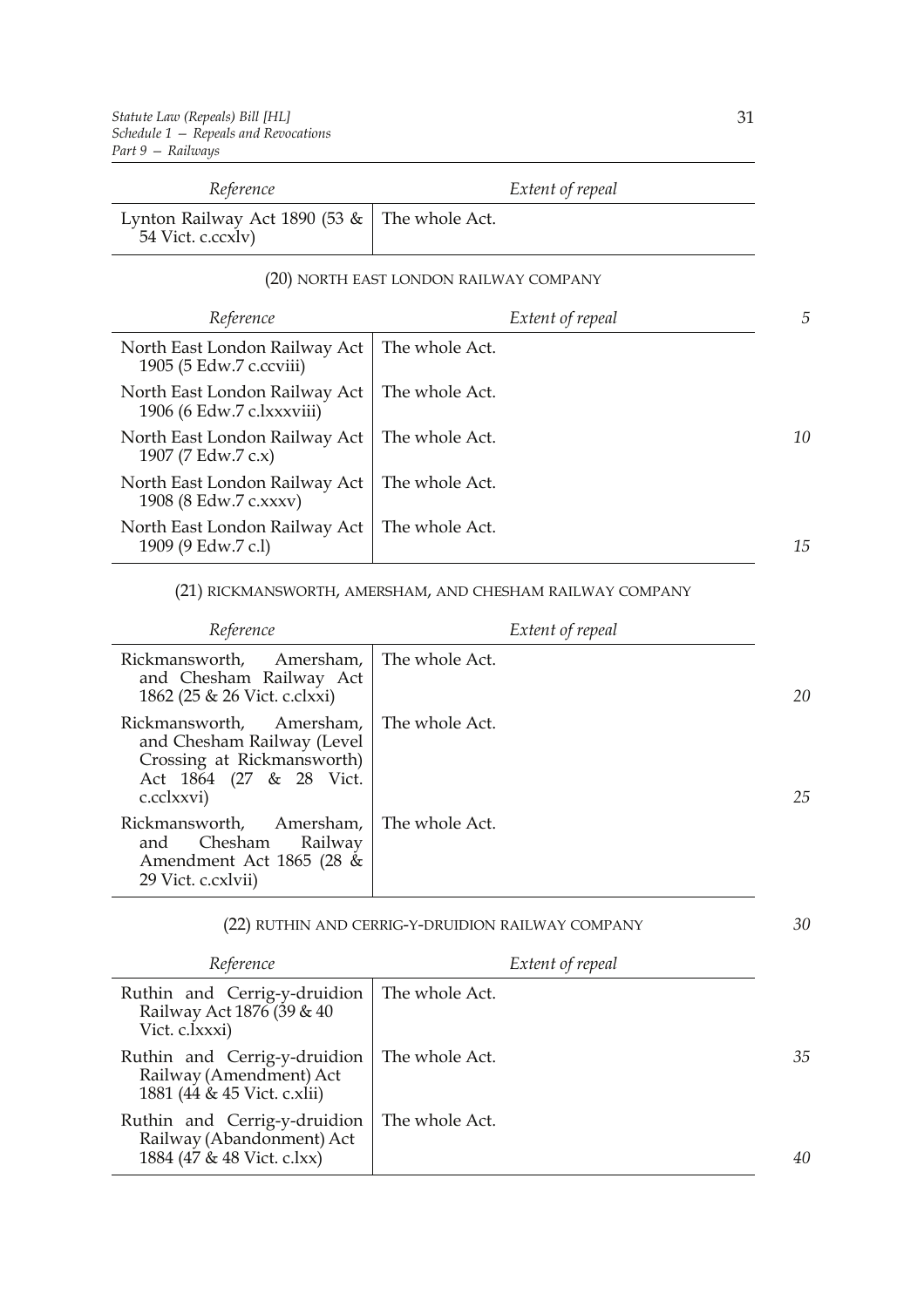| Reference | Extent of repeal |
|---|---|
| Lynton Railway Act 1890 (53 & 54 Vict. c.ccxlv) | The whole Act. |

(20) NORTH EAST LONDON RAILWAY COMPANY

| Reference | Extent of repeal |
|---|---|
| North East London Railway Act 1905 (5 Edw.7 c.ccviii) | The whole Act. |
| North East London Railway Act 1906 (6 Edw.7 c.lxxxviii) | The whole Act. |
| North East London Railway Act 1907 (7 Edw.7 c.x) | The whole Act. |
| North East London Railway Act 1908 (8 Edw.7 c.xxxv) | The whole Act. |
| North East London Railway Act 1909 (9 Edw.7 c.l) | The whole Act. |

(21) RICKMANSWORTH, AMERSHAM, AND CHESHAM RAILWAY COMPANY

| Reference | Extent of repeal |
|---|---|
| Rickmansworth, Amersham, and Chesham Railway Act 1862 (25 & 26 Vict. c.clxxi) | The whole Act. |
| Rickmansworth, Amersham, and Chesham Railway (Level Crossing at Rickmansworth) Act 1864 (27 & 28 Vict. c.cclxxvi) | The whole Act. |
| Rickmansworth, Amersham, and Chesham Railway Amendment Act 1865 (28 & 29 Vict. c.cxlvii) | The whole Act. |

(22) RUTHIN AND CERRIG-Y-DRUIDION RAILWAY COMPANY

| Reference | Extent of repeal |
|---|---|
| Ruthin and Cerrig-y-druidion Railway Act 1876 (39 & 40 Vict. c.lxxxi) | The whole Act. |
| Ruthin and Cerrig-y-druidion Railway (Amendment) Act 1881 (44 & 45 Vict. c.xlii) | The whole Act. |
| Ruthin and Cerrig-y-druidion Railway (Abandonment) Act 1884 (47 & 48 Vict. c.lxx) | The whole Act. |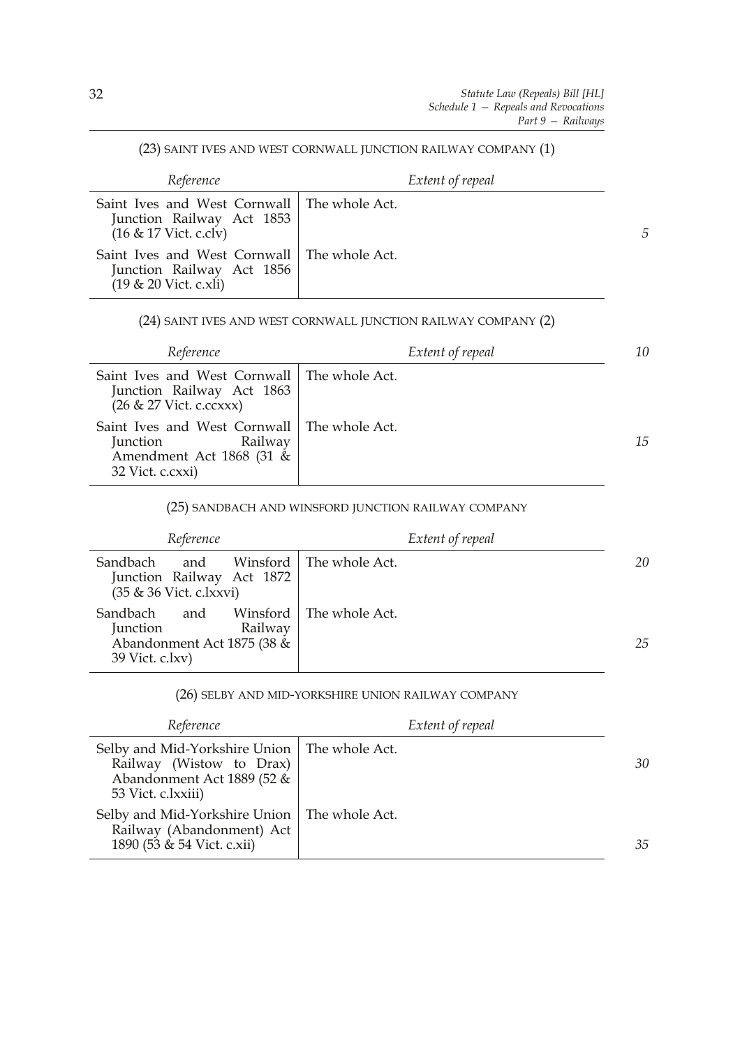(23) SAINT IVES AND WEST CORNWALL JUNCTION RAILWAY COMPANY (1)

| *Reference* | *Extent of repeal* |
|---|---|
| Saint Ives and West Cornwall Junction Railway Act 1853 (16 & 17 Vict. c.clv) | The whole Act. |
| Saint Ives and West Cornwall Junction Railway Act 1856 (19 & 20 Vict. c.xli) | The whole Act. |

(24) SAINT IVES AND WEST CORNWALL JUNCTION RAILWAY COMPANY (2)

| *Reference* | *Extent of repeal* |
|---|---|
| Saint Ives and West Cornwall Junction Railway Act 1863 (26 & 27 Vict. c.ccxxx) | The whole Act. |
| Saint Ives and West Cornwall Junction Railway Amendment Act 1868 (31 & 32 Vict. c.cxxi) | The whole Act. |

(25) SANDBACH AND WINSFORD JUNCTION RAILWAY COMPANY

| *Reference* | *Extent of repeal* |
|---|---|
| Sandbach and Winsford Junction Railway Act 1872 (35 & 36 Vict. c.lxxvi) | The whole Act. |
| Sandbach and Winsford Junction Railway Abandonment Act 1875 (38 & 39 Vict. c.lxv) | The whole Act. |

(26) SELBY AND MID-YORKSHIRE UNION RAILWAY COMPANY

| *Reference* | *Extent of repeal* |
|---|---|
| Selby and Mid-Yorkshire Union Railway (Wistow to Drax) Abandonment Act 1889 (52 & 53 Vict. c.lxxiii) | The whole Act. |
| Selby and Mid-Yorkshire Union Railway (Abandonment) Act 1890 (53 & 54 Vict. c.xii) | The whole Act. |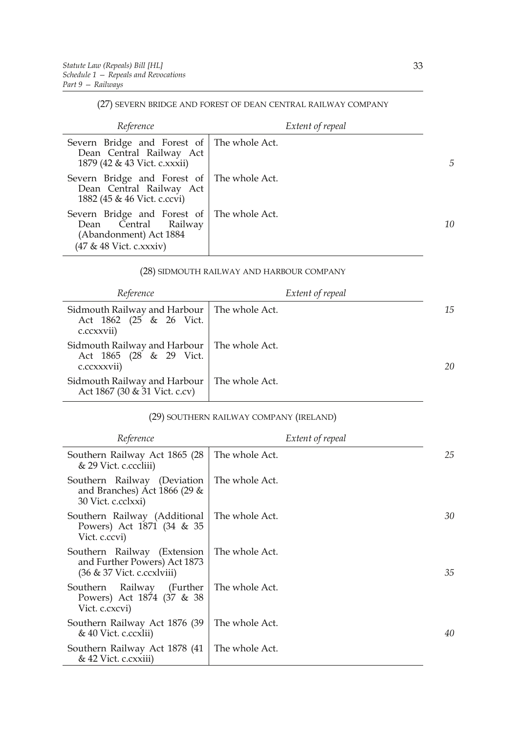(27) SEVERN BRIDGE AND FOREST OF DEAN CENTRAL RAILWAY COMPANY

| *Reference* | *Extent of repeal* |
| --- | --- |
| Severn Bridge and Forest of Dean Central Railway Act 1879 (42 & 43 Vict. c.xxxii) | The whole Act. |
| Severn Bridge and Forest of Dean Central Railway Act 1882 (45 & 46 Vict. c.ccvi) | The whole Act. |
| Severn Bridge and Forest of Dean Central Railway (Abandonment) Act 1884 (47 & 48 Vict. c.xxxiv) | The whole Act. |

(28) SIDMOUTH RAILWAY AND HARBOUR COMPANY

| *Reference* | *Extent of repeal* |
| --- | --- |
| Sidmouth Railway and Harbour Act 1862 (25 & 26 Vict. c.ccxxvii) | The whole Act. |
| Sidmouth Railway and Harbour Act 1865 (28 & 29 Vict. c.ccxxxvii) | The whole Act. |
| Sidmouth Railway and Harbour Act 1867 (30 & 31 Vict. c.cv) | The whole Act. |

(29) SOUTHERN RAILWAY COMPANY (IRELAND)

| *Reference* | *Extent of repeal* |
| --- | --- |
| Southern Railway Act 1865 (28 & 29 Vict. c.cccliii) | The whole Act. |
| Southern Railway (Deviation and Branches) Act 1866 (29 & 30 Vict. c.cclxxi) | The whole Act. |
| Southern Railway (Additional Powers) Act 1871 (34 & 35 Vict. c.ccvi) | The whole Act. |
| Southern Railway (Extension and Further Powers) Act 1873 (36 & 37 Vict. c.ccxlviii) | The whole Act. |
| Southern Railway (Further Powers) Act 1874 (37 & 38 Vict. c.cxcvi) | The whole Act. |
| Southern Railway Act 1876 (39 & 40 Vict. c.ccxlii) | The whole Act. |
| Southern Railway Act 1878 (41 & 42 Vict. c.cxxiii) | The whole Act. |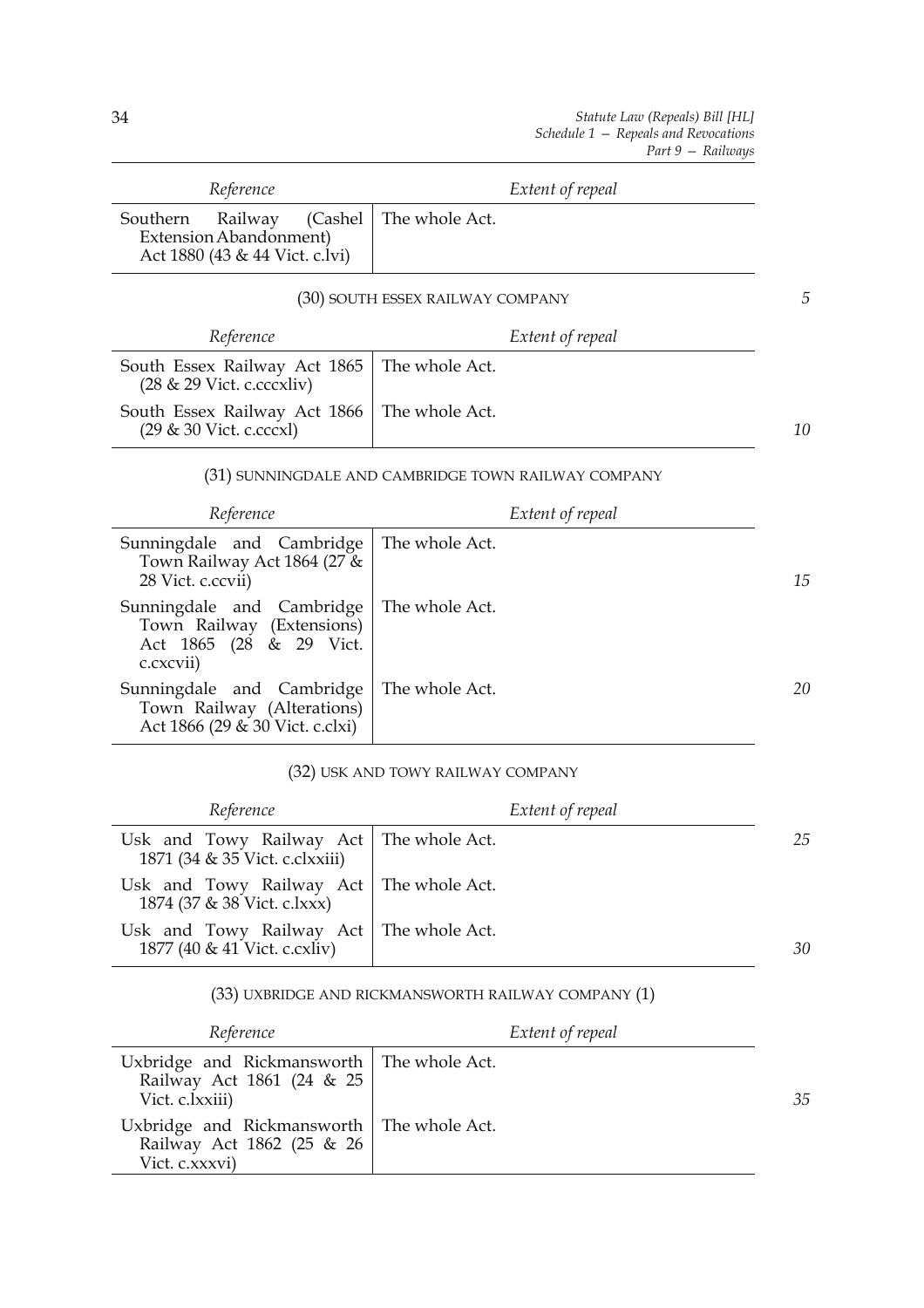| Reference | Extent of repeal |
|---|---|
| Southern Railway (Cashel Extension Abandonment) Act 1880 (43 & 44 Vict. c.lvi) | The whole Act. |

(30) SOUTH ESSEX RAILWAY COMPANY

| Reference | Extent of repeal |
|---|---|
| South Essex Railway Act 1865 (28 & 29 Vict. c.cccxliv) | The whole Act. |
| South Essex Railway Act 1866 (29 & 30 Vict. c.cccxl) | The whole Act. |

(31) SUNNINGDALE AND CAMBRIDGE TOWN RAILWAY COMPANY

| Reference | Extent of repeal |
|---|---|
| Sunningdale and Cambridge Town Railway Act 1864 (27 & 28 Vict. c.ccvii) | The whole Act. |
| Sunningdale and Cambridge Town Railway (Extensions) Act 1865 (28 & 29 Vict. c.cxcvii) | The whole Act. |
| Sunningdale and Cambridge Town Railway (Alterations) Act 1866 (29 & 30 Vict. c.clxi) | The whole Act. |

(32) USK AND TOWY RAILWAY COMPANY

| Reference | Extent of repeal |
|---|---|
| Usk and Towy Railway Act 1871 (34 & 35 Vict. c.clxxiii) | The whole Act. |
| Usk and Towy Railway Act 1874 (37 & 38 Vict. c.lxxx) | The whole Act. |
| Usk and Towy Railway Act 1877 (40 & 41 Vict. c.cxliv) | The whole Act. |

(33) UXBRIDGE AND RICKMANSWORTH RAILWAY COMPANY (1)

| Reference | Extent of repeal |
|---|---|
| Uxbridge and Rickmansworth Railway Act 1861 (24 & 25 Vict. c.lxxiii) | The whole Act. |
| Uxbridge and Rickmansworth Railway Act 1862 (25 & 26 Vict. c.xxxvi) | The whole Act. |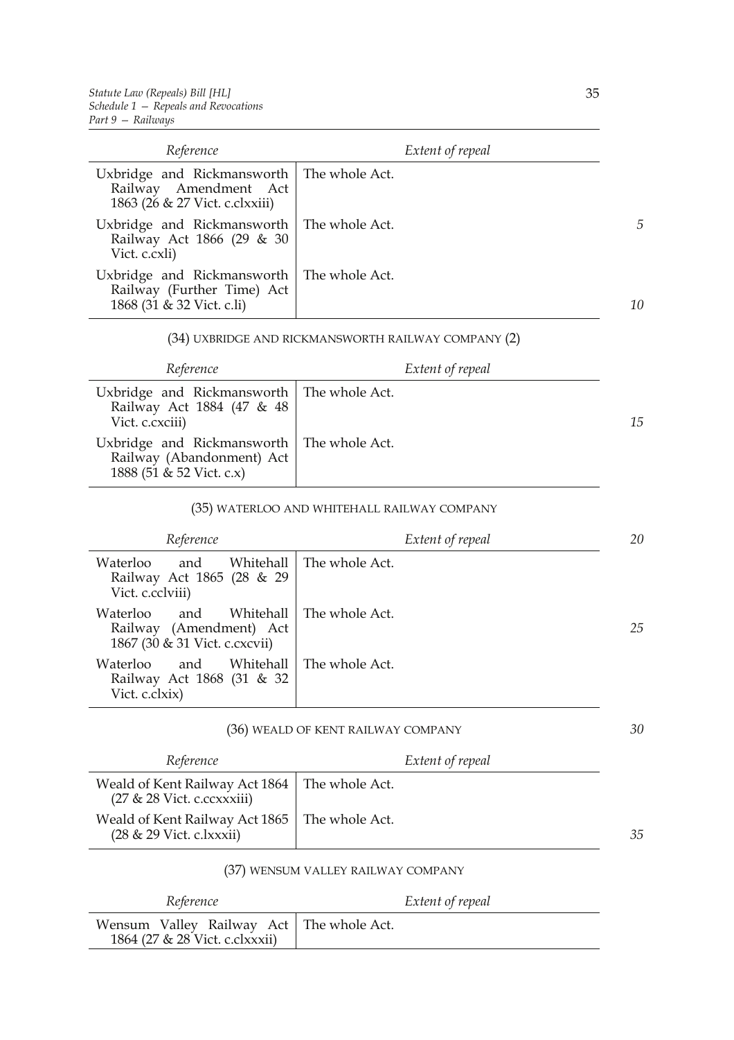| Reference | Extent of repeal |
| --- | --- |
| Uxbridge and Rickmansworth Railway Amendment Act 1863 (26 & 27 Vict. c.clxxiii) | The whole Act. |
| Uxbridge and Rickmansworth Railway Act 1866 (29 & 30 Vict. c.cxli) | The whole Act. |
| Uxbridge and Rickmansworth Railway (Further Time) Act 1868 (31 & 32 Vict. c.li) | The whole Act. |

(34) UXBRIDGE AND RICKMANSWORTH RAILWAY COMPANY (2)

| Reference | Extent of repeal |
| --- | --- |
| Uxbridge and Rickmansworth Railway Act 1884 (47 & 48 Vict. c.cxciii) | The whole Act. |
| Uxbridge and Rickmansworth Railway (Abandonment) Act 1888 (51 & 52 Vict. c.x) | The whole Act. |

(35) WATERLOO AND WHITEHALL RAILWAY COMPANY

| Reference | Extent of repeal |
| --- | --- |
| Waterloo and Whitehall Railway Act 1865 (28 & 29 Vict. c.cclviii) | The whole Act. |
| Waterloo and Whitehall Railway (Amendment) Act 1867 (30 & 31 Vict. c.cxcvii) | The whole Act. |
| Waterloo and Whitehall Railway Act 1868 (31 & 32 Vict. c.clxix) | The whole Act. |

(36) WEALD OF KENT RAILWAY COMPANY

| Reference | Extent of repeal |
| --- | --- |
| Weald of Kent Railway Act 1864 (27 & 28 Vict. c.ccxxxiii) | The whole Act. |
| Weald of Kent Railway Act 1865 (28 & 29 Vict. c.lxxxii) | The whole Act. |

(37) WENSUM VALLEY RAILWAY COMPANY

| Reference | Extent of repeal |
| --- | --- |
| Wensum Valley Railway Act 1864 (27 & 28 Vict. c.clxxxii) | The whole Act. |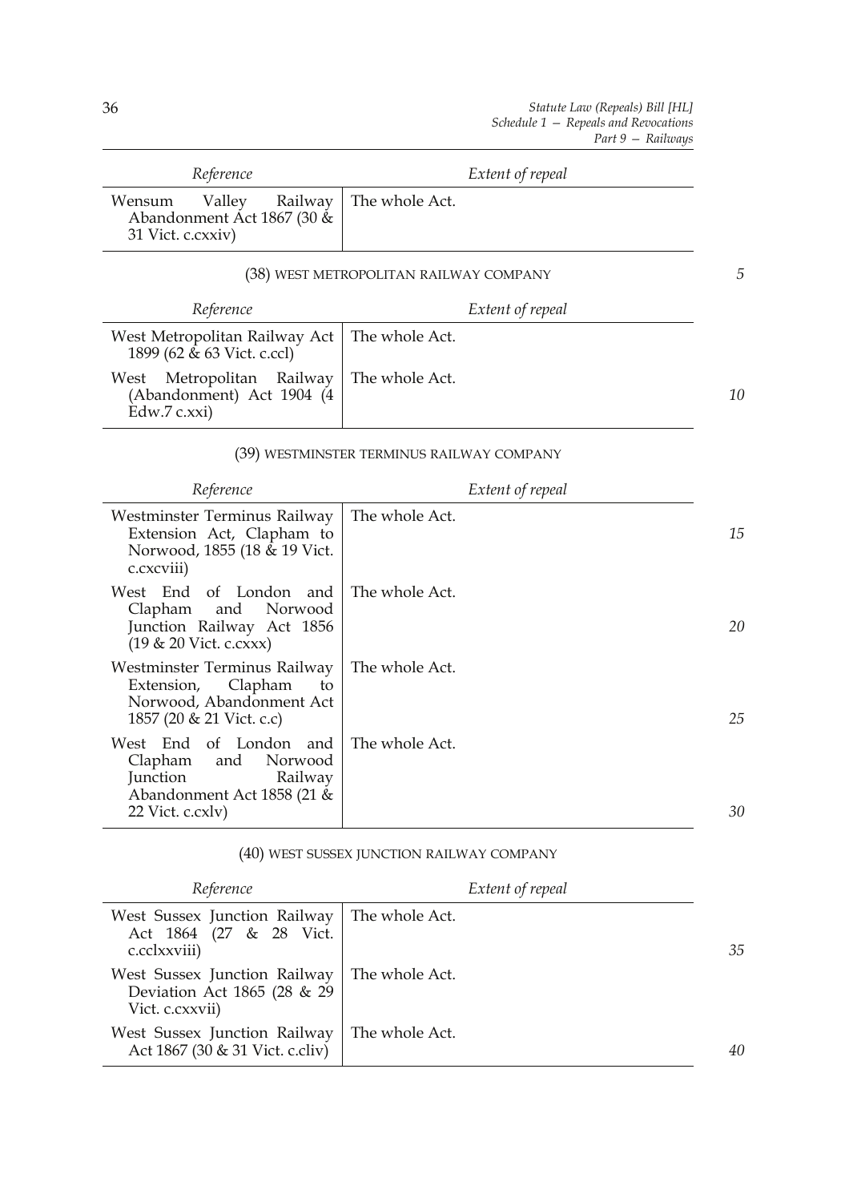| Reference | Extent of repeal |
|---|---|
| Wensum Valley Railway Abandonment Act 1867 (30 & 31 Vict. c.cxxiv) | The whole Act. |

(38) WEST METROPOLITAN RAILWAY COMPANY

| Reference | Extent of repeal |
|---|---|
| West Metropolitan Railway Act 1899 (62 & 63 Vict. c.ccl) | The whole Act. |
| West Metropolitan Railway (Abandonment) Act 1904 (4 Edw.7 c.xxi) | The whole Act. |

(39) WESTMINSTER TERMINUS RAILWAY COMPANY

| Reference | Extent of repeal |
|---|---|
| Westminster Terminus Railway Extension Act, Clapham to Norwood, 1855 (18 & 19 Vict. c.cxcviii) | The whole Act. |
| West End of London and Clapham and Norwood Junction Railway Act 1856 (19 & 20 Vict. c.cxxx) | The whole Act. |
| Westminster Terminus Railway Extension, Clapham to Norwood, Abandonment Act 1857 (20 & 21 Vict. c.c) | The whole Act. |
| West End of London and Clapham and Norwood Junction Railway Abandonment Act 1858 (21 & 22 Vict. c.cxlv) | The whole Act. |

(40) WEST SUSSEX JUNCTION RAILWAY COMPANY

| Reference | Extent of repeal |
|---|---|
| West Sussex Junction Railway Act 1864 (27 & 28 Vict. c.cclxxviii) | The whole Act. |
| West Sussex Junction Railway Deviation Act 1865 (28 & 29 Vict. c.cxxvii) | The whole Act. |
| West Sussex Junction Railway Act 1867 (30 & 31 Vict. c.cliv) | The whole Act. |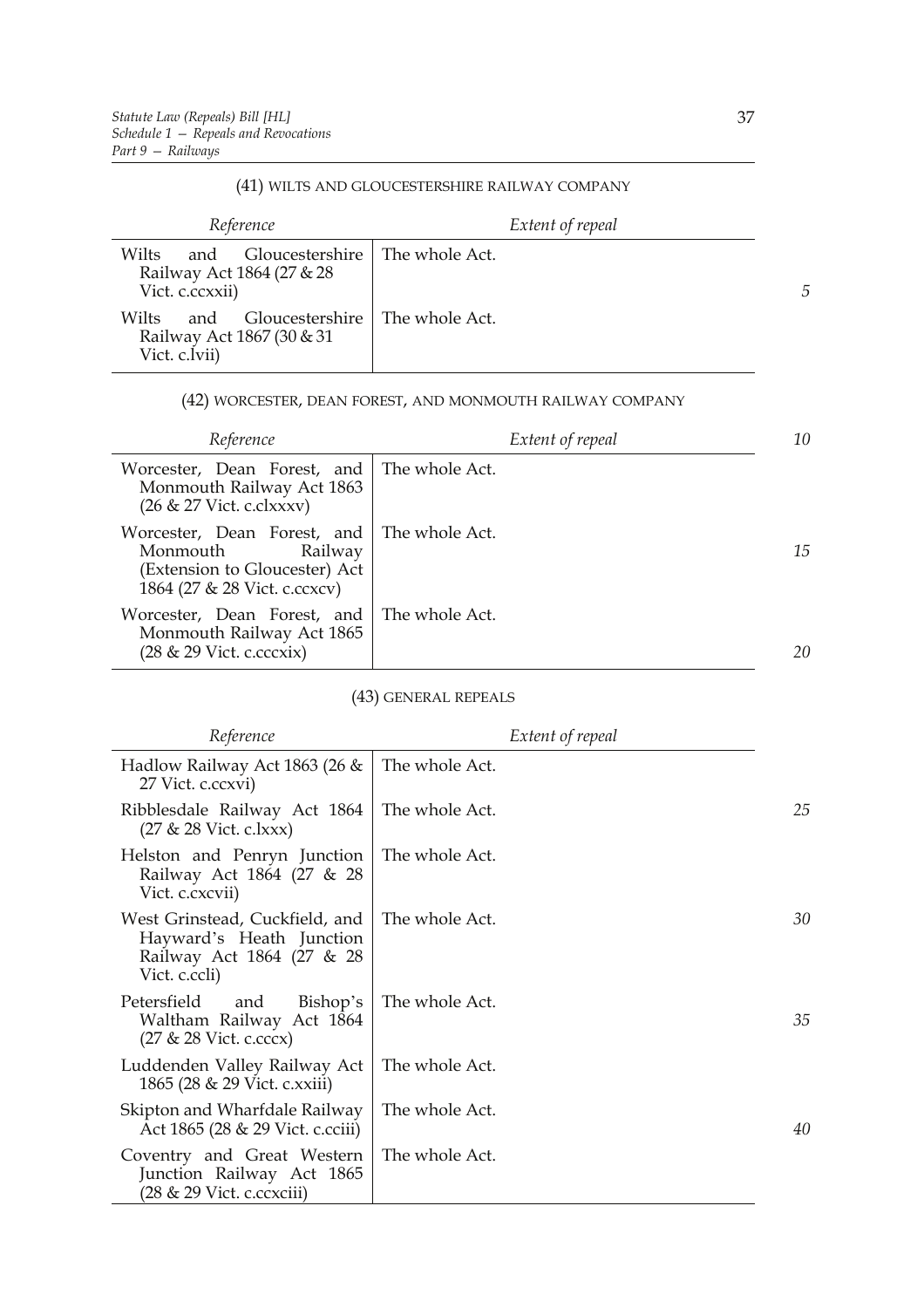#### (41) WILTS AND GLOUCESTERSHIRE RAILWAY COMPANY

| *Reference* | *Extent of repeal* |
|---|---|
| Wilts and Gloucestershire Railway Act 1864 (27 & 28 Vict. c.ccxxii) | The whole Act. |
| Wilts and Gloucestershire Railway Act 1867 (30 & 31 Vict. c.lvii) | The whole Act. |

#### (42) WORCESTER, DEAN FOREST, AND MONMOUTH RAILWAY COMPANY

| *Reference* | *Extent of repeal* |
|---|---|
| Worcester, Dean Forest, and Monmouth Railway Act 1863 (26 & 27 Vict. c.clxxxv) | The whole Act. |
| Worcester, Dean Forest, and Monmouth Railway (Extension to Gloucester) Act 1864 (27 & 28 Vict. c.ccxcv) | The whole Act. |
| Worcester, Dean Forest, and Monmouth Railway Act 1865 (28 & 29 Vict. c.cccxix) | The whole Act. |

#### (43) GENERAL REPEALS

| *Reference* | *Extent of repeal* |
|---|---|
| Hadlow Railway Act 1863 (26 & 27 Vict. c.ccxvi) | The whole Act. |
| Ribblesdale Railway Act 1864 (27 & 28 Vict. c.lxxx) | The whole Act. |
| Helston and Penryn Junction Railway Act 1864 (27 & 28 Vict. c.cxcvii) | The whole Act. |
| West Grinstead, Cuckfield, and Hayward's Heath Junction Railway Act 1864 (27 & 28 Vict. c.ccli) | The whole Act. |
| Petersfield and Bishop's Waltham Railway Act 1864 (27 & 28 Vict. c.cccx) | The whole Act. |
| Luddenden Valley Railway Act 1865 (28 & 29 Vict. c.xxiii) | The whole Act. |
| Skipton and Wharfdale Railway Act 1865 (28 & 29 Vict. c.cciii) | The whole Act. |
| Coventry and Great Western Junction Railway Act 1865 (28 & 29 Vict. c.ccxciii) | The whole Act. |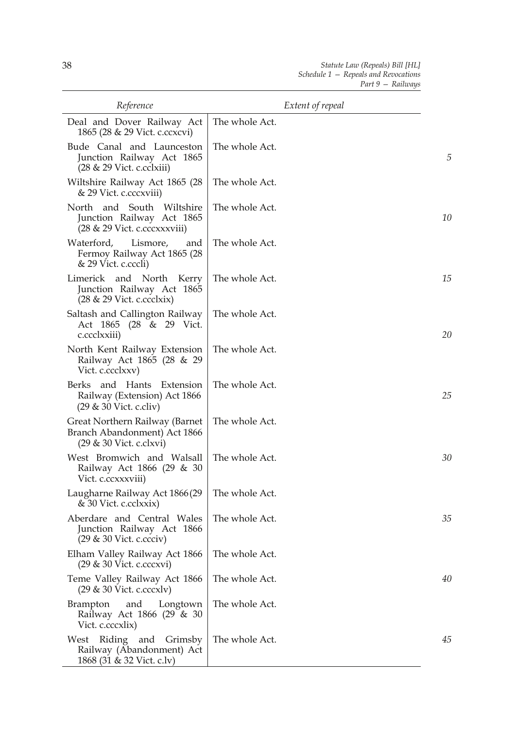| Reference | Extent of repeal |
| --- | --- |
| Deal and Dover Railway Act 1865 (28 & 29 Vict. c.ccxcvi) | The whole Act. |
| Bude Canal and Launceston Junction Railway Act 1865 (28 & 29 Vict. c.cclxiii) | The whole Act. |
| Wiltshire Railway Act 1865 (28 & 29 Vict. c.cccxviii) | The whole Act. |
| North and South Wiltshire Junction Railway Act 1865 (28 & 29 Vict. c.cccxxxviii) | The whole Act. |
| Waterford, Lismore, and Fermoy Railway Act 1865 (28 & 29 Vict. c.cccli) | The whole Act. |
| Limerick and North Kerry Junction Railway Act 1865 (28 & 29 Vict. c.ccclxix) | The whole Act. |
| Saltash and Callington Railway Act 1865 (28 & 29 Vict. c.ccclxxiii) | The whole Act. |
| North Kent Railway Extension Railway Act 1865 (28 & 29 Vict. c.ccclxxv) | The whole Act. |
| Berks and Hants Extension Railway (Extension) Act 1866 (29 & 30 Vict. c.cliv) | The whole Act. |
| Great Northern Railway (Barnet Branch Abandonment) Act 1866 (29 & 30 Vict. c.clxvi) | The whole Act. |
| West Bromwich and Walsall Railway Act 1866 (29 & 30 Vict. c.ccxxxviii) | The whole Act. |
| Laugharne Railway Act 1866 (29 & 30 Vict. c.cclxxix) | The whole Act. |
| Aberdare and Central Wales Junction Railway Act 1866 (29 & 30 Vict. c.ccciv) | The whole Act. |
| Elham Valley Railway Act 1866 (29 & 30 Vict. c.cccxvi) | The whole Act. |
| Teme Valley Railway Act 1866 (29 & 30 Vict. c.cccxlv) | The whole Act. |
| Brampton and Longtown Railway Act 1866 (29 & 30 Vict. c.cccxlix) | The whole Act. |
| West Riding and Grimsby Railway (Abandonment) Act 1868 (31 & 32 Vict. c.lv) | The whole Act. |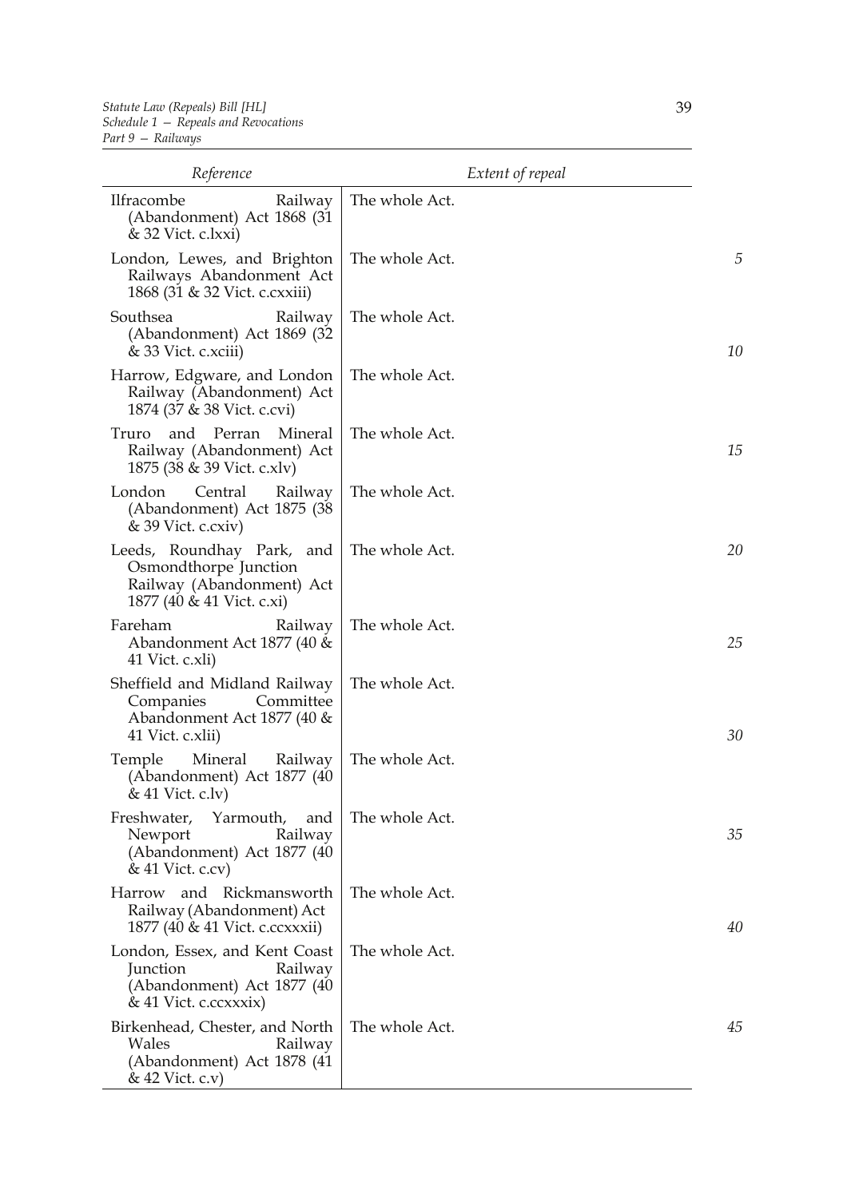| Reference | Extent of repeal |
|---|---|
| Ilfracombe Railway (Abandonment) Act 1868 (31 & 32 Vict. c.lxxi) | The whole Act. |
| London, Lewes, and Brighton Railways Abandonment Act 1868 (31 & 32 Vict. c.cxxiii) | The whole Act. |
| Southsea Railway (Abandonment) Act 1869 (32 & 33 Vict. c.xciii) | The whole Act. |
| Harrow, Edgware, and London Railway (Abandonment) Act 1874 (37 & 38 Vict. c.cvi) | The whole Act. |
| Truro and Perran Mineral Railway (Abandonment) Act 1875 (38 & 39 Vict. c.xlv) | The whole Act. |
| London Central Railway (Abandonment) Act 1875 (38 & 39 Vict. c.cxiv) | The whole Act. |
| Leeds, Roundhay Park, and Osmondthorpe Junction Railway (Abandonment) Act 1877 (40 & 41 Vict. c.xi) | The whole Act. |
| Fareham Railway Abandonment Act 1877 (40 & 41 Vict. c.xli) | The whole Act. |
| Sheffield and Midland Railway Companies Committee Abandonment Act 1877 (40 & 41 Vict. c.xlii) | The whole Act. |
| Temple Mineral Railway (Abandonment) Act 1877 (40 & 41 Vict. c.lv) | The whole Act. |
| Freshwater, Yarmouth, and Newport Railway (Abandonment) Act 1877 (40 & 41 Vict. c.cv) | The whole Act. |
| Harrow and Rickmansworth Railway (Abandonment) Act 1877 (40 & 41 Vict. c.ccxxxii) | The whole Act. |
| London, Essex, and Kent Coast Junction Railway (Abandonment) Act 1877 (40 & 41 Vict. c.ccxxxix) | The whole Act. |
| Birkenhead, Chester, and North Wales Railway (Abandonment) Act 1878 (41 & 42 Vict. c.v) | The whole Act. |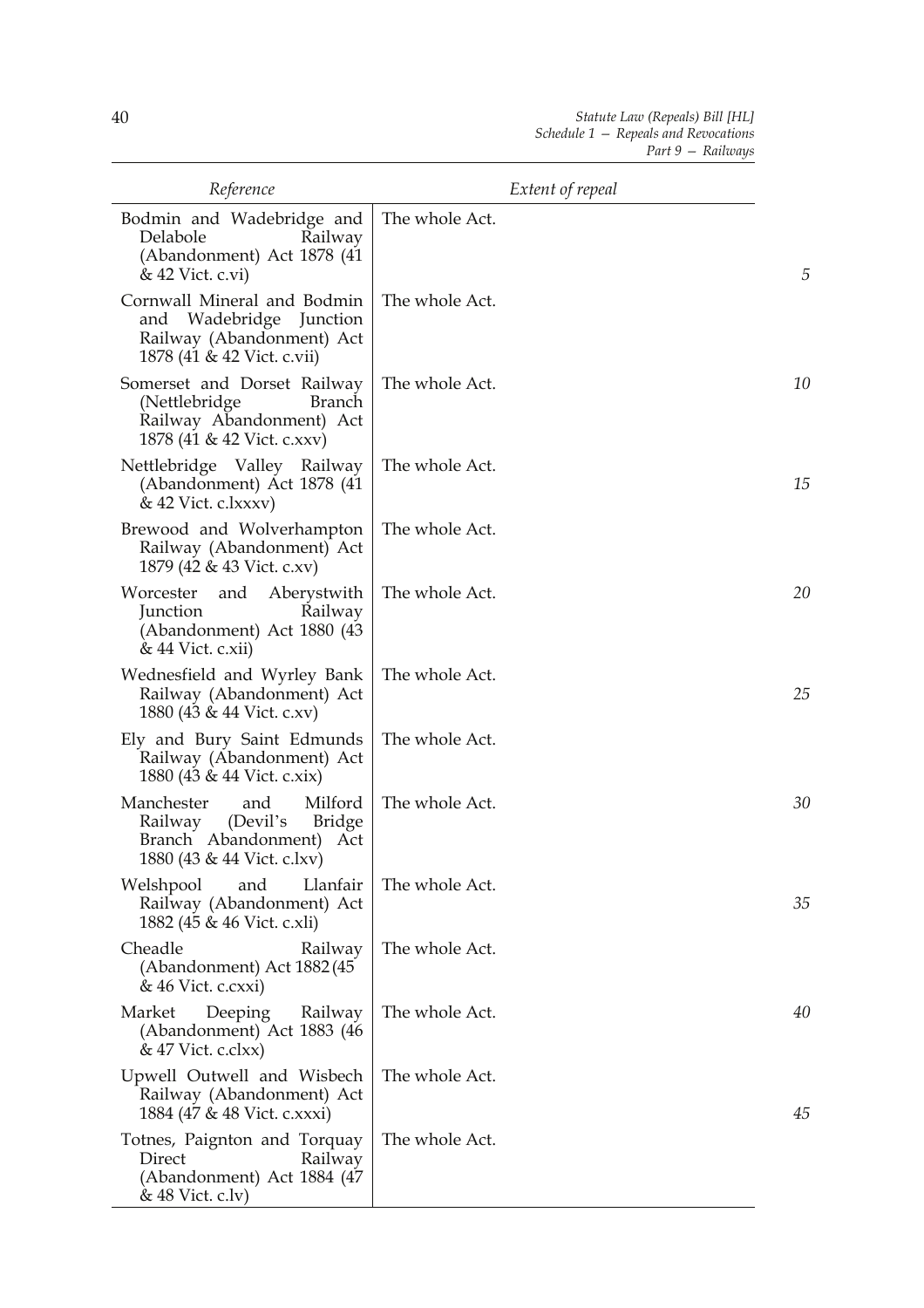| Reference | Extent of repeal |
| --- | --- |
| Bodmin and Wadebridge and Delabole Railway (Abandonment) Act 1878 (41 & 42 Vict. c.vi) | The whole Act. |
| Cornwall Mineral and Bodmin and Wadebridge Junction Railway (Abandonment) Act 1878 (41 & 42 Vict. c.vii) | The whole Act. |
| Somerset and Dorset Railway (Nettlebridge Branch Railway Abandonment) Act 1878 (41 & 42 Vict. c.xxv) | The whole Act. |
| Nettlebridge Valley Railway (Abandonment) Act 1878 (41 & 42 Vict. c.lxxxv) | The whole Act. |
| Brewood and Wolverhampton Railway (Abandonment) Act 1879 (42 & 43 Vict. c.xv) | The whole Act. |
| Worcester and Aberystwith Junction Railway (Abandonment) Act 1880 (43 & 44 Vict. c.xii) | The whole Act. |
| Wednesfield and Wyrley Bank Railway (Abandonment) Act 1880 (43 & 44 Vict. c.xv) | The whole Act. |
| Ely and Bury Saint Edmunds Railway (Abandonment) Act 1880 (43 & 44 Vict. c.xix) | The whole Act. |
| Manchester and Milford Railway (Devil's Bridge Branch Abandonment) Act 1880 (43 & 44 Vict. c.lxv) | The whole Act. |
| Welshpool and Llanfair Railway (Abandonment) Act 1882 (45 & 46 Vict. c.xli) | The whole Act. |
| Cheadle Railway (Abandonment) Act 1882 (45 & 46 Vict. c.cxxi) | The whole Act. |
| Market Deeping Railway (Abandonment) Act 1883 (46 & 47 Vict. c.clxx) | The whole Act. |
| Upwell Outwell and Wisbech Railway (Abandonment) Act 1884 (47 & 48 Vict. c.xxxi) | The whole Act. |
| Totnes, Paignton and Torquay Direct Railway (Abandonment) Act 1884 (47 & 48 Vict. c.lv) | The whole Act. |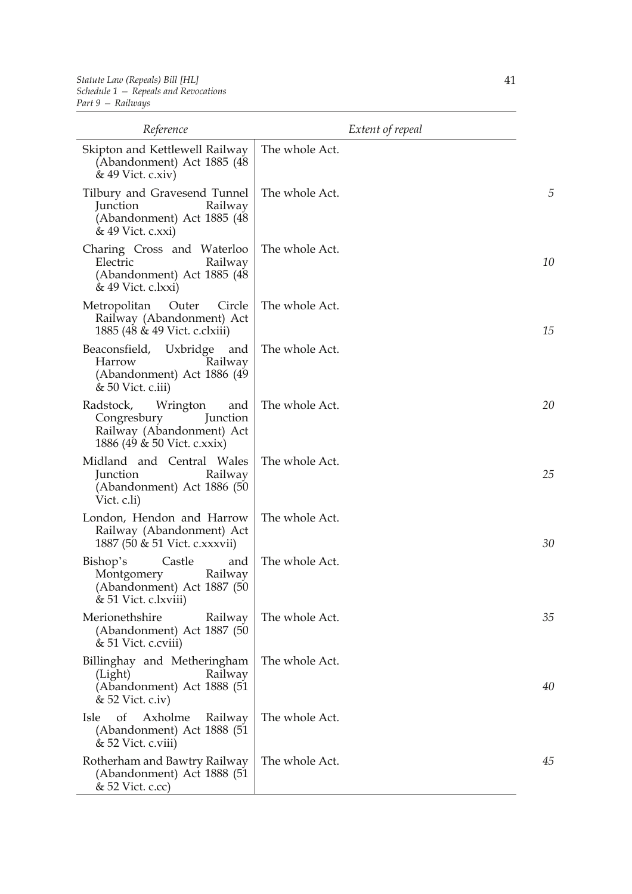| Reference | Extent of repeal |
| --- | --- |
| Skipton and Kettlewell Railway (Abandonment) Act 1885 (48 & 49 Vict. c.xiv) | The whole Act. |
| Tilbury and Gravesend Tunnel Junction Railway (Abandonment) Act 1885 (48 & 49 Vict. c.xxi) | The whole Act. |
| Charing Cross and Waterloo Electric Railway (Abandonment) Act 1885 (48 & 49 Vict. c.lxxi) | The whole Act. |
| Metropolitan Outer Circle Railway (Abandonment) Act 1885 (48 & 49 Vict. c.clxiii) | The whole Act. |
| Beaconsfield, Uxbridge and Harrow Railway (Abandonment) Act 1886 (49 & 50 Vict. c.iii) | The whole Act. |
| Radstock, Wrington and Congresbury Junction Railway (Abandonment) Act 1886 (49 & 50 Vict. c.xxix) | The whole Act. |
| Midland and Central Wales Junction Railway (Abandonment) Act 1886 (50 Vict. c.li) | The whole Act. |
| London, Hendon and Harrow Railway (Abandonment) Act 1887 (50 & 51 Vict. c.xxxvii) | The whole Act. |
| Bishop's Castle and Montgomery Railway (Abandonment) Act 1887 (50 & 51 Vict. c.lxviii) | The whole Act. |
| Merionethshire Railway (Abandonment) Act 1887 (50 & 51 Vict. c.cviii) | The whole Act. |
| Billinghay and Metheringham (Light) Railway (Abandonment) Act 1888 (51 & 52 Vict. c.iv) | The whole Act. |
| Isle of Axholme Railway (Abandonment) Act 1888 (51 & 52 Vict. c.viii) | The whole Act. |
| Rotherham and Bawtry Railway (Abandonment) Act 1888 (51 & 52 Vict. c.cc) | The whole Act. |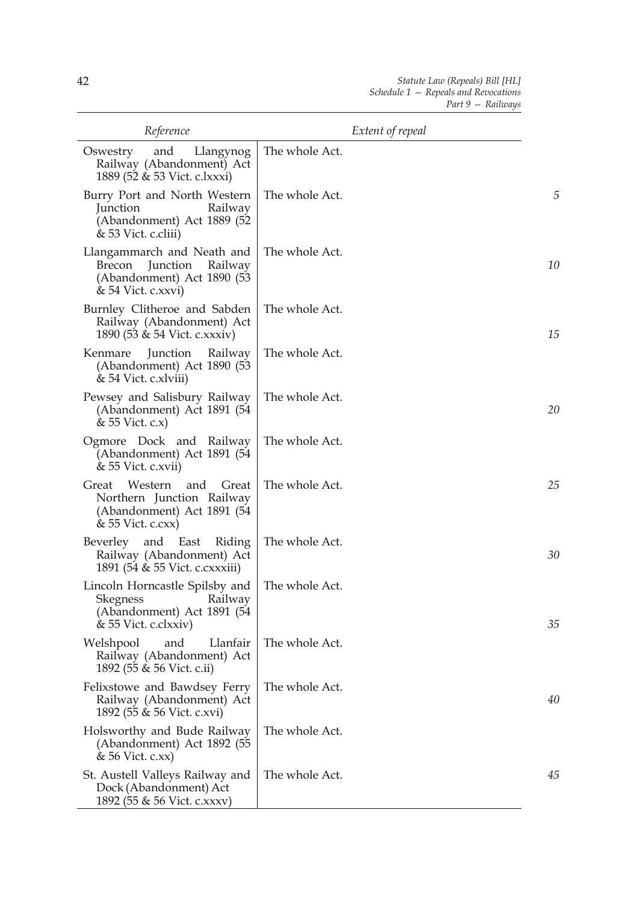| Reference | Extent of repeal |
|---|---|
| Oswestry and Llangynog Railway (Abandonment) Act 1889 (52 & 53 Vict. c.lxxxi) | The whole Act. |
| Burry Port and North Western Junction Railway (Abandonment) Act 1889 (52 & 53 Vict. c.cliii) | The whole Act. |
| Llangammarch and Neath and Brecon Junction Railway (Abandonment) Act 1890 (53 & 54 Vict. c.xxvi) | The whole Act. |
| Burnley Clitheroe and Sabden Railway (Abandonment) Act 1890 (53 & 54 Vict. c.xxxiv) | The whole Act. |
| Kenmare Junction Railway (Abandonment) Act 1890 (53 & 54 Vict. c.xlviii) | The whole Act. |
| Pewsey and Salisbury Railway (Abandonment) Act 1891 (54 & 55 Vict. c.x) | The whole Act. |
| Ogmore Dock and Railway (Abandonment) Act 1891 (54 & 55 Vict. c.xvii) | The whole Act. |
| Great Western and Great Northern Junction Railway (Abandonment) Act 1891 (54 & 55 Vict. c.cxx) | The whole Act. |
| Beverley and East Riding Railway (Abandonment) Act 1891 (54 & 55 Vict. c.cxxxiii) | The whole Act. |
| Lincoln Horncastle Spilsby and Skegness Railway (Abandonment) Act 1891 (54 & 55 Vict. c.clxxiv) | The whole Act. |
| Welshpool and Llanfair Railway (Abandonment) Act 1892 (55 & 56 Vict. c.ii) | The whole Act. |
| Felixstowe and Bawdsey Ferry Railway (Abandonment) Act 1892 (55 & 56 Vict. c.xvi) | The whole Act. |
| Holsworthy and Bude Railway (Abandonment) Act 1892 (55 & 56 Vict. c.xx) | The whole Act. |
| St. Austell Valleys Railway and Dock (Abandonment) Act 1892 (55 & 56 Vict. c.xxxv) | The whole Act. |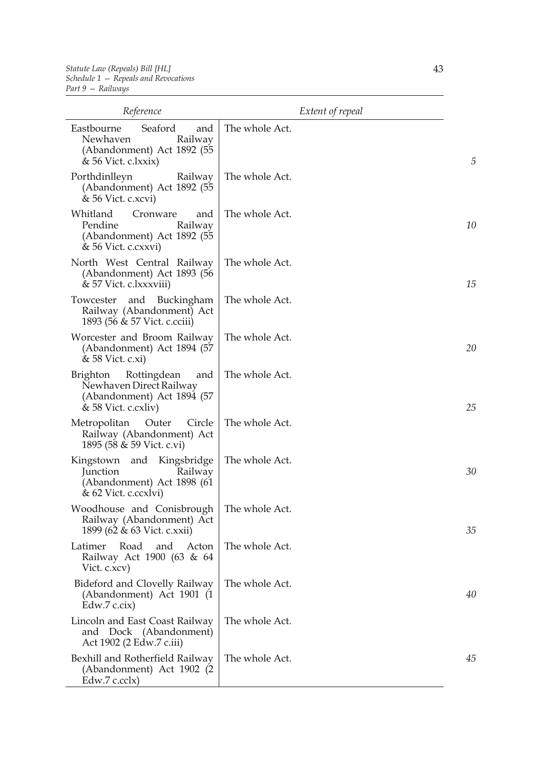| Reference | Extent of repeal |
|---|---|
| Eastbourne Seaford and Newhaven Railway (Abandonment) Act 1892 (55 & 56 Vict. c.lxxix) | The whole Act. |
| Porthdinlleyn Railway (Abandonment) Act 1892 (55 & 56 Vict. c.xcvi) | The whole Act. |
| Whitland Cronware and Pendine Railway (Abandonment) Act 1892 (55 & 56 Vict. c.cxxvi) | The whole Act. |
| North West Central Railway (Abandonment) Act 1893 (56 & 57 Vict. c.lxxxviii) | The whole Act. |
| Towcester and Buckingham Railway (Abandonment) Act 1893 (56 & 57 Vict. c.cciii) | The whole Act. |
| Worcester and Broom Railway (Abandonment) Act 1894 (57 & 58 Vict. c.xi) | The whole Act. |
| Brighton Rottingdean and Newhaven Direct Railway (Abandonment) Act 1894 (57 & 58 Vict. c.cxliv) | The whole Act. |
| Metropolitan Outer Circle Railway (Abandonment) Act 1895 (58 & 59 Vict. c.vi) | The whole Act. |
| Kingstown and Kingsbridge Junction Railway (Abandonment) Act 1898 (61 & 62 Vict. c.ccxlvi) | The whole Act. |
| Woodhouse and Conisbrough Railway (Abandonment) Act 1899 (62 & 63 Vict. c.xxii) | The whole Act. |
| Latimer Road and Acton Railway Act 1900 (63 & 64 Vict. c.xcv) | The whole Act. |
| Bideford and Clovelly Railway (Abandonment) Act 1901 (1 Edw.7 c.cix) | The whole Act. |
| Lincoln and East Coast Railway and Dock (Abandonment) Act 1902 (2 Edw.7 c.iii) | The whole Act. |
| Bexhill and Rotherfield Railway (Abandonment) Act 1902 (2 Edw.7 c.cclx) | The whole Act. |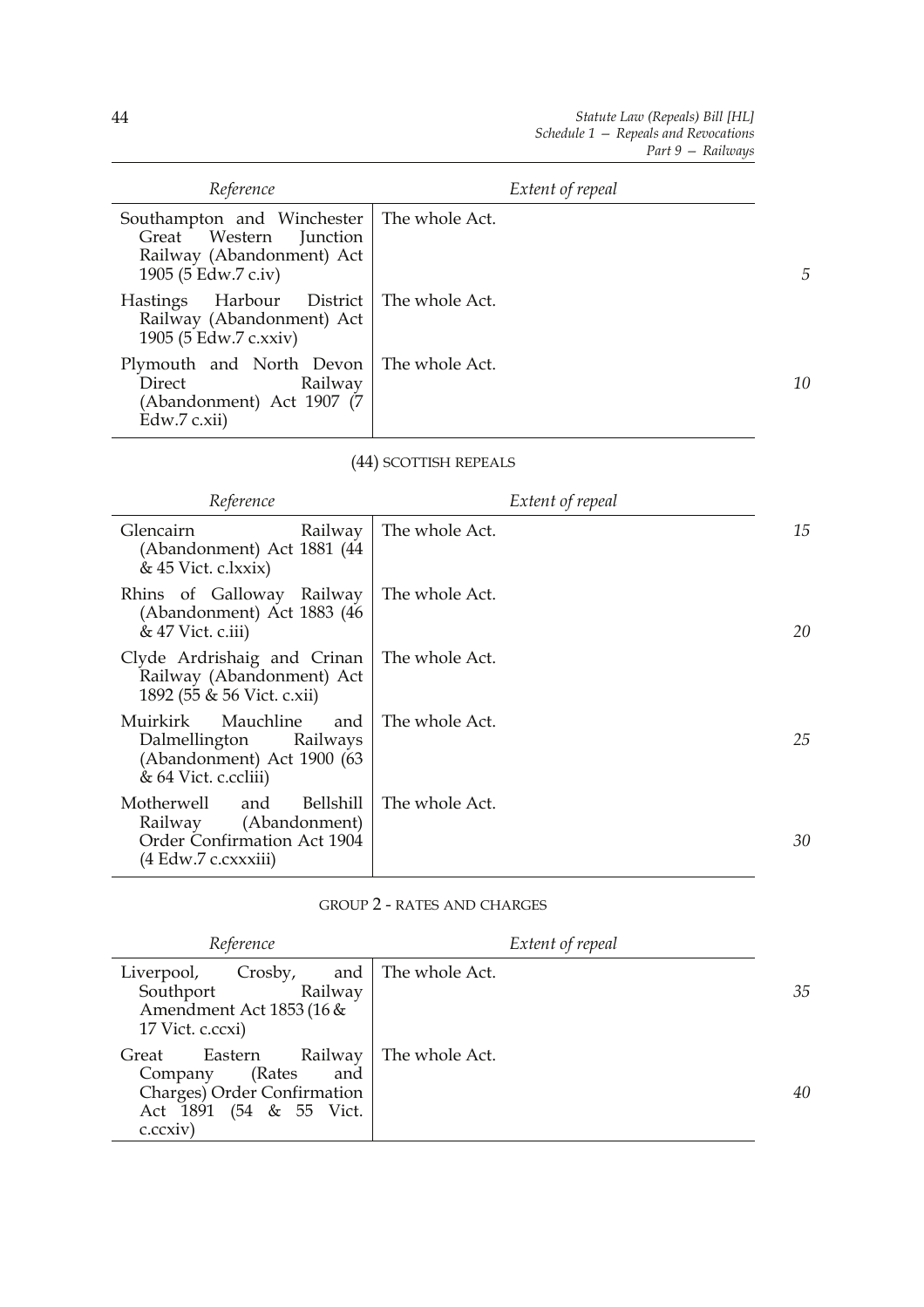| Reference | Extent of repeal |
|---|---|
| Southampton and Winchester Great Western Junction Railway (Abandonment) Act 1905 (5 Edw.7 c.iv) | The whole Act. |
| Hastings Harbour District Railway (Abandonment) Act 1905 (5 Edw.7 c.xxiv) | The whole Act. |
| Plymouth and North Devon Direct Railway (Abandonment) Act 1907 (7 Edw.7 c.xii) | The whole Act. |

(44) SCOTTISH REPEALS

| Reference | Extent of repeal |
|---|---|
| Glencairn Railway (Abandonment) Act 1881 (44 & 45 Vict. c.lxxix) | The whole Act. |
| Rhins of Galloway Railway (Abandonment) Act 1883 (46 & 47 Vict. c.iii) | The whole Act. |
| Clyde Ardrishaig and Crinan Railway (Abandonment) Act 1892 (55 & 56 Vict. c.xii) | The whole Act. |
| Muirkirk Mauchline and Dalmellington Railways (Abandonment) Act 1900 (63 & 64 Vict. c.ccliii) | The whole Act. |
| Motherwell and Bellshill Railway (Abandonment) Order Confirmation Act 1904 (4 Edw.7 c.cxxxiii) | The whole Act. |

GROUP 2 - RATES AND CHARGES

| Reference | Extent of repeal |
|---|---|
| Liverpool, Crosby, and Southport Railway Amendment Act 1853 (16 & 17 Vict. c.ccxi) | The whole Act. |
| Great Eastern Railway Company (Rates and Charges) Order Confirmation Act 1891 (54 & 55 Vict. c.ccxiv) | The whole Act. |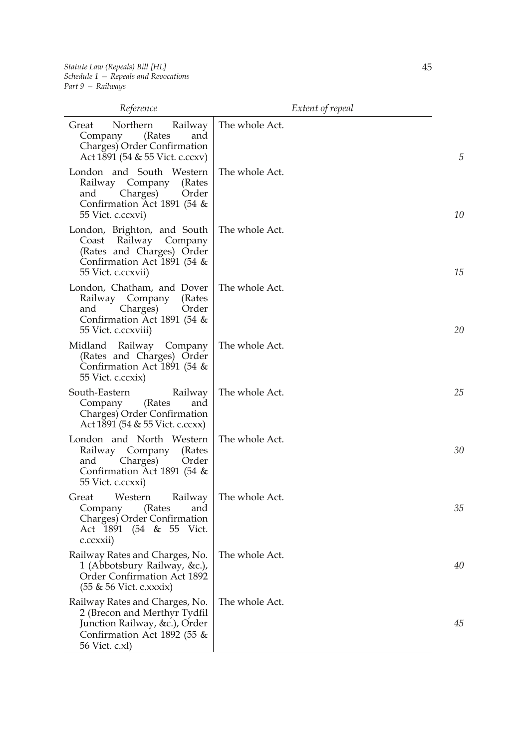| Reference | Extent of repeal |
|---|---|
| Great Northern Railway Company (Rates and Charges) Order Confirmation Act 1891 (54 & 55 Vict. c.ccxv) | The whole Act. |
| London and South Western Railway Company (Rates and Charges) Order Confirmation Act 1891 (54 & 55 Vict. c.ccxvi) | The whole Act. |
| London, Brighton, and South Coast Railway Company (Rates and Charges) Order Confirmation Act 1891 (54 & 55 Vict. c.ccxvii) | The whole Act. |
| London, Chatham, and Dover Railway Company (Rates and Charges) Order Confirmation Act 1891 (54 & 55 Vict. c.ccxviii) | The whole Act. |
| Midland Railway Company (Rates and Charges) Order Confirmation Act 1891 (54 & 55 Vict. c.ccxix) | The whole Act. |
| South-Eastern Railway Company (Rates and Charges) Order Confirmation Act 1891 (54 & 55 Vict. c.ccxx) | The whole Act. |
| London and North Western Railway Company (Rates and Charges) Order Confirmation Act 1891 (54 & 55 Vict. c.ccxxi) | The whole Act. |
| Great Western Railway Company (Rates and Charges) Order Confirmation Act 1891 (54 & 55 Vict. c.ccxxii) | The whole Act. |
| Railway Rates and Charges, No. 1 (Abbotsbury Railway, &c.), Order Confirmation Act 1892 (55 & 56 Vict. c.xxxix) | The whole Act. |
| Railway Rates and Charges, No. 2 (Brecon and Merthyr Tydfil Junction Railway, &c.), Order Confirmation Act 1892 (55 & 56 Vict. c.xl) | The whole Act. |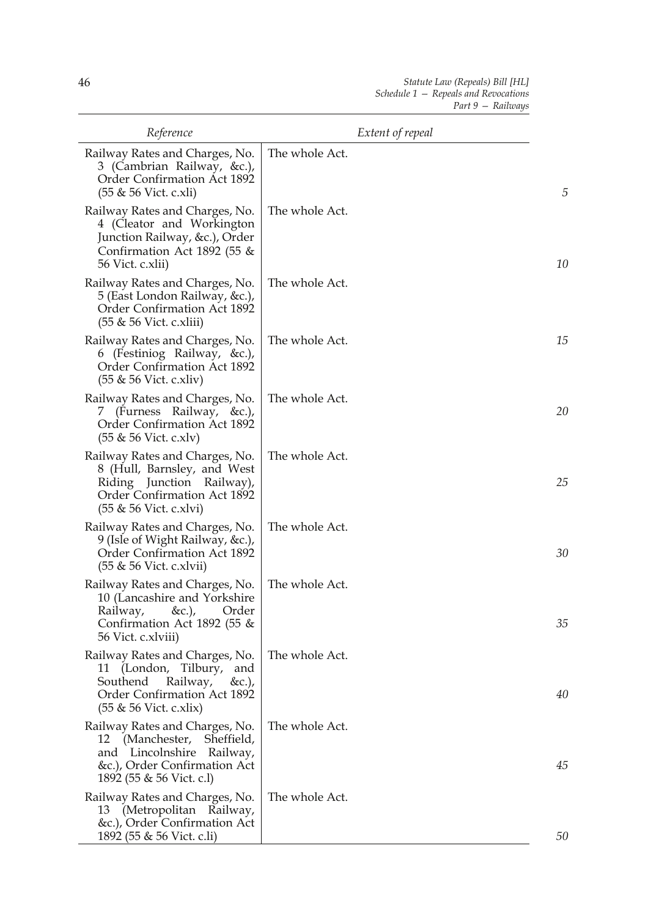| Reference | Extent of repeal |
|---|---|
| Railway Rates and Charges, No. 3 (Cambrian Railway, &c.), Order Confirmation Act 1892 (55 & 56 Vict. c.xli) | The whole Act. |
| Railway Rates and Charges, No. 4 (Cleator and Workington Junction Railway, &c.), Order Confirmation Act 1892 (55 & 56 Vict. c.xlii) | The whole Act. |
| Railway Rates and Charges, No. 5 (East London Railway, &c.), Order Confirmation Act 1892 (55 & 56 Vict. c.xliii) | The whole Act. |
| Railway Rates and Charges, No. 6 (Festiniog Railway, &c.), Order Confirmation Act 1892 (55 & 56 Vict. c.xliv) | The whole Act. |
| Railway Rates and Charges, No. 7 (Furness Railway, &c.), Order Confirmation Act 1892 (55 & 56 Vict. c.xlv) | The whole Act. |
| Railway Rates and Charges, No. 8 (Hull, Barnsley, and West Riding Junction Railway), Order Confirmation Act 1892 (55 & 56 Vict. c.xlvi) | The whole Act. |
| Railway Rates and Charges, No. 9 (Isle of Wight Railway, &c.), Order Confirmation Act 1892 (55 & 56 Vict. c.xlvii) | The whole Act. |
| Railway Rates and Charges, No. 10 (Lancashire and Yorkshire Railway, &c.), Order Confirmation Act 1892 (55 & 56 Vict. c.xlviii) | The whole Act. |
| Railway Rates and Charges, No. 11 (London, Tilbury, and Southend Railway, &c.), Order Confirmation Act 1892 (55 & 56 Vict. c.xlix) | The whole Act. |
| Railway Rates and Charges, No. 12 (Manchester, Sheffield, and Lincolnshire Railway, &c.), Order Confirmation Act 1892 (55 & 56 Vict. c.l) | The whole Act. |
| Railway Rates and Charges, No. 13 (Metropolitan Railway, &c.), Order Confirmation Act 1892 (55 & 56 Vict. c.li) | The whole Act. |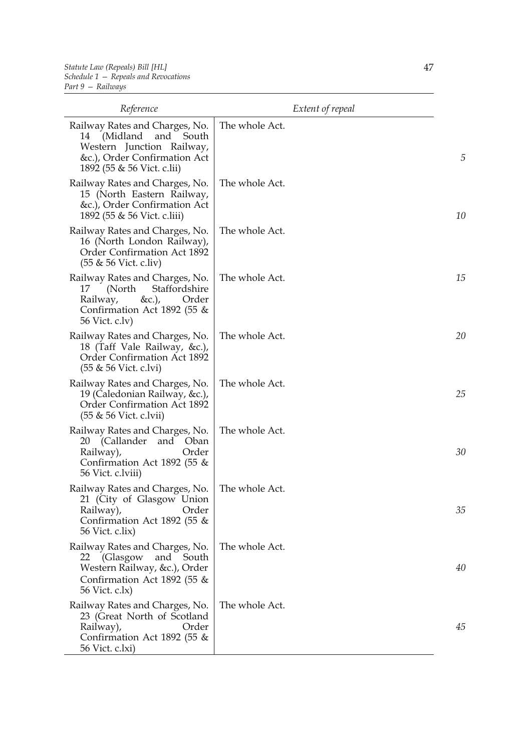| Reference | Extent of repeal |
| --- | --- |
| Railway Rates and Charges, No. 14 (Midland and South Western Junction Railway, &c.), Order Confirmation Act 1892 (55 & 56 Vict. c.lii) | The whole Act. |
| Railway Rates and Charges, No. 15 (North Eastern Railway, &c.), Order Confirmation Act 1892 (55 & 56 Vict. c.liii) | The whole Act. |
| Railway Rates and Charges, No. 16 (North London Railway), Order Confirmation Act 1892 (55 & 56 Vict. c.liv) | The whole Act. |
| Railway Rates and Charges, No. 17 (North Staffordshire Railway, &c.), Order Confirmation Act 1892 (55 & 56 Vict. c.lv) | The whole Act. |
| Railway Rates and Charges, No. 18 (Taff Vale Railway, &c.), Order Confirmation Act 1892 (55 & 56 Vict. c.lvi) | The whole Act. |
| Railway Rates and Charges, No. 19 (Caledonian Railway, &c.), Order Confirmation Act 1892 (55 & 56 Vict. c.lvii) | The whole Act. |
| Railway Rates and Charges, No. 20 (Callander and Oban Railway), Order Confirmation Act 1892 (55 & 56 Vict. c.lviii) | The whole Act. |
| Railway Rates and Charges, No. 21 (City of Glasgow Union Railway), Order Confirmation Act 1892 (55 & 56 Vict. c.lix) | The whole Act. |
| Railway Rates and Charges, No. 22 (Glasgow and South Western Railway, &c.), Order Confirmation Act 1892 (55 & 56 Vict. c.lx) | The whole Act. |
| Railway Rates and Charges, No. 23 (Great North of Scotland Railway), Order Confirmation Act 1892 (55 & 56 Vict. c.lxi) | The whole Act. |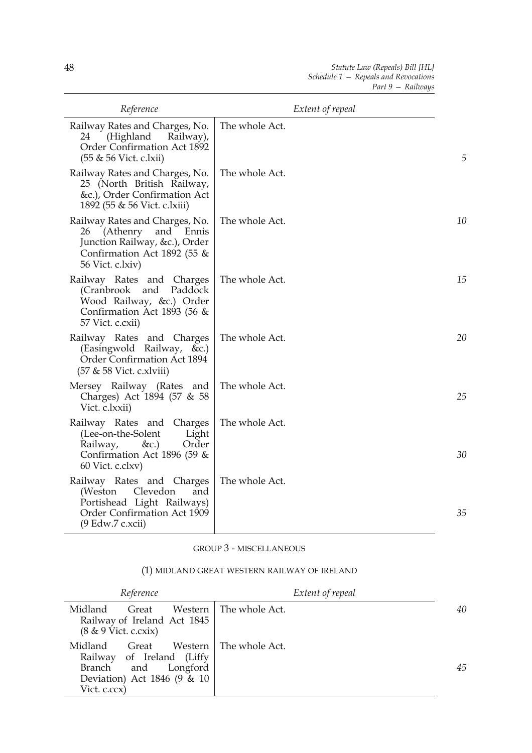| Reference | Extent of repeal |
|---|---|
| Railway Rates and Charges, No. 24 (Highland Railway), Order Confirmation Act 1892 (55 & 56 Vict. c.lxii) | The whole Act. |
| Railway Rates and Charges, No. 25 (North British Railway, &c.), Order Confirmation Act 1892 (55 & 56 Vict. c.lxiii) | The whole Act. |
| Railway Rates and Charges, No. 26 (Athenry and Ennis Junction Railway, &c.), Order Confirmation Act 1892 (55 & 56 Vict. c.lxiv) | The whole Act. |
| Railway Rates and Charges (Cranbrook and Paddock Wood Railway, &c.) Order Confirmation Act 1893 (56 & 57 Vict. c.cxii) | The whole Act. |
| Railway Rates and Charges (Easingwold Railway, &c.) Order Confirmation Act 1894 (57 & 58 Vict. c.xlviii) | The whole Act. |
| Mersey Railway (Rates and Charges) Act 1894 (57 & 58 Vict. c.lxxii) | The whole Act. |
| Railway Rates and Charges (Lee-on-the-Solent Light Railway, &c.) Order Confirmation Act 1896 (59 & 60 Vict. c.clxv) | The whole Act. |
| Railway Rates and Charges (Weston Clevedon and Portishead Light Railways) Order Confirmation Act 1909 (9 Edw.7 c.xcii) | The whole Act. |

GROUP 3 - MISCELLANEOUS

(1) MIDLAND GREAT WESTERN RAILWAY OF IRELAND

| Reference | Extent of repeal |
|---|---|
| Midland Great Western Railway of Ireland Act 1845 (8 & 9 Vict. c.cxix) | The whole Act. |
| Midland Great Western Railway of Ireland (Liffy Branch and Longford Deviation) Act 1846 (9 & 10 Vict. c.ccx) | The whole Act. |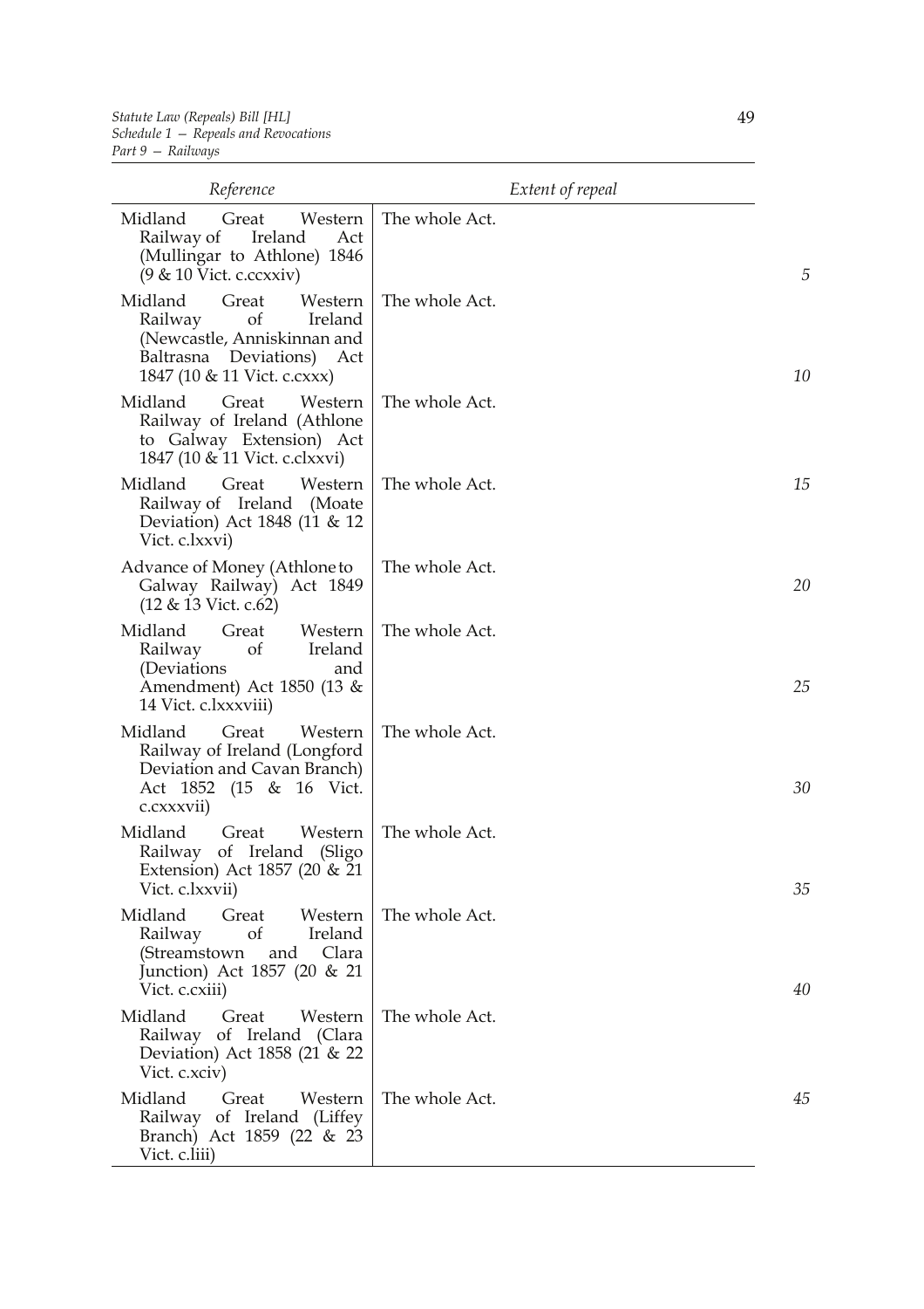| Reference | Extent of repeal |
|---|---|
| Midland Great Western Railway of Ireland Act (Mullingar to Athlone) 1846 (9 & 10 Vict. c.ccxxiv) | The whole Act. |
| Midland Great Western Railway of Ireland (Newcastle, Anniskinnan and Baltrasna Deviations) Act 1847 (10 & 11 Vict. c.cxxx) | The whole Act. |
| Midland Great Western Railway of Ireland (Athlone to Galway Extension) Act 1847 (10 & 11 Vict. c.clxxvi) | The whole Act. |
| Midland Great Western Railway of Ireland (Moate Deviation) Act 1848 (11 & 12 Vict. c.lxxvi) | The whole Act. |
| Advance of Money (Athlone to Galway Railway) Act 1849 (12 & 13 Vict. c.62) | The whole Act. |
| Midland Great Western Railway of Ireland (Deviations and Amendment) Act 1850 (13 & 14 Vict. c.lxxxviii) | The whole Act. |
| Midland Great Western Railway of Ireland (Longford Deviation and Cavan Branch) Act 1852 (15 & 16 Vict. c.cxxxvii) | The whole Act. |
| Midland Great Western Railway of Ireland (Sligo Extension) Act 1857 (20 & 21 Vict. c.lxxvii) | The whole Act. |
| Midland Great Western Railway of Ireland (Streamstown and Clara Junction) Act 1857 (20 & 21 Vict. c.cxiii) | The whole Act. |
| Midland Great Western Railway of Ireland (Clara Deviation) Act 1858 (21 & 22 Vict. c.xciv) | The whole Act. |
| Midland Great Western Railway of Ireland (Liffey Branch) Act 1859 (22 & 23 Vict. c.liii) | The whole Act. |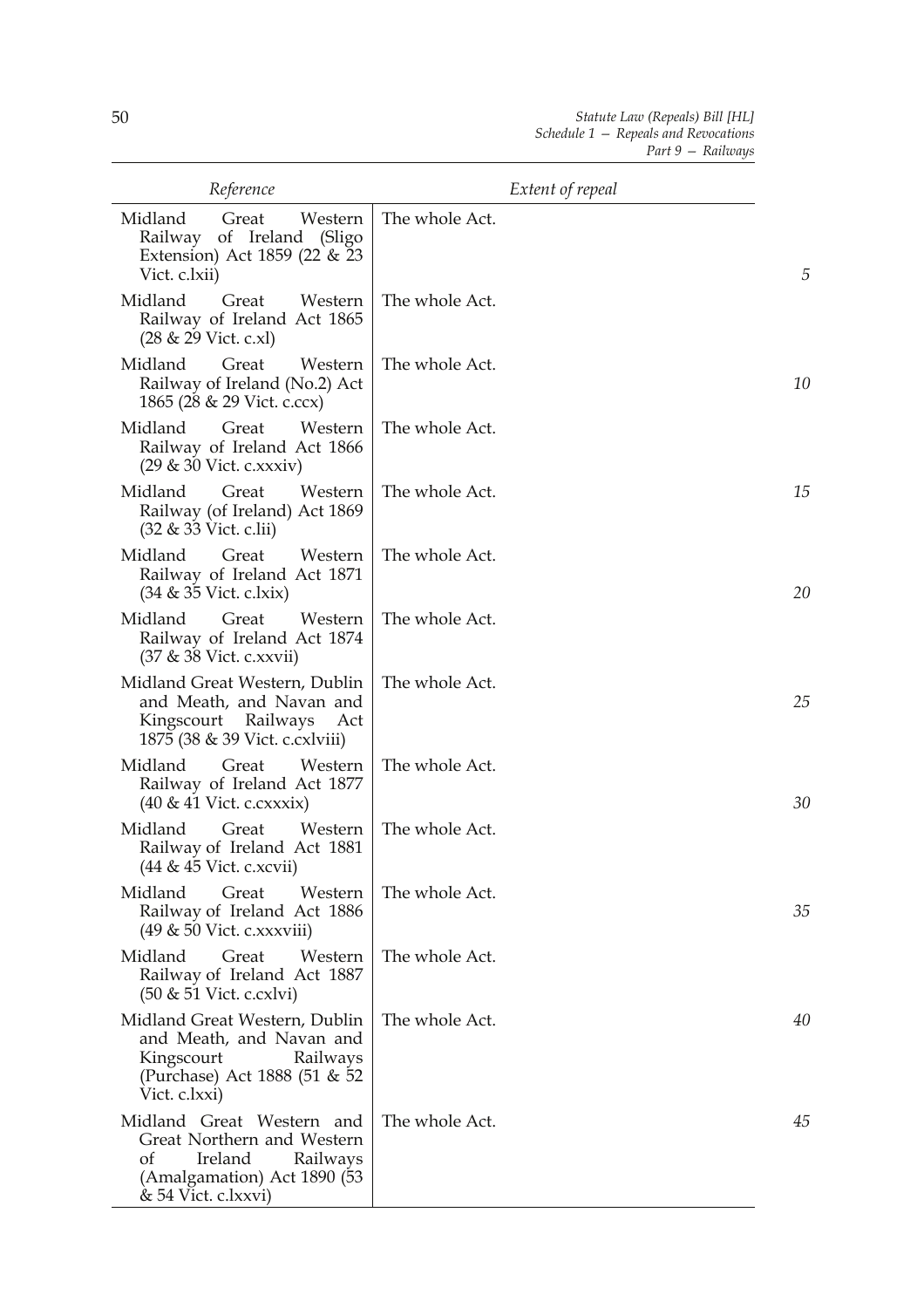| Reference | Extent of repeal |
|---|---|
| Midland Great Western Railway of Ireland (Sligo Extension) Act 1859 (22 & 23 Vict. c.lxii) | The whole Act. |
| Midland Great Western Railway of Ireland Act 1865 (28 & 29 Vict. c.xl) | The whole Act. |
| Midland Great Western Railway of Ireland (No.2) Act 1865 (28 & 29 Vict. c.ccx) | The whole Act. |
| Midland Great Western Railway of Ireland Act 1866 (29 & 30 Vict. c.xxxiv) | The whole Act. |
| Midland Great Western Railway (of Ireland) Act 1869 (32 & 33 Vict. c.lii) | The whole Act. |
| Midland Great Western Railway of Ireland Act 1871 (34 & 35 Vict. c.lxix) | The whole Act. |
| Midland Great Western Railway of Ireland Act 1874 (37 & 38 Vict. c.xxvii) | The whole Act. |
| Midland Great Western, Dublin and Meath, and Navan and Kingscourt Railways Act 1875 (38 & 39 Vict. c.cxlviii) | The whole Act. |
| Midland Great Western Railway of Ireland Act 1877 (40 & 41 Vict. c.cxxxix) | The whole Act. |
| Midland Great Western Railway of Ireland Act 1881 (44 & 45 Vict. c.xcvii) | The whole Act. |
| Midland Great Western Railway of Ireland Act 1886 (49 & 50 Vict. c.xxxviii) | The whole Act. |
| Midland Great Western Railway of Ireland Act 1887 (50 & 51 Vict. c.cxlvi) | The whole Act. |
| Midland Great Western, Dublin and Meath, and Navan and Kingscourt Railways (Purchase) Act 1888 (51 & 52 Vict. c.lxxi) | The whole Act. |
| Midland Great Western and Great Northern and Western of Ireland Railways (Amalgamation) Act 1890 (53 & 54 Vict. c.lxxvi) | The whole Act. |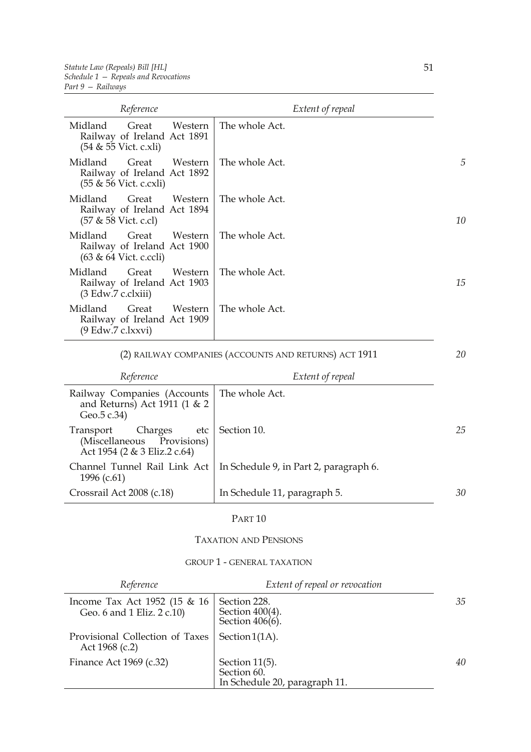| Reference | Extent of repeal |
|---|---|
| Midland Great Western Railway of Ireland Act 1891 (54 & 55 Vict. c.xli) | The whole Act. |
| Midland Great Western Railway of Ireland Act 1892 (55 & 56 Vict. c.cxli) | The whole Act. |
| Midland Great Western Railway of Ireland Act 1894 (57 & 58 Vict. c.cl) | The whole Act. |
| Midland Great Western Railway of Ireland Act 1900 (63 & 64 Vict. c.ccli) | The whole Act. |
| Midland Great Western Railway of Ireland Act 1903 (3 Edw.7 c.clxiii) | The whole Act. |
| Midland Great Western Railway of Ireland Act 1909 (9 Edw.7 c.lxxvi) | The whole Act. |

(2) RAILWAY COMPANIES (ACCOUNTS AND RETURNS) ACT 1911

| Reference | Extent of repeal |
|---|---|
| Railway Companies (Accounts and Returns) Act 1911 (1 & 2 Geo.5 c.34) | The whole Act. |
| Transport Charges etc (Miscellaneous Provisions) Act 1954 (2 & 3 Eliz.2 c.64) | Section 10. |
| Channel Tunnel Rail Link Act 1996 (c.61) | In Schedule 9, in Part 2, paragraph 6. |
| Crossrail Act 2008 (c.18) | In Schedule 11, paragraph 5. |

## PART 10

## TAXATION AND PENSIONS

### GROUP 1 - GENERAL TAXATION

| Reference | Extent of repeal or revocation |
|---|---|
| Income Tax Act 1952 (15 & 16 Geo. 6 and 1 Eliz. 2 c.10) | Section 228.<br>Section 400(4).<br>Section 406(6). |
| Provisional Collection of Taxes Act 1968 (c.2) | Section 1(1A). |
| Finance Act 1969 (c.32) | Section 11(5).<br>Section 60.<br>In Schedule 20, paragraph 11. |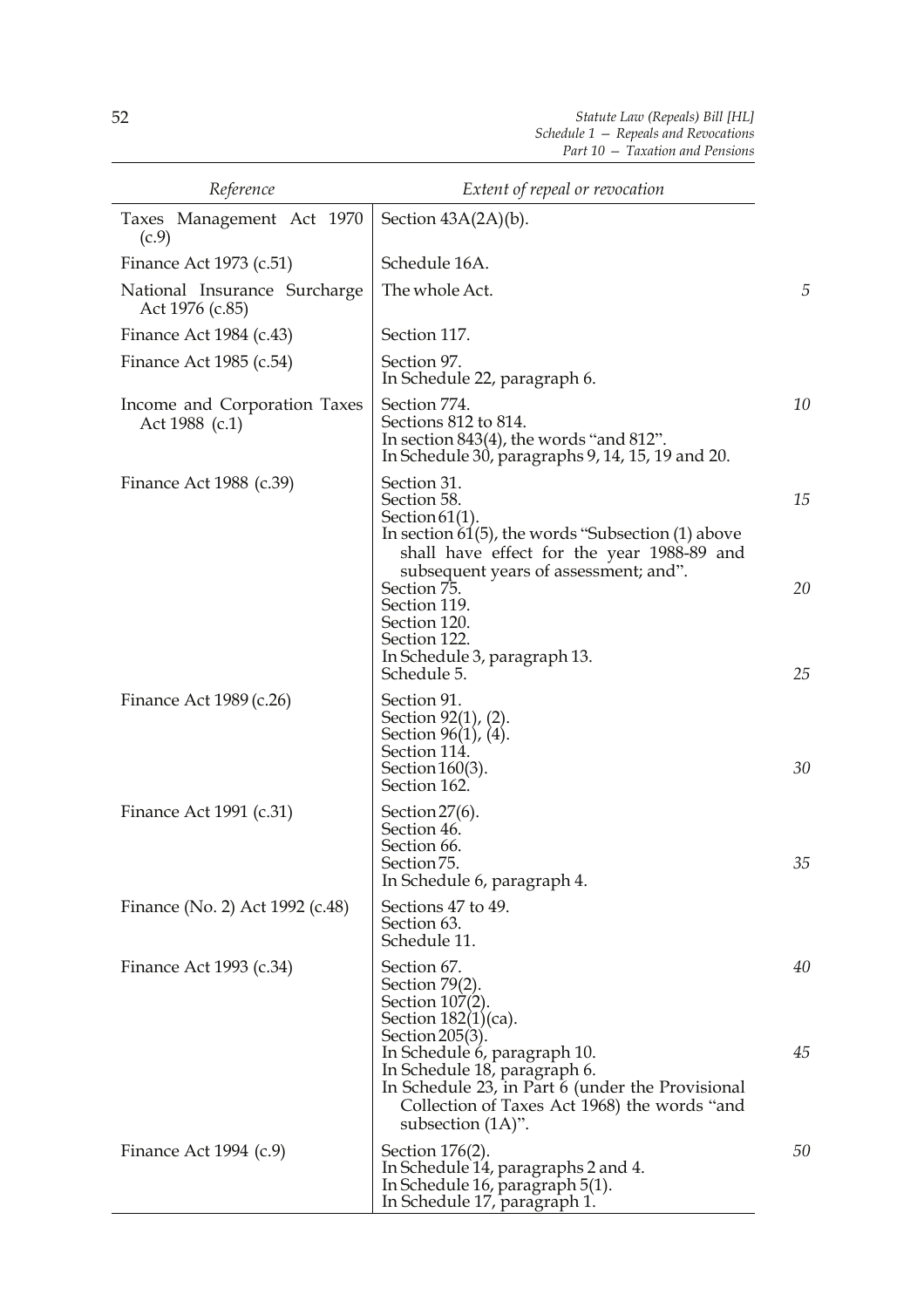| Reference | Extent of repeal or revocation |
|---|---|
| Taxes Management Act 1970 (c.9) | Section 43A(2A)(b). |
| Finance Act 1973 (c.51) | Schedule 16A. |
| National Insurance Surcharge Act 1976 (c.85) | The whole Act. |
| Finance Act 1984 (c.43) | Section 117. |
| Finance Act 1985 (c.54) | Section 97.<br>In Schedule 22, paragraph 6. |
| Income and Corporation Taxes Act 1988 (c.1) | Section 774.<br>Sections 812 to 814.<br>In section 843(4), the words "and 812".<br>In Schedule 30, paragraphs 9, 14, 15, 19 and 20. |
| Finance Act 1988 (c.39) | Section 31.<br>Section 58.<br>Section 61(1).<br>In section 61(5), the words "Subsection (1) above shall have effect for the year 1988-89 and subsequent years of assessment; and".<br>Section 75.<br>Section 119.<br>Section 120.<br>Section 122.<br>In Schedule 3, paragraph 13.<br>Schedule 5. |
| Finance Act 1989 (c.26) | Section 91.<br>Section 92(1), (2).<br>Section 96(1), (4).<br>Section 114.<br>Section 160(3).<br>Section 162. |
| Finance Act 1991 (c.31) | Section 27(6).<br>Section 46.<br>Section 66.<br>Section 75.<br>In Schedule 6, paragraph 4. |
| Finance (No. 2) Act 1992 (c.48) | Sections 47 to 49.<br>Section 63.<br>Schedule 11. |
| Finance Act 1993 (c.34) | Section 67.<br>Section 79(2).<br>Section 107(2).<br>Section 182(1)(ca).<br>Section 205(3).<br>In Schedule 6, paragraph 10.<br>In Schedule 18, paragraph 6.<br>In Schedule 23, in Part 6 (under the Provisional Collection of Taxes Act 1968) the words "and subsection (1A)". |
| Finance Act 1994 (c.9) | Section 176(2).<br>In Schedule 14, paragraphs 2 and 4.<br>In Schedule 16, paragraph 5(1).<br>In Schedule 17, paragraph 1. |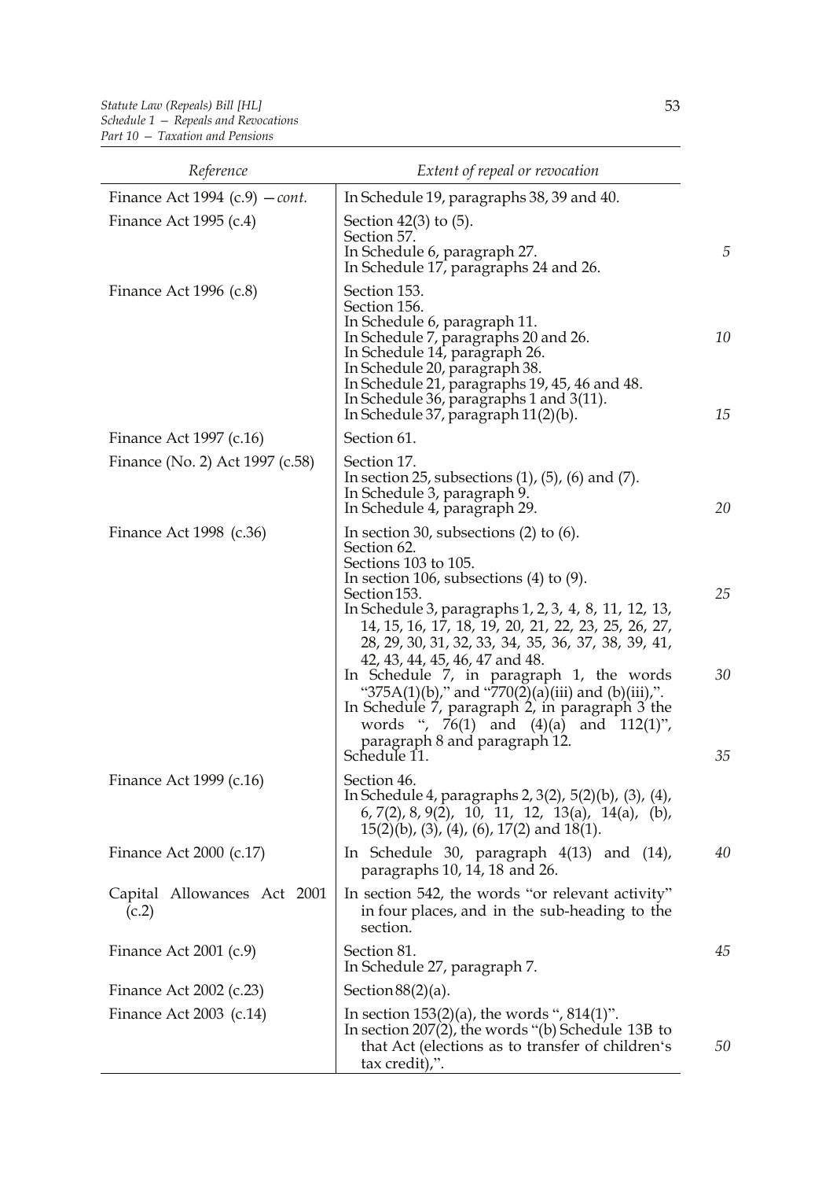| Reference | Extent of repeal or revocation |
|---|---|
| Finance Act 1994 (c.9) — *cont.* | In Schedule 19, paragraphs 38, 39 and 40. |
| Finance Act 1995 (c.4) | Section 42(3) to (5).<br>Section 57.<br>In Schedule 6, paragraph 27.<br>In Schedule 17, paragraphs 24 and 26. |
| Finance Act 1996 (c.8) | Section 153.<br>Section 156.<br>In Schedule 6, paragraph 11.<br>In Schedule 7, paragraphs 20 and 26.<br>In Schedule 14, paragraph 26.<br>In Schedule 20, paragraph 38.<br>In Schedule 21, paragraphs 19, 45, 46 and 48.<br>In Schedule 36, paragraphs 1 and 3(11).<br>In Schedule 37, paragraph 11(2)(b). |
| Finance Act 1997 (c.16) | Section 61. |
| Finance (No. 2) Act 1997 (c.58) | Section 17.<br>In section 25, subsections (1), (5), (6) and (7).<br>In Schedule 3, paragraph 9.<br>In Schedule 4, paragraph 29. |
| Finance Act 1998 (c.36) | In section 30, subsections (2) to (6).<br>Section 62.<br>Sections 103 to 105.<br>In section 106, subsections (4) to (9).<br>Section 153.<br>In Schedule 3, paragraphs 1, 2, 3, 4, 8, 11, 12, 13, 14, 15, 16, 17, 18, 19, 20, 21, 22, 23, 25, 26, 27, 28, 29, 30, 31, 32, 33, 34, 35, 36, 37, 38, 39, 41, 42, 43, 44, 45, 46, 47 and 48.<br>In Schedule 7, in paragraph 1, the words "375A(1)(b)," and "770(2)(a)(iii) and (b)(iii),".<br>In Schedule 7, paragraph 2, in paragraph 3 the words ", 76(1) and (4)(a) and 112(1)", paragraph 8 and paragraph 12.<br>Schedule 11. |
| Finance Act 1999 (c.16) | Section 46.<br>In Schedule 4, paragraphs 2, 3(2), 5(2)(b), (3), (4), 6, 7(2), 8, 9(2), 10, 11, 12, 13(a), 14(a), (b), 15(2)(b), (3), (4), (6), 17(2) and 18(1). |
| Finance Act 2000 (c.17) | In Schedule 30, paragraph 4(13) and (14), paragraphs 10, 14, 18 and 26. |
| Capital Allowances Act 2001 (c.2) | In section 542, the words "or relevant activity" in four places, and in the sub-heading to the section. |
| Finance Act 2001 (c.9) | Section 81.<br>In Schedule 27, paragraph 7. |
| Finance Act 2002 (c.23) | Section 88(2)(a). |
| Finance Act 2003 (c.14) | In section 153(2)(a), the words ", 814(1)".<br>In section 207(2), the words "(b) Schedule 13B to that Act (elections as to transfer of children's tax credit),". |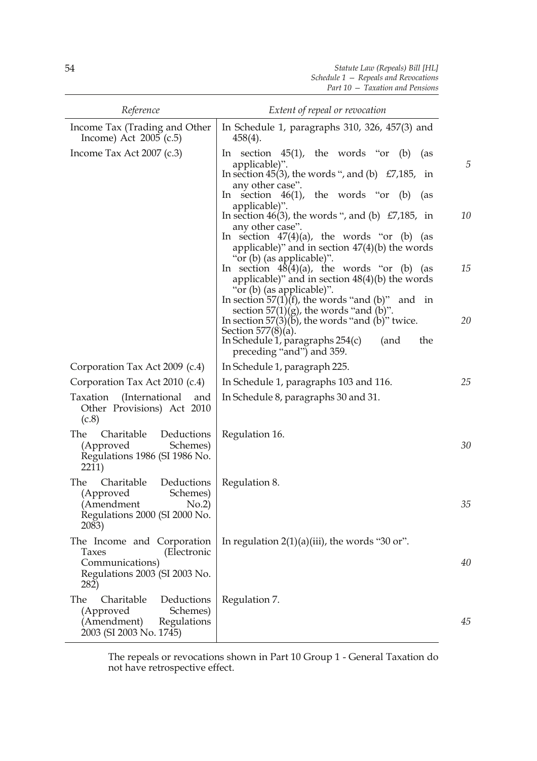| Reference | Extent of repeal or revocation |
|---|---|
| Income Tax (Trading and Other Income) Act 2005 (c.5) | In Schedule 1, paragraphs 310, 326, 457(3) and 458(4). |
| Income Tax Act 2007 (c.3) | In section 45(1), the words "or (b) (as applicable)".<br>In section 45(3), the words ", and (b) £7,185, in any other case".<br>In section 46(1), the words "or (b) (as applicable)".<br>In section 46(3), the words ", and (b) £7,185, in any other case".<br>In section 47(4)(a), the words "or (b) (as applicable)" and in section 47(4)(b) the words "or (b) (as applicable)".<br>In section 48(4)(a), the words "or (b) (as applicable)" and in section 48(4)(b) the words "or (b) (as applicable)".<br>In section 57(1)(f), the words "and (b)" and in section 57(1)(g), the words "and (b)".<br>In section 57(3)(b), the words "and (b)" twice.<br>Section 577(8)(a).<br>In Schedule 1, paragraphs 254(c) (and the preceding "and") and 359. |
| Corporation Tax Act 2009 (c.4) | In Schedule 1, paragraph 225. |
| Corporation Tax Act 2010 (c.4) | In Schedule 1, paragraphs 103 and 116. |
| Taxation (International and Other Provisions) Act 2010 (c.8) | In Schedule 8, paragraphs 30 and 31. |
| The Charitable Deductions (Approved Schemes) Regulations 1986 (SI 1986 No. 2211) | Regulation 16. |
| The Charitable Deductions (Approved Schemes) (Amendment No.2) Regulations 2000 (SI 2000 No. 2083) | Regulation 8. |
| The Income and Corporation Taxes (Electronic Communications) Regulations 2003 (SI 2003 No. 282) | In regulation 2(1)(a)(iii), the words "30 or". |
| The Charitable Deductions (Approved Schemes) (Amendment) Regulations 2003 (SI 2003 No. 1745) | Regulation 7. |

The repeals or revocations shown in Part 10 Group 1 - General Taxation do not have retrospective effect.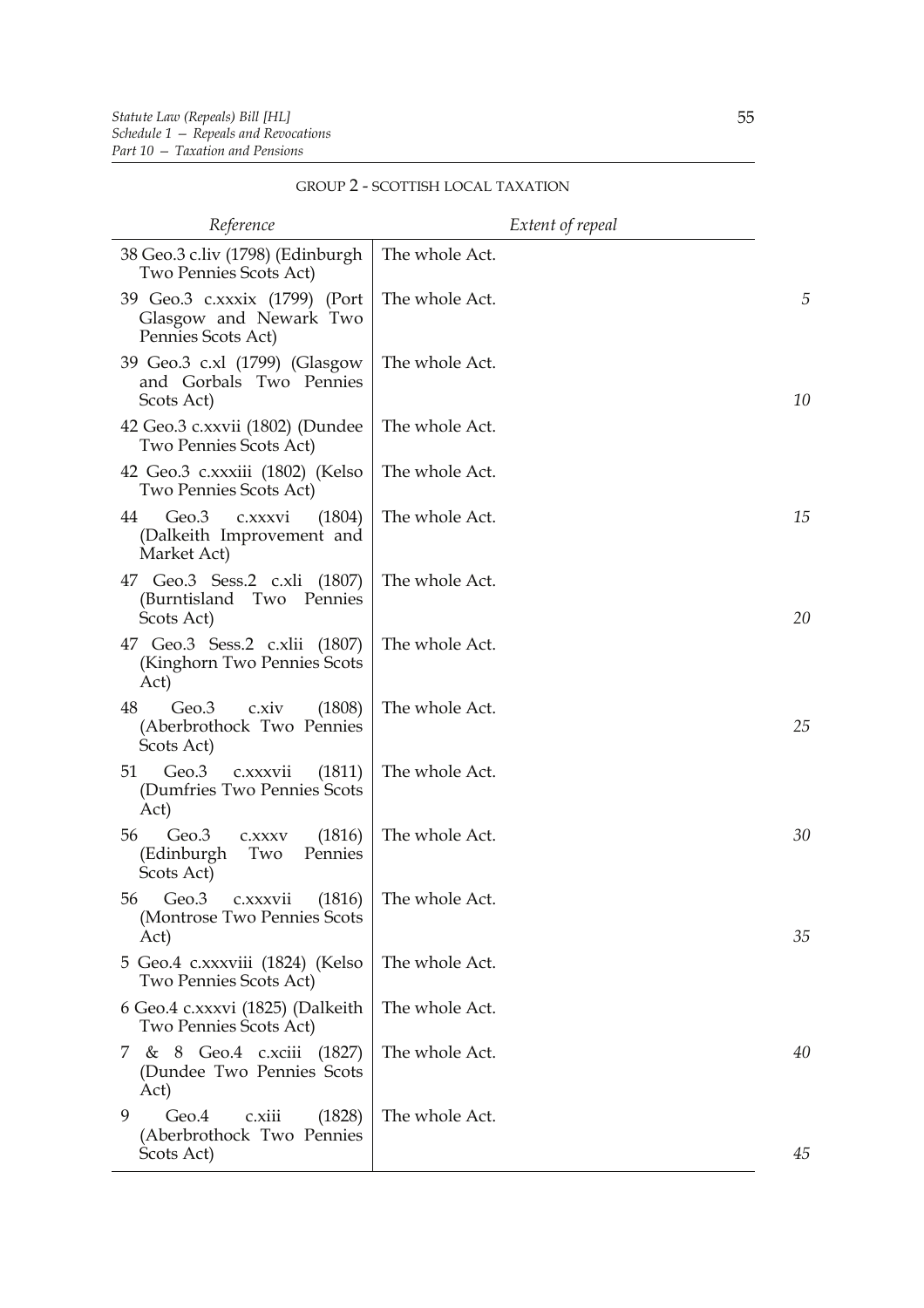GROUP 2 - SCOTTISH LOCAL TAXATION

| Reference | Extent of repeal |
|---|---|
| 38 Geo.3 c.liv (1798) (Edinburgh Two Pennies Scots Act) | The whole Act. |
| 39 Geo.3 c.xxxix (1799) (Port Glasgow and Newark Two Pennies Scots Act) | The whole Act. |
| 39 Geo.3 c.xl (1799) (Glasgow and Gorbals Two Pennies Scots Act) | The whole Act. |
| 42 Geo.3 c.xxvii (1802) (Dundee Two Pennies Scots Act) | The whole Act. |
| 42 Geo.3 c.xxxiii (1802) (Kelso Two Pennies Scots Act) | The whole Act. |
| 44 Geo.3 c.xxxvi (1804) (Dalkeith Improvement and Market Act) | The whole Act. |
| 47 Geo.3 Sess.2 c.xli (1807) (Burntisland Two Pennies Scots Act) | The whole Act. |
| 47 Geo.3 Sess.2 c.xlii (1807) (Kinghorn Two Pennies Scots Act) | The whole Act. |
| 48 Geo.3 c.xiv (1808) (Aberbrothock Two Pennies Scots Act) | The whole Act. |
| 51 Geo.3 c.xxxvii (1811) (Dumfries Two Pennies Scots Act) | The whole Act. |
| 56 Geo.3 c.xxxv (1816) (Edinburgh Two Pennies Scots Act) | The whole Act. |
| 56 Geo.3 c.xxxvii (1816) (Montrose Two Pennies Scots Act) | The whole Act. |
| 5 Geo.4 c.xxxviii (1824) (Kelso Two Pennies Scots Act) | The whole Act. |
| 6 Geo.4 c.xxxvi (1825) (Dalkeith Two Pennies Scots Act) | The whole Act. |
| 7 & 8 Geo.4 c.xciii (1827) (Dundee Two Pennies Scots Act) | The whole Act. |
| 9 Geo.4 c.xiii (1828) (Aberbrothock Two Pennies Scots Act) | The whole Act. |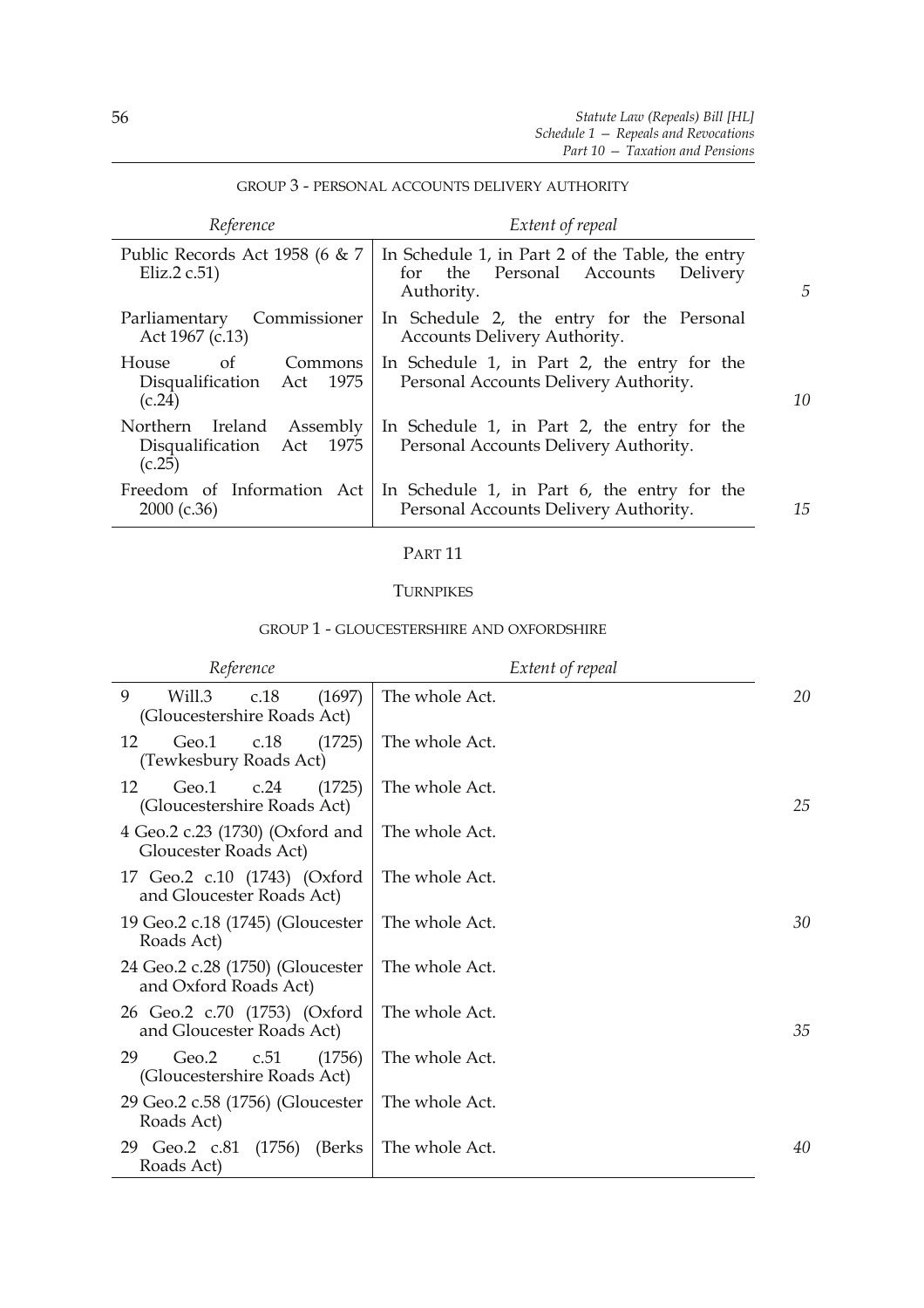GROUP 3 - PERSONAL ACCOUNTS DELIVERY AUTHORITY

| Reference | Extent of repeal |
|---|---|
| Public Records Act 1958 (6 & 7 Eliz.2 c.51) | In Schedule 1, in Part 2 of the Table, the entry for the Personal Accounts Delivery Authority. |
| Parliamentary Commissioner Act 1967 (c.13) | In Schedule 2, the entry for the Personal Accounts Delivery Authority. |
| House of Commons Disqualification Act 1975 (c.24) | In Schedule 1, in Part 2, the entry for the Personal Accounts Delivery Authority. |
| Northern Ireland Assembly Disqualification Act 1975 (c.25) | In Schedule 1, in Part 2, the entry for the Personal Accounts Delivery Authority. |
| Freedom of Information Act 2000 (c.36) | In Schedule 1, in Part 6, the entry for the Personal Accounts Delivery Authority. |

## PART 11

## TURNPIKES

GROUP 1 - GLOUCESTERSHIRE AND OXFORDSHIRE

| Reference | Extent of repeal |
|---|---|
| 9 Will.3 c.18 (1697) (Gloucestershire Roads Act) | The whole Act. |
| 12 Geo.1 c.18 (1725) (Tewkesbury Roads Act) | The whole Act. |
| 12 Geo.1 c.24 (1725) (Gloucestershire Roads Act) | The whole Act. |
| 4 Geo.2 c.23 (1730) (Oxford and Gloucester Roads Act) | The whole Act. |
| 17 Geo.2 c.10 (1743) (Oxford and Gloucester Roads Act) | The whole Act. |
| 19 Geo.2 c.18 (1745) (Gloucester Roads Act) | The whole Act. |
| 24 Geo.2 c.28 (1750) (Gloucester and Oxford Roads Act) | The whole Act. |
| 26 Geo.2 c.70 (1753) (Oxford and Gloucester Roads Act) | The whole Act. |
| 29 Geo.2 c.51 (1756) (Gloucestershire Roads Act) | The whole Act. |
| 29 Geo.2 c.58 (1756) (Gloucester Roads Act) | The whole Act. |
| 29 Geo.2 c.81 (1756) (Berks Roads Act) | The whole Act. |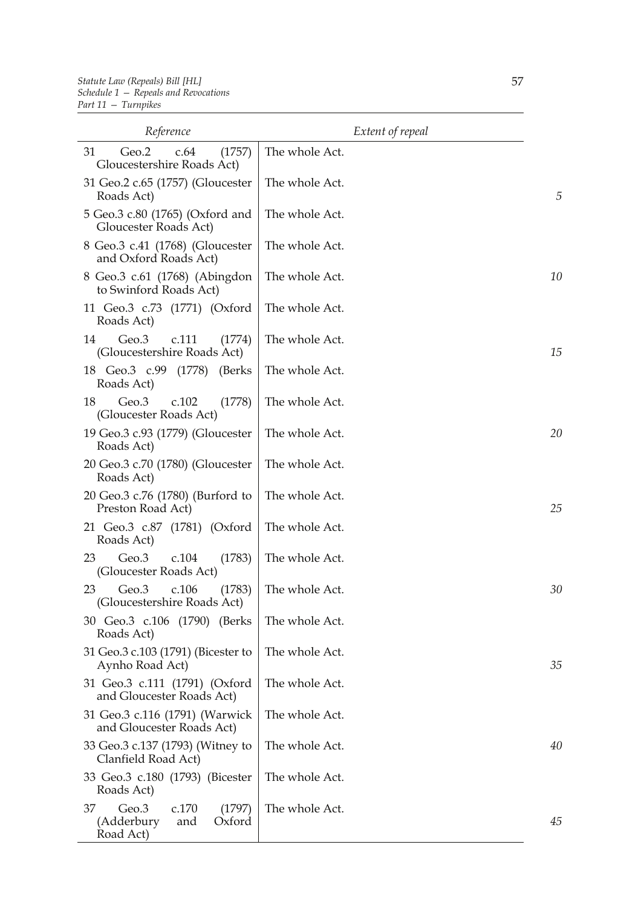| Reference | Extent of repeal |
| --- | --- |
| 31 Geo.2 c.64 (1757) Gloucestershire Roads Act) | The whole Act. |
| 31 Geo.2 c.65 (1757) (Gloucester Roads Act) | The whole Act. |
| 5 Geo.3 c.80 (1765) (Oxford and Gloucester Roads Act) | The whole Act. |
| 8 Geo.3 c.41 (1768) (Gloucester and Oxford Roads Act) | The whole Act. |
| 8 Geo.3 c.61 (1768) (Abingdon to Swinford Roads Act) | The whole Act. |
| 11 Geo.3 c.73 (1771) (Oxford Roads Act) | The whole Act. |
| 14 Geo.3 c.111 (1774) (Gloucestershire Roads Act) | The whole Act. |
| 18 Geo.3 c.99 (1778) (Berks Roads Act) | The whole Act. |
| 18 Geo.3 c.102 (1778) (Gloucester Roads Act) | The whole Act. |
| 19 Geo.3 c.93 (1779) (Gloucester Roads Act) | The whole Act. |
| 20 Geo.3 c.70 (1780) (Gloucester Roads Act) | The whole Act. |
| 20 Geo.3 c.76 (1780) (Burford to Preston Road Act) | The whole Act. |
| 21 Geo.3 c.87 (1781) (Oxford Roads Act) | The whole Act. |
| 23 Geo.3 c.104 (1783) (Gloucester Roads Act) | The whole Act. |
| 23 Geo.3 c.106 (1783) (Gloucestershire Roads Act) | The whole Act. |
| 30 Geo.3 c.106 (1790) (Berks Roads Act) | The whole Act. |
| 31 Geo.3 c.103 (1791) (Bicester to Aynho Road Act) | The whole Act. |
| 31 Geo.3 c.111 (1791) (Oxford and Gloucester Roads Act) | The whole Act. |
| 31 Geo.3 c.116 (1791) (Warwick and Gloucester Roads Act) | The whole Act. |
| 33 Geo.3 c.137 (1793) (Witney to Clanfield Road Act) | The whole Act. |
| 33 Geo.3 c.180 (1793) (Bicester Roads Act) | The whole Act. |
| 37 Geo.3 c.170 (1797) (Adderbury and Oxford Road Act) | The whole Act. |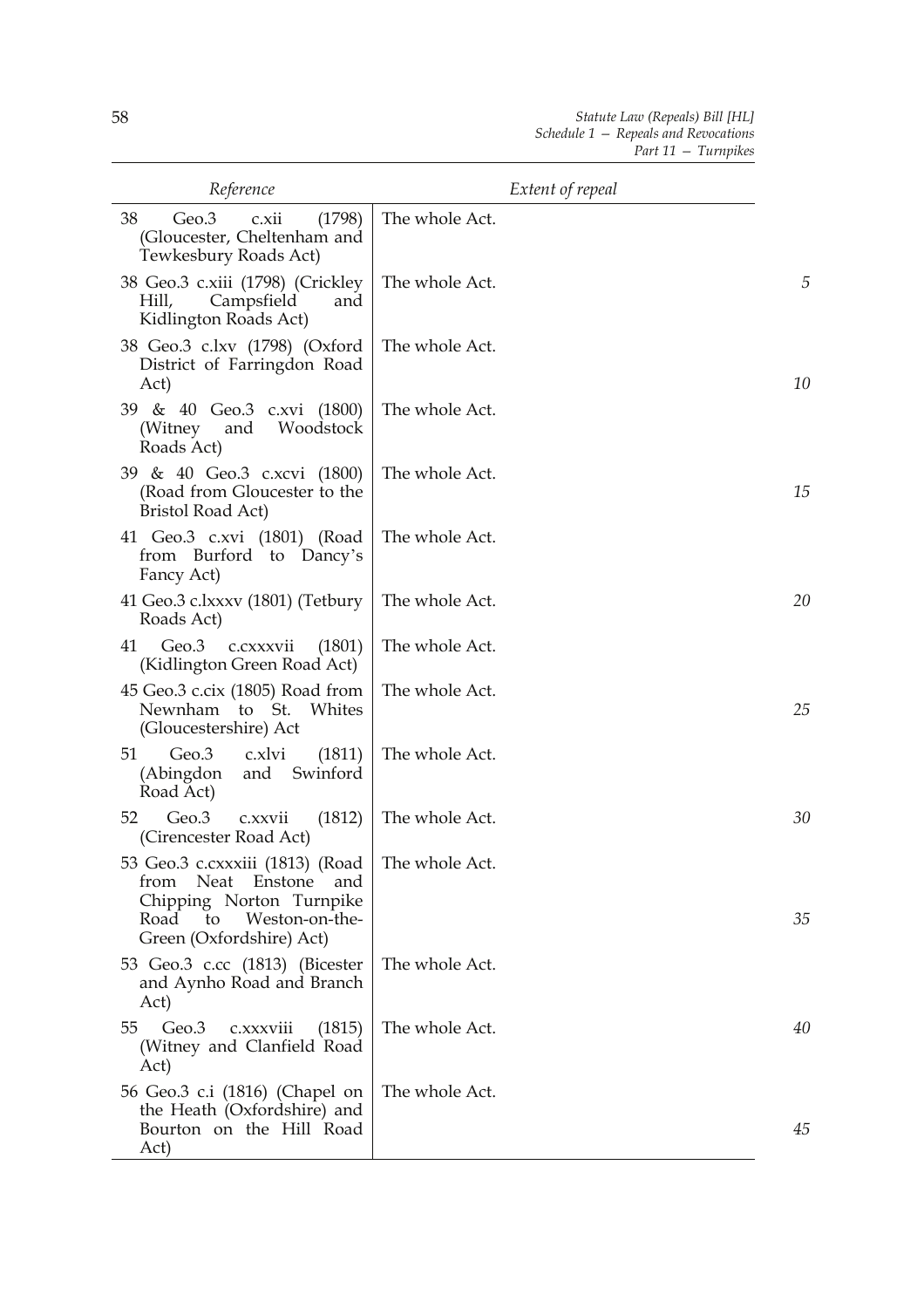| Reference | Extent of repeal |
|---|---|
| 38 Geo.3 c.xii (1798) (Gloucester, Cheltenham and Tewkesbury Roads Act) | The whole Act. |
| 38 Geo.3 c.xiii (1798) (Crickley Hill, Campsfield and Kidlington Roads Act) | The whole Act. |
| 38 Geo.3 c.lxv (1798) (Oxford District of Farringdon Road Act) | The whole Act. |
| 39 & 40 Geo.3 c.xvi (1800) (Witney and Woodstock Roads Act) | The whole Act. |
| 39 & 40 Geo.3 c.xcvi (1800) (Road from Gloucester to the Bristol Road Act) | The whole Act. |
| 41 Geo.3 c.xvi (1801) (Road from Burford to Dancy's Fancy Act) | The whole Act. |
| 41 Geo.3 c.lxxxv (1801) (Tetbury Roads Act) | The whole Act. |
| 41 Geo.3 c.cxxxvii (1801) (Kidlington Green Road Act) | The whole Act. |
| 45 Geo.3 c.cix (1805) Road from Newnham to St. Whites (Gloucestershire) Act | The whole Act. |
| 51 Geo.3 c.xlvi (1811) (Abingdon and Swinford Road Act) | The whole Act. |
| 52 Geo.3 c.xxvii (1812) (Cirencester Road Act) | The whole Act. |
| 53 Geo.3 c.cxxxiii (1813) (Road from Neat Enstone and Chipping Norton Turnpike Road to Weston-on-the-Green (Oxfordshire) Act) | The whole Act. |
| 53 Geo.3 c.cc (1813) (Bicester and Aynho Road and Branch Act) | The whole Act. |
| 55 Geo.3 c.xxxviii (1815) (Witney and Clanfield Road Act) | The whole Act. |
| 56 Geo.3 c.i (1816) (Chapel on the Heath (Oxfordshire) and Bourton on the Hill Road Act) | The whole Act. |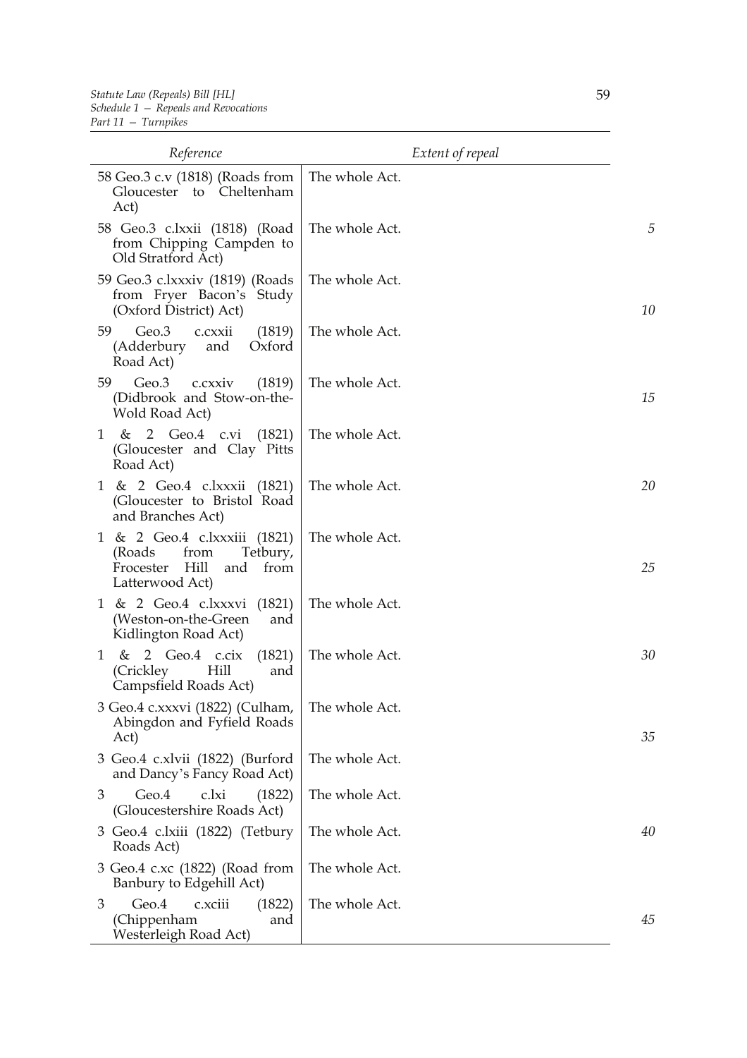| Reference | Extent of repeal |
| --- | --- |
| 58 Geo.3 c.v (1818) (Roads from Gloucester to Cheltenham Act) | The whole Act. |
| 58 Geo.3 c.lxxii (1818) (Road from Chipping Campden to Old Stratford Act) | The whole Act. |
| 59 Geo.3 c.lxxxiv (1819) (Roads from Fryer Bacon's Study (Oxford District) Act) | The whole Act. |
| 59 Geo.3 c.cxxii (1819) (Adderbury and Oxford Road Act) | The whole Act. |
| 59 Geo.3 c.cxxiv (1819) (Didbrook and Stow-on-the-Wold Road Act) | The whole Act. |
| 1 & 2 Geo.4 c.vi (1821) (Gloucester and Clay Pitts Road Act) | The whole Act. |
| 1 & 2 Geo.4 c.lxxxii (1821) (Gloucester to Bristol Road and Branches Act) | The whole Act. |
| 1 & 2 Geo.4 c.lxxxiii (1821) (Roads from Tetbury, Frocester Hill and from Latterwood Act) | The whole Act. |
| 1 & 2 Geo.4 c.lxxxvi (1821) (Weston-on-the-Green and Kidlington Road Act) | The whole Act. |
| 1 & 2 Geo.4 c.cix (1821) (Crickley Hill and Campsfield Roads Act) | The whole Act. |
| 3 Geo.4 c.xxxvi (1822) (Culham, Abingdon and Fyfield Roads Act) | The whole Act. |
| 3 Geo.4 c.xlvii (1822) (Burford and Dancy's Fancy Road Act) | The whole Act. |
| 3 Geo.4 c.lxi (1822) (Gloucestershire Roads Act) | The whole Act. |
| 3 Geo.4 c.lxiii (1822) (Tetbury Roads Act) | The whole Act. |
| 3 Geo.4 c.xc (1822) (Road from Banbury to Edgehill Act) | The whole Act. |
| 3 Geo.4 c.xciii (1822) (Chippenham and Westerleigh Road Act) | The whole Act. |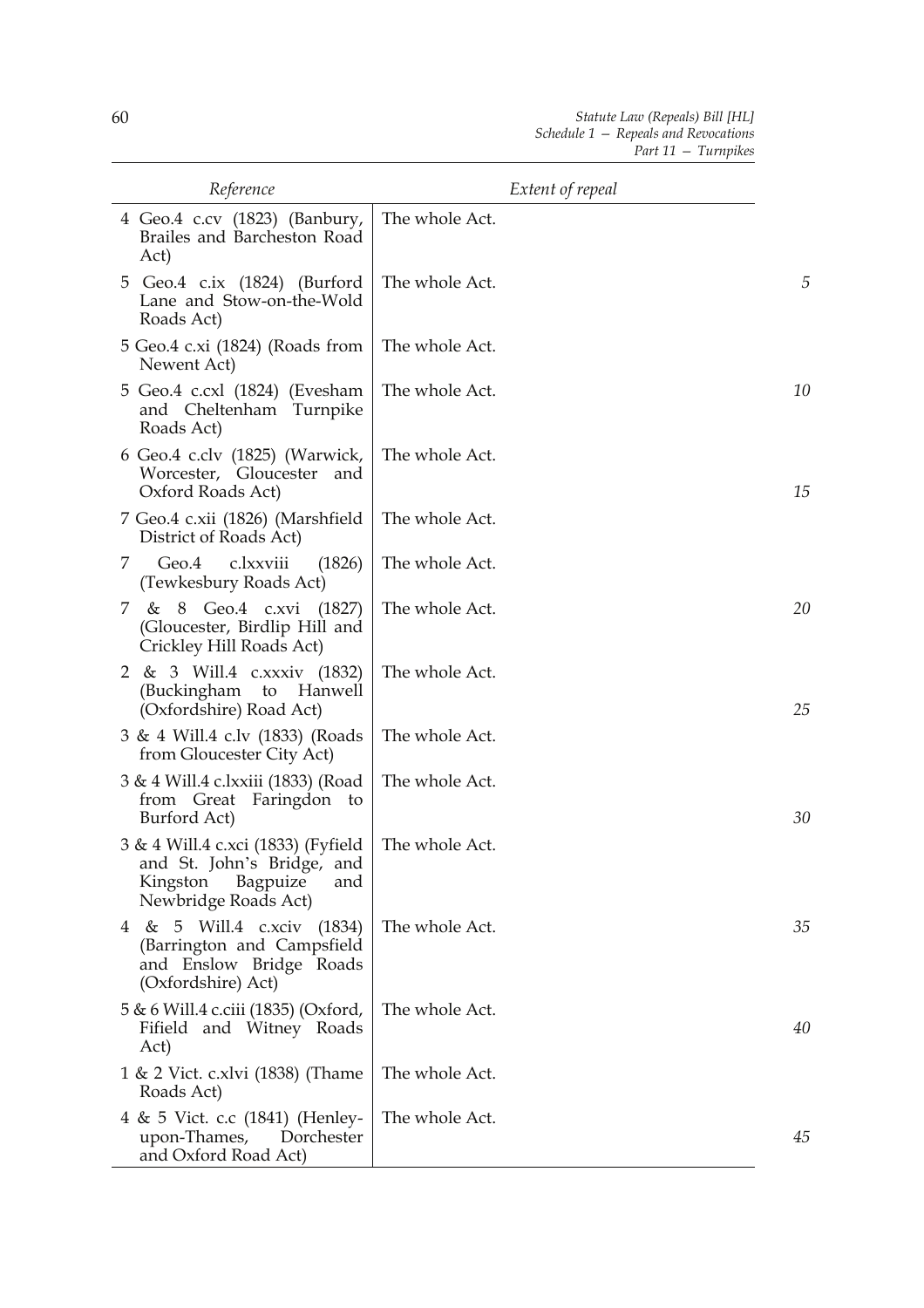| Reference | Extent of repeal |
| --- | --- |
| 4 Geo.4 c.cv (1823) (Banbury, Brailes and Barcheston Road Act) | The whole Act. |
| 5 Geo.4 c.ix (1824) (Burford Lane and Stow-on-the-Wold Roads Act) | The whole Act. |
| 5 Geo.4 c.xi (1824) (Roads from Newent Act) | The whole Act. |
| 5 Geo.4 c.cxl (1824) (Evesham and Cheltenham Turnpike Roads Act) | The whole Act. |
| 6 Geo.4 c.clv (1825) (Warwick, Worcester, Gloucester and Oxford Roads Act) | The whole Act. |
| 7 Geo.4 c.xii (1826) (Marshfield District of Roads Act) | The whole Act. |
| 7 Geo.4 c.lxxviii (1826) (Tewkesbury Roads Act) | The whole Act. |
| 7 & 8 Geo.4 c.xvi (1827) (Gloucester, Birdlip Hill and Crickley Hill Roads Act) | The whole Act. |
| 2 & 3 Will.4 c.xxxiv (1832) (Buckingham to Hanwell (Oxfordshire) Road Act) | The whole Act. |
| 3 & 4 Will.4 c.lv (1833) (Roads from Gloucester City Act) | The whole Act. |
| 3 & 4 Will.4 c.lxxiii (1833) (Road from Great Faringdon to Burford Act) | The whole Act. |
| 3 & 4 Will.4 c.xci (1833) (Fyfield and St. John's Bridge, and Kingston Bagpuize and Newbridge Roads Act) | The whole Act. |
| 4 & 5 Will.4 c.xciv (1834) (Barrington and Campsfield and Enslow Bridge Roads (Oxfordshire) Act) | The whole Act. |
| 5 & 6 Will.4 c.ciii (1835) (Oxford, Fifield and Witney Roads Act) | The whole Act. |
| 1 & 2 Vict. c.xlvi (1838) (Thame Roads Act) | The whole Act. |
| 4 & 5 Vict. c.c (1841) (Henley-upon-Thames, Dorchester and Oxford Road Act) | The whole Act. |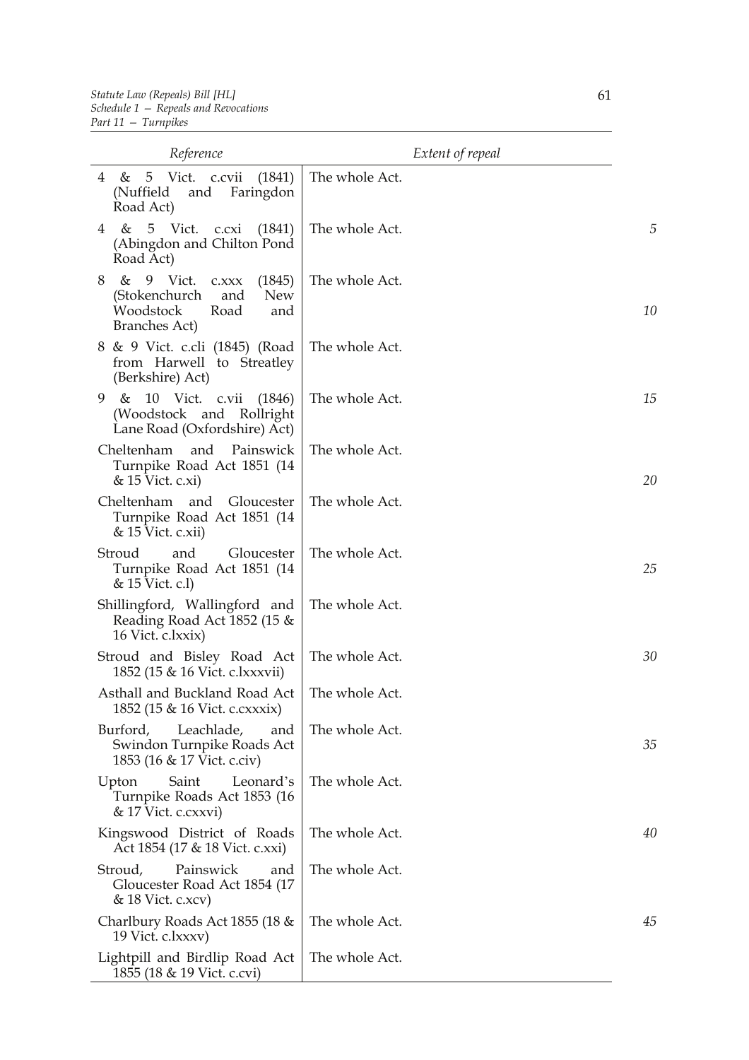| Reference | Extent of repeal |
| --- | --- |
| 4 & 5 Vict. c.cvii (1841) (Nuffield and Faringdon Road Act) | The whole Act. |
| 4 & 5 Vict. c.cxi (1841) (Abingdon and Chilton Pond Road Act) | The whole Act. |
| 8 & 9 Vict. c.xxx (1845) (Stokenchurch and New Woodstock Road and Branches Act) | The whole Act. |
| 8 & 9 Vict. c.cli (1845) (Road from Harwell to Streatley (Berkshire) Act) | The whole Act. |
| 9 & 10 Vict. c.vii (1846) (Woodstock and Rollright Lane Road (Oxfordshire) Act) | The whole Act. |
| Cheltenham and Painswick Turnpike Road Act 1851 (14 & 15 Vict. c.xi) | The whole Act. |
| Cheltenham and Gloucester Turnpike Road Act 1851 (14 & 15 Vict. c.xii) | The whole Act. |
| Stroud and Gloucester Turnpike Road Act 1851 (14 & 15 Vict. c.l) | The whole Act. |
| Shillingford, Wallingford and Reading Road Act 1852 (15 & 16 Vict. c.lxxix) | The whole Act. |
| Stroud and Bisley Road Act 1852 (15 & 16 Vict. c.lxxxvii) | The whole Act. |
| Asthall and Buckland Road Act 1852 (15 & 16 Vict. c.cxxxix) | The whole Act. |
| Burford, Leachlade, and Swindon Turnpike Roads Act 1853 (16 & 17 Vict. c.civ) | The whole Act. |
| Upton Saint Leonard's Turnpike Roads Act 1853 (16 & 17 Vict. c.cxxvi) | The whole Act. |
| Kingswood District of Roads Act 1854 (17 & 18 Vict. c.xxi) | The whole Act. |
| Stroud, Painswick and Gloucester Road Act 1854 (17 & 18 Vict. c.xcv) | The whole Act. |
| Charlbury Roads Act 1855 (18 & 19 Vict. c.lxxxv) | The whole Act. |
| Lightpill and Birdlip Road Act 1855 (18 & 19 Vict. c.cvi) | The whole Act. |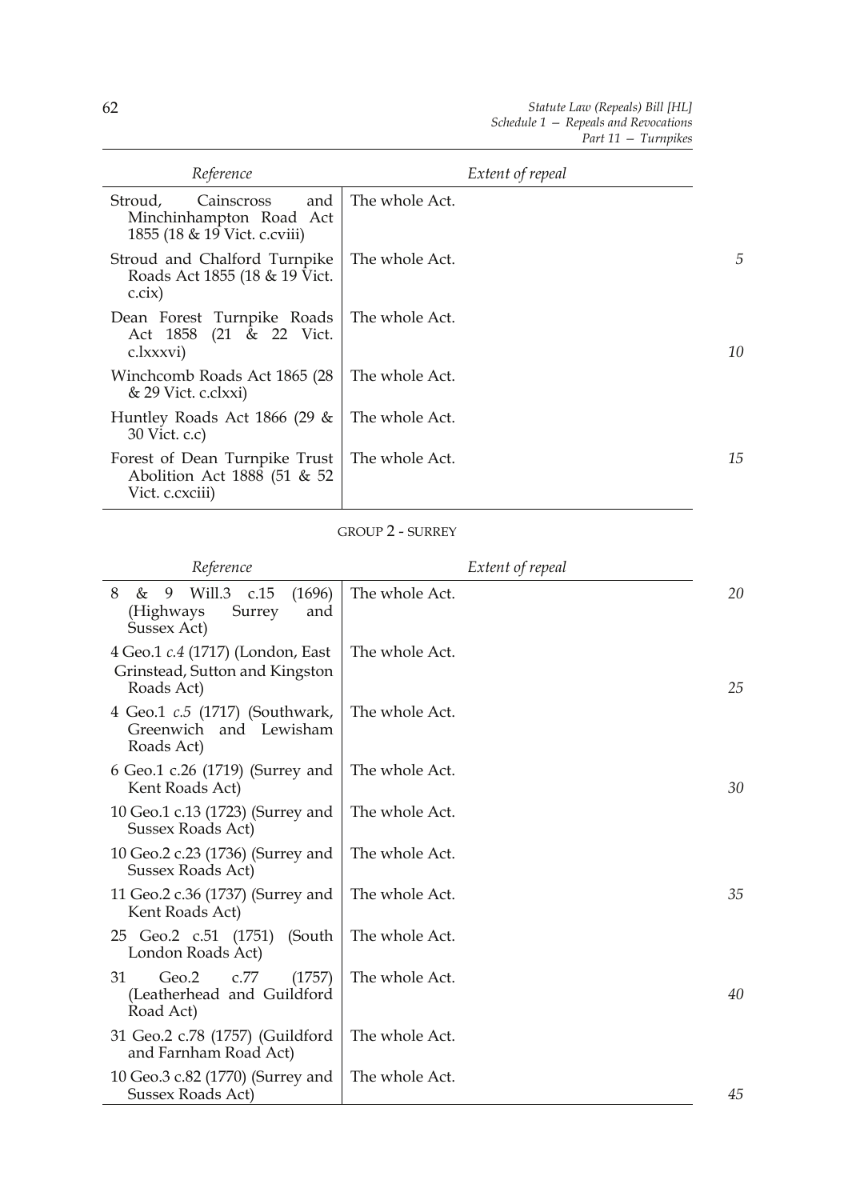| *Reference* | *Extent of repeal* |
|---|---|
| Stroud, Cainscross and Minchinhampton Road Act 1855 (18 & 19 Vict. c.cviii) | The whole Act. |
| Stroud and Chalford Turnpike Roads Act 1855 (18 & 19 Vict. c.cix) | The whole Act. |
| Dean Forest Turnpike Roads Act 1858 (21 & 22 Vict. c.lxxxvi) | The whole Act. |
| Winchcomb Roads Act 1865 (28 & 29 Vict. c.clxxi) | The whole Act. |
| Huntley Roads Act 1866 (29 & 30 Vict. c.c) | The whole Act. |
| Forest of Dean Turnpike Trust Abolition Act 1888 (51 & 52 Vict. c.cxciii) | The whole Act. |

GROUP 2 - SURREY

| *Reference* | *Extent of repeal* |
|---|---|
| 8 & 9 Will.3 c.15 (1696) (Highways Surrey and Sussex Act) | The whole Act. |
| 4 Geo.1 *c.4* (1717) (London, East Grinstead, Sutton and Kingston Roads Act) | The whole Act. |
| 4 Geo.1 *c.5* (1717) (Southwark, Greenwich and Lewisham Roads Act) | The whole Act. |
| 6 Geo.1 c.26 (1719) (Surrey and Kent Roads Act) | The whole Act. |
| 10 Geo.1 c.13 (1723) (Surrey and Sussex Roads Act) | The whole Act. |
| 10 Geo.2 c.23 (1736) (Surrey and Sussex Roads Act) | The whole Act. |
| 11 Geo.2 c.36 (1737) (Surrey and Kent Roads Act) | The whole Act. |
| 25 Geo.2 c.51 (1751) (South London Roads Act) | The whole Act. |
| 31 Geo.2 c.77 (1757) (Leatherhead and Guildford Road Act) | The whole Act. |
| 31 Geo.2 c.78 (1757) (Guildford and Farnham Road Act) | The whole Act. |
| 10 Geo.3 c.82 (1770) (Surrey and Sussex Roads Act) | The whole Act. |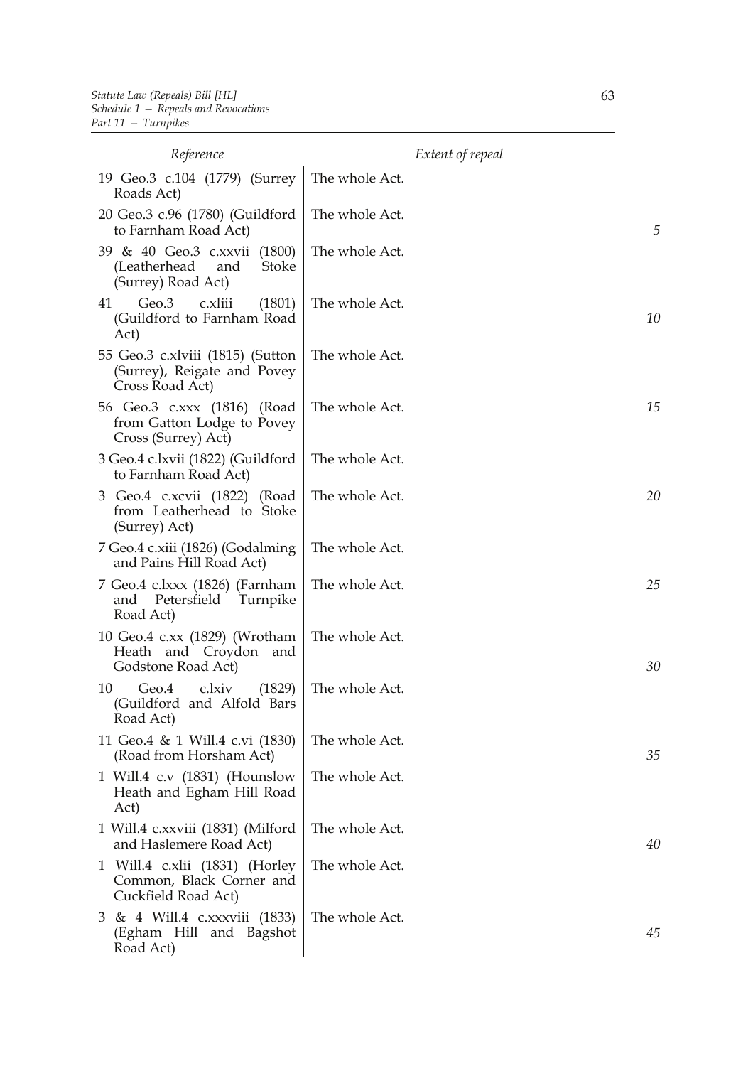| Reference | Extent of repeal |
|---|---|
| 19 Geo.3 c.104 (1779) (Surrey Roads Act) | The whole Act. |
| 20 Geo.3 c.96 (1780) (Guildford to Farnham Road Act) | The whole Act. |
| 39 & 40 Geo.3 c.xxvii (1800) (Leatherhead and Stoke (Surrey) Road Act) | The whole Act. |
| 41 Geo.3 c.xliii (1801) (Guildford to Farnham Road Act) | The whole Act. |
| 55 Geo.3 c.xlviii (1815) (Sutton (Surrey), Reigate and Povey Cross Road Act) | The whole Act. |
| 56 Geo.3 c.xxx (1816) (Road from Gatton Lodge to Povey Cross (Surrey) Act) | The whole Act. |
| 3 Geo.4 c.lxvii (1822) (Guildford to Farnham Road Act) | The whole Act. |
| 3 Geo.4 c.xcvii (1822) (Road from Leatherhead to Stoke (Surrey) Act) | The whole Act. |
| 7 Geo.4 c.xiii (1826) (Godalming and Pains Hill Road Act) | The whole Act. |
| 7 Geo.4 c.lxxx (1826) (Farnham and Petersfield Turnpike Road Act) | The whole Act. |
| 10 Geo.4 c.xx (1829) (Wrotham Heath and Croydon and Godstone Road Act) | The whole Act. |
| 10 Geo.4 c.lxiv (1829) (Guildford and Alfold Bars Road Act) | The whole Act. |
| 11 Geo.4 & 1 Will.4 c.vi (1830) (Road from Horsham Act) | The whole Act. |
| 1 Will.4 c.v (1831) (Hounslow Heath and Egham Hill Road Act) | The whole Act. |
| 1 Will.4 c.xxviii (1831) (Milford and Haslemere Road Act) | The whole Act. |
| 1 Will.4 c.xlii (1831) (Horley Common, Black Corner and Cuckfield Road Act) | The whole Act. |
| 3 & 4 Will.4 c.xxxviii (1833) (Egham Hill and Bagshot Road Act) | The whole Act. |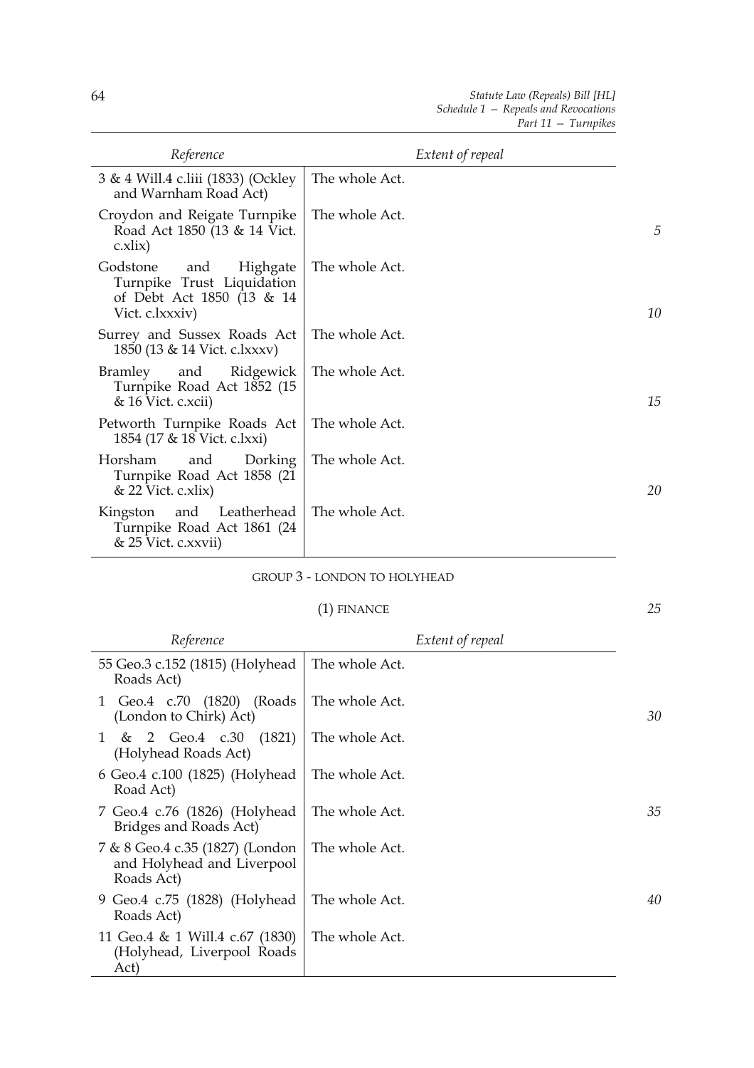| Reference | Extent of repeal |
|---|---|
| 3 & 4 Will.4 c.liii (1833) (Ockley and Warnham Road Act) | The whole Act. |
| Croydon and Reigate Turnpike Road Act 1850 (13 & 14 Vict. c.xlix) | The whole Act. |
| Godstone and Highgate Turnpike Trust Liquidation of Debt Act 1850 (13 & 14 Vict. c.lxxxiv) | The whole Act. |
| Surrey and Sussex Roads Act 1850 (13 & 14 Vict. c.lxxxv) | The whole Act. |
| Bramley and Ridgewick Turnpike Road Act 1852 (15 & 16 Vict. c.xcii) | The whole Act. |
| Petworth Turnpike Roads Act 1854 (17 & 18 Vict. c.lxxi) | The whole Act. |
| Horsham and Dorking Turnpike Road Act 1858 (21 & 22 Vict. c.xlix) | The whole Act. |
| Kingston and Leatherhead Turnpike Road Act 1861 (24 & 25 Vict. c.xxvii) | The whole Act. |

GROUP 3 - LONDON TO HOLYHEAD

(1) FINANCE

| Reference | Extent of repeal |
|---|---|
| 55 Geo.3 c.152 (1815) (Holyhead Roads Act) | The whole Act. |
| 1 Geo.4 c.70 (1820) (Roads (London to Chirk) Act) | The whole Act. |
| 1 & 2 Geo.4 c.30 (1821) (Holyhead Roads Act) | The whole Act. |
| 6 Geo.4 c.100 (1825) (Holyhead Road Act) | The whole Act. |
| 7 Geo.4 c.76 (1826) (Holyhead Bridges and Roads Act) | The whole Act. |
| 7 & 8 Geo.4 c.35 (1827) (London and Holyhead and Liverpool Roads Act) | The whole Act. |
| 9 Geo.4 c.75 (1828) (Holyhead Roads Act) | The whole Act. |
| 11 Geo.4 & 1 Will.4 c.67 (1830) (Holyhead, Liverpool Roads Act) | The whole Act. |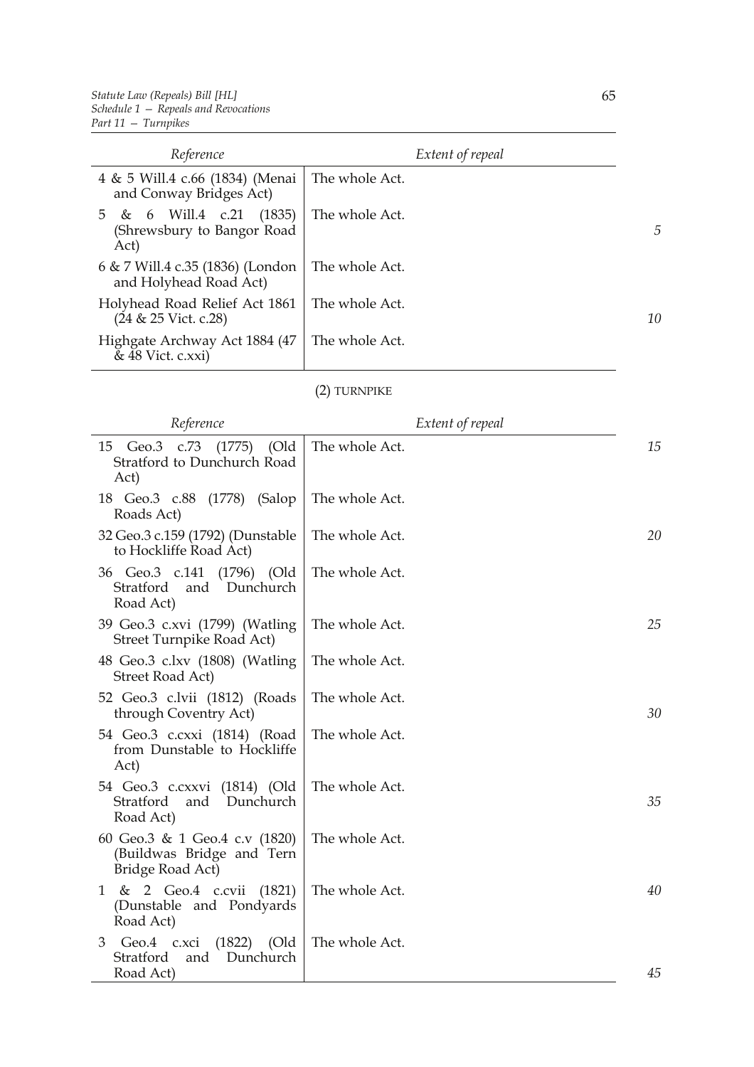| Reference | Extent of repeal |
|---|---|
| 4 & 5 Will.4 c.66 (1834) (Menai and Conway Bridges Act) | The whole Act. |
| 5 & 6 Will.4 c.21 (1835) (Shrewsbury to Bangor Road Act) | The whole Act. |
| 6 & 7 Will.4 c.35 (1836) (London and Holyhead Road Act) | The whole Act. |
| Holyhead Road Relief Act 1861 (24 & 25 Vict. c.28) | The whole Act. |
| Highgate Archway Act 1884 (47 & 48 Vict. c.xxi) | The whole Act. |

(2) TURNPIKE

| Reference | Extent of repeal |
|---|---|
| 15 Geo.3 c.73 (1775) (Old Stratford to Dunchurch Road Act) | The whole Act. |
| 18 Geo.3 c.88 (1778) (Salop Roads Act) | The whole Act. |
| 32 Geo.3 c.159 (1792) (Dunstable to Hockliffe Road Act) | The whole Act. |
| 36 Geo.3 c.141 (1796) (Old Stratford and Dunchurch Road Act) | The whole Act. |
| 39 Geo.3 c.xvi (1799) (Watling Street Turnpike Road Act) | The whole Act. |
| 48 Geo.3 c.lxv (1808) (Watling Street Road Act) | The whole Act. |
| 52 Geo.3 c.lvii (1812) (Roads through Coventry Act) | The whole Act. |
| 54 Geo.3 c.cxxi (1814) (Road from Dunstable to Hockliffe Act) | The whole Act. |
| 54 Geo.3 c.cxxvi (1814) (Old Stratford and Dunchurch Road Act) | The whole Act. |
| 60 Geo.3 & 1 Geo.4 c.v (1820) (Buildwas Bridge and Tern Bridge Road Act) | The whole Act. |
| 1 & 2 Geo.4 c.cvii (1821) (Dunstable and Pondyards Road Act) | The whole Act. |
| 3 Geo.4 c.xci (1822) (Old Stratford and Dunchurch Road Act) | The whole Act. |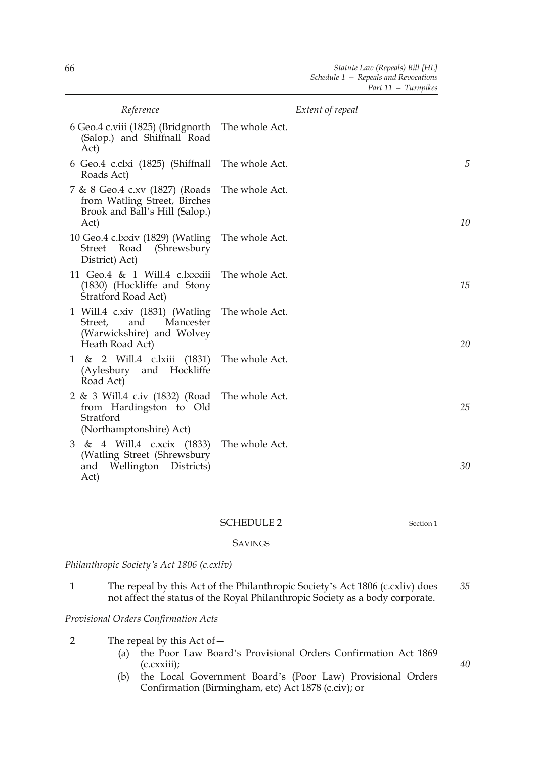| Reference | Extent of repeal |
| --- | --- |
| 6 Geo.4 c.viii (1825) (Bridgnorth (Salop.) and Shiffnall Road Act) | The whole Act. |
| 6 Geo.4 c.clxi (1825) (Shiffnall Roads Act) | The whole Act. |
| 7 & 8 Geo.4 c.xv (1827) (Roads from Watling Street, Birches Brook and Ball's Hill (Salop.) Act) | The whole Act. |
| 10 Geo.4 c.lxxiv (1829) (Watling Street Road (Shrewsbury District) Act) | The whole Act. |
| 11 Geo.4 & 1 Will.4 c.lxxxiii (1830) (Hockliffe and Stony Stratford Road Act) | The whole Act. |
| 1 Will.4 c.xiv (1831) (Watling Street, and Mancester (Warwickshire) and Wolvey Heath Road Act) | The whole Act. |
| 1 & 2 Will.4 c.lxiii (1831) (Aylesbury and Hockliffe Road Act) | The whole Act. |
| 2 & 3 Will.4 c.iv (1832) (Road from Hardingston to Old Stratford (Northamptonshire) Act) | The whole Act. |
| 3 & 4 Will.4 c.xcix (1833) (Watling Street (Shrewsbury and Wellington Districts) Act) | The whole Act. |

## SCHEDULE 2

Section 1

### SAVINGS

*Philanthropic Society's Act 1806 (c.cxliv)*

1 The repeal by this Act of the Philanthropic Society's Act 1806 (c.cxliv) does not affect the status of the Royal Philanthropic Society as a body corporate.

*Provisional Orders Confirmation Acts*

2 The repeal by this Act of—

(a) the Poor Law Board's Provisional Orders Confirmation Act 1869 (c.cxxiii);

(b) the Local Government Board's (Poor Law) Provisional Orders Confirmation (Birmingham, etc) Act 1878 (c.civ); or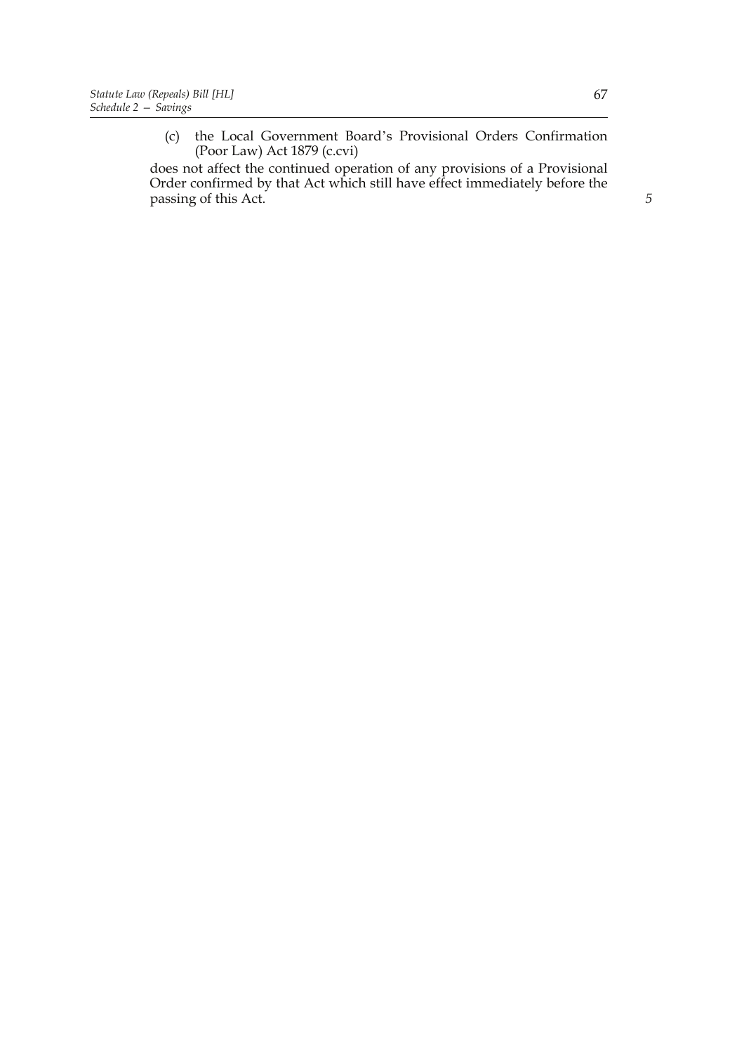(c) the Local Government Board's Provisional Orders Confirmation (Poor Law) Act 1879 (c.cvi)

does not affect the continued operation of any provisions of a Provisional Order confirmed by that Act which still have effect immediately before the passing of this Act.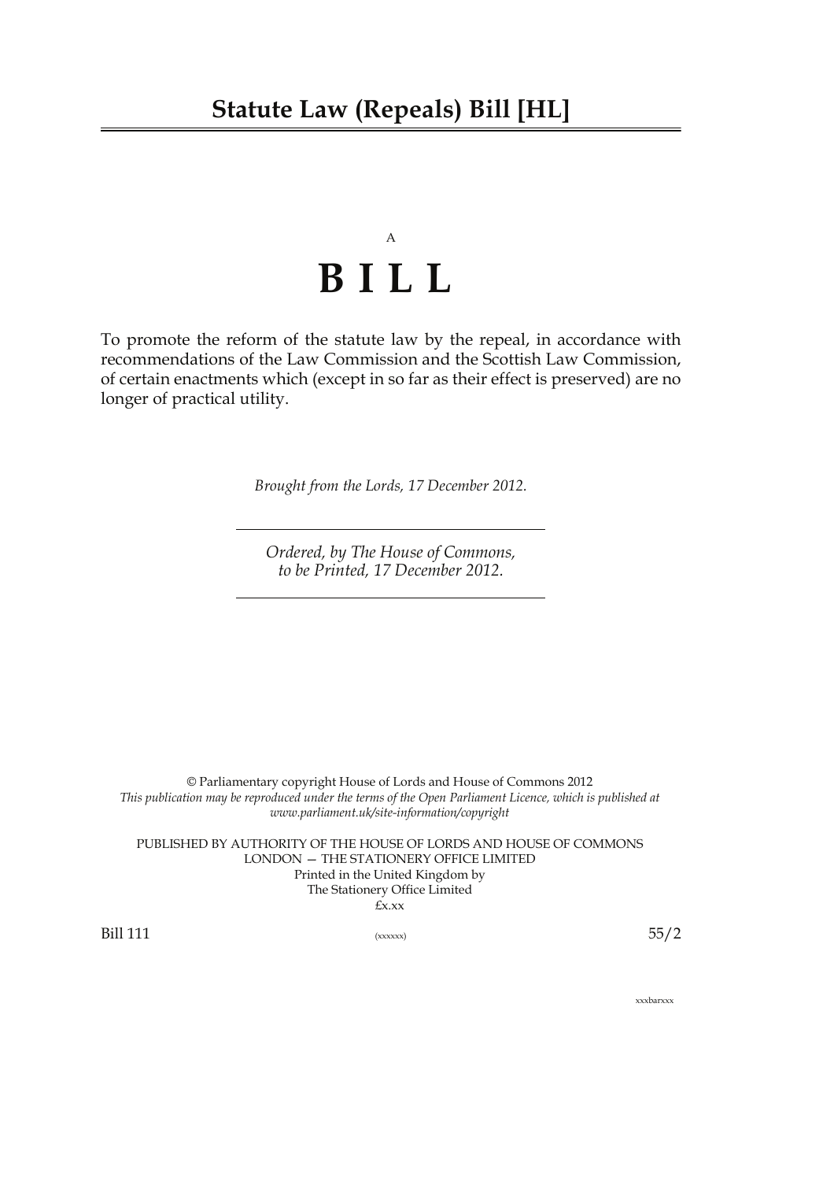# Statute Law (Repeals) Bill [HL]

A

# B I L L

To promote the reform of the statute law by the repeal, in accordance with recommendations of the Law Commission and the Scottish Law Commission, of certain enactments which (except in so far as their effect is preserved) are no longer of practical utility.

*Brought from the Lords, 17 December 2012.*

---

*Ordered, by The House of Commons, to be Printed, 17 December 2012.*

---

© Parliamentary copyright House of Lords and House of Commons 2012
*This publication may be reproduced under the terms of the Open Parliament Licence, which is published at www.parliament.uk/site-information/copyright*

PUBLISHED BY AUTHORITY OF THE HOUSE OF LORDS AND HOUSE OF COMMONS
LONDON — THE STATIONERY OFFICE LIMITED
Printed in the United Kingdom by
The Stationery Office Limited
£x.xx

Bill 111 (xxxxxx) 55/2

xxxbarxxx